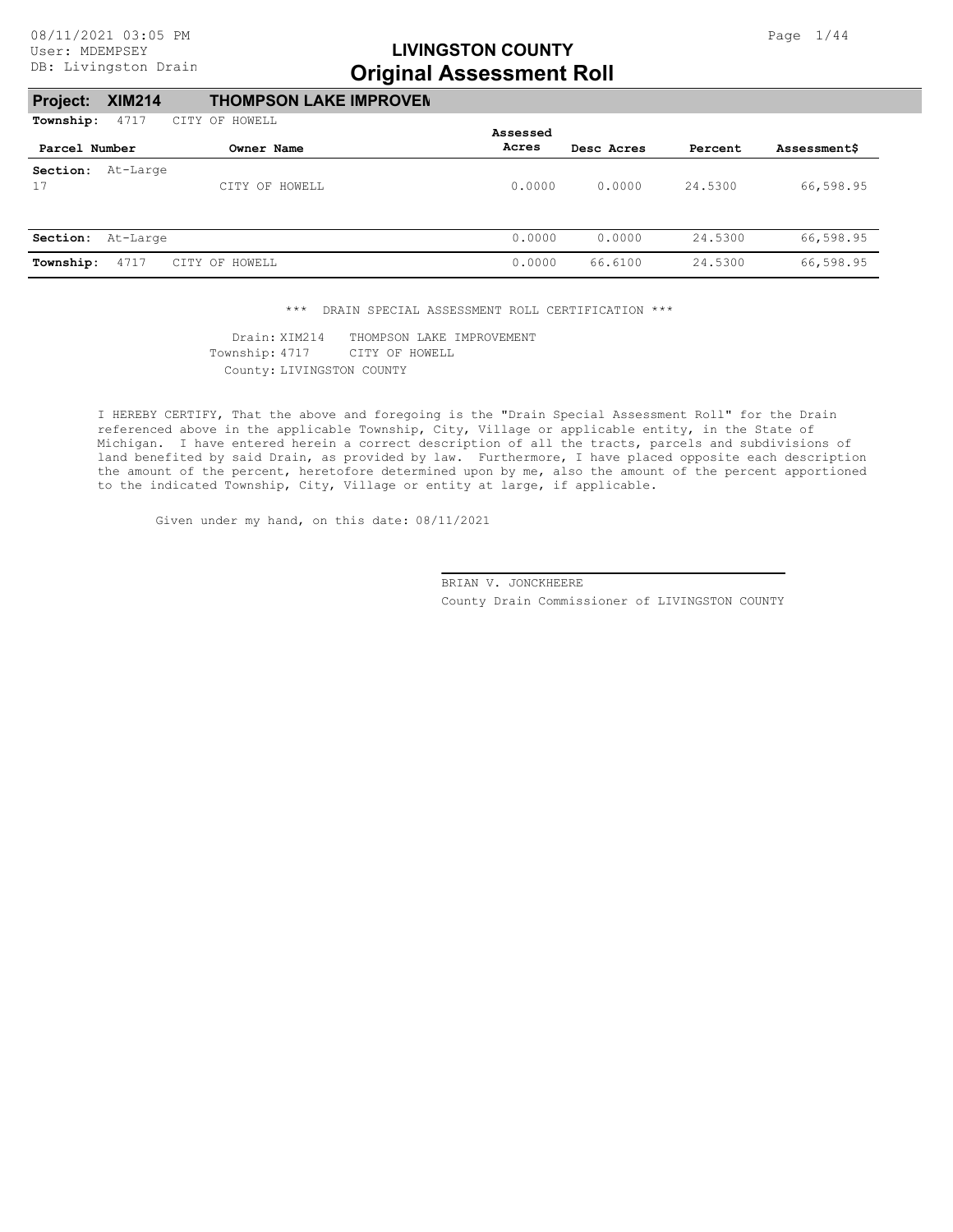# LIVINGSTON COUNTY
# Original Assessment Roll

08/11/2021 03:05 PM
User: MDEMPSEY
DB: Livingston Drain

**Project: XIM214 THOMPSON LAKE IMPROVEN**

**Township:** 4717 CITY OF HOWELL

| Parcel Number | Owner Name | Assessed Acres | Desc Acres | Percent | Assessment$ |
|---|---|---|---|---|---|
| **Section:** At-Large | | | | | |
| 17 | CITY OF HOWELL | 0.0000 | 0.0000 | 24.5300 | 66,598.95 |
| **Section:** At-Large | | 0.0000 | 0.0000 | 24.5300 | 66,598.95 |
| **Township:** 4717 | CITY OF HOWELL | 0.0000 | 66.6100 | 24.5300 | 66,598.95 |

\*\*\* DRAIN SPECIAL ASSESSMENT ROLL CERTIFICATION \*\*\*

Drain: XIM214 THOMPSON LAKE IMPROVEMENT
Township: 4717 CITY OF HOWELL
County: LIVINGSTON COUNTY

I HEREBY CERTIFY, That the above and foregoing is the "Drain Special Assessment Roll" for the Drain referenced above in the applicable Township, City, Village or applicable entity, in the State of Michigan. I have entered herein a correct description of all the tracts, parcels and subdivisions of land benefited by said Drain, as provided by law. Furthermore, I have placed opposite each description the amount of the percent, heretofore determined upon by me, also the amount of the percent apportioned to the indicated Township, City, Village or entity at large, if applicable.

Given under my hand, on this date: 08/11/2021

BRIAN V. JONCKHEERE
County Drain Commissioner of LIVINGSTON COUNTY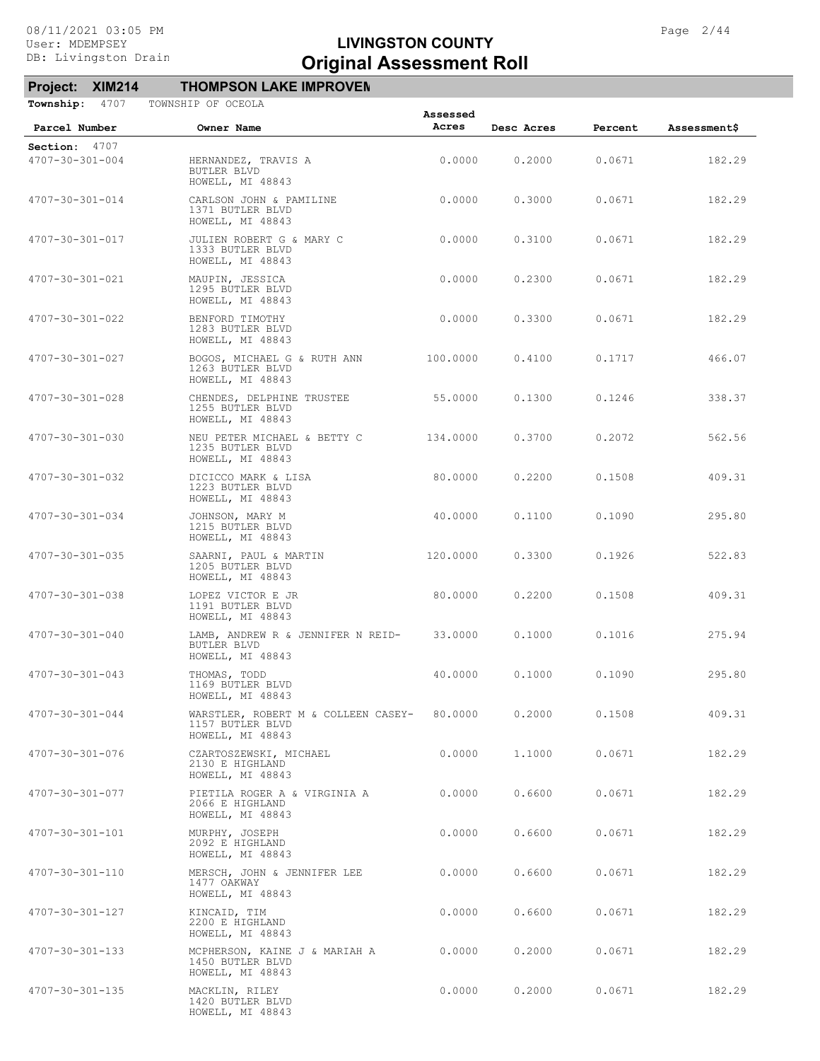# LIVINGSTON COUNTY
## Original Assessment Roll

**Project: XIM214 THOMPSON LAKE IMPROVEN**

**Township:** 4707 TOWNSHIP OF OCEOLA

| Parcel Number | Owner Name | Assessed Acres | Desc Acres | Percent | Assessment$ |
|---|---|---|---|---|---|
| **Section:** 4707 | | | | | |
| 4707-30-301-004 | HERNANDEZ, TRAVIS A<br>BUTLER BLVD<br>HOWELL, MI 48843 | 0.0000 | 0.2000 | 0.0671 | 182.29 |
| 4707-30-301-014 | CARLSON JOHN & PAMILINE<br>1371 BUTLER BLVD<br>HOWELL, MI 48843 | 0.0000 | 0.3000 | 0.0671 | 182.29 |
| 4707-30-301-017 | JULIEN ROBERT G & MARY C<br>1333 BUTLER BLVD<br>HOWELL, MI 48843 | 0.0000 | 0.3100 | 0.0671 | 182.29 |
| 4707-30-301-021 | MAUPIN, JESSICA<br>1295 BUTLER BLVD<br>HOWELL, MI 48843 | 0.0000 | 0.2300 | 0.0671 | 182.29 |
| 4707-30-301-022 | BENFORD TIMOTHY<br>1283 BUTLER BLVD<br>HOWELL, MI 48843 | 0.0000 | 0.3300 | 0.0671 | 182.29 |
| 4707-30-301-027 | BOGOS, MICHAEL G & RUTH ANN<br>1263 BUTLER BLVD<br>HOWELL, MI 48843 | 100.0000 | 0.4100 | 0.1717 | 466.07 |
| 4707-30-301-028 | CHENDES, DELPHINE TRUSTEE<br>1255 BUTLER BLVD<br>HOWELL, MI 48843 | 55.0000 | 0.1300 | 0.1246 | 338.37 |
| 4707-30-301-030 | NEU PETER MICHAEL & BETTY C<br>1235 BUTLER BLVD<br>HOWELL, MI 48843 | 134.0000 | 0.3700 | 0.2072 | 562.56 |
| 4707-30-301-032 | DICICCO MARK & LISA<br>1223 BUTLER BLVD<br>HOWELL, MI 48843 | 80.0000 | 0.2200 | 0.1508 | 409.31 |
| 4707-30-301-034 | JOHNSON, MARY M<br>1215 BUTLER BLVD<br>HOWELL, MI 48843 | 40.0000 | 0.1100 | 0.1090 | 295.80 |
| 4707-30-301-035 | SAARNI, PAUL & MARTIN<br>1205 BUTLER BLVD<br>HOWELL, MI 48843 | 120.0000 | 0.3300 | 0.1926 | 522.83 |
| 4707-30-301-038 | LOPEZ VICTOR E JR<br>1191 BUTLER BLVD<br>HOWELL, MI 48843 | 80.0000 | 0.2200 | 0.1508 | 409.31 |
| 4707-30-301-040 | LAMB, ANDREW R & JENNIFER N REID-<br>BUTLER BLVD<br>HOWELL, MI 48843 | 33.0000 | 0.1000 | 0.1016 | 275.94 |
| 4707-30-301-043 | THOMAS, TODD<br>1169 BUTLER BLVD<br>HOWELL, MI 48843 | 40.0000 | 0.1000 | 0.1090 | 295.80 |
| 4707-30-301-044 | WARSTLER, ROBERT M & COLLEEN CASEY-<br>1157 BUTLER BLVD<br>HOWELL, MI 48843 | 80.0000 | 0.2000 | 0.1508 | 409.31 |
| 4707-30-301-076 | CZARTOSZEWSKI, MICHAEL<br>2130 E HIGHLAND<br>HOWELL, MI 48843 | 0.0000 | 1.1000 | 0.0671 | 182.29 |
| 4707-30-301-077 | PIETILA ROGER A & VIRGINIA A<br>2066 E HIGHLAND<br>HOWELL, MI 48843 | 0.0000 | 0.6600 | 0.0671 | 182.29 |
| 4707-30-301-101 | MURPHY, JOSEPH<br>2092 E HIGHLAND<br>HOWELL, MI 48843 | 0.0000 | 0.6600 | 0.0671 | 182.29 |
| 4707-30-301-110 | MERSCH, JOHN & JENNIFER LEE<br>1477 OAKWAY<br>HOWELL, MI 48843 | 0.0000 | 0.6600 | 0.0671 | 182.29 |
| 4707-30-301-127 | KINCAID, TIM<br>2200 E HIGHLAND<br>HOWELL, MI 48843 | 0.0000 | 0.6600 | 0.0671 | 182.29 |
| 4707-30-301-133 | MCPHERSON, KAINE J & MARIAH A<br>1450 BUTLER BLVD<br>HOWELL, MI 48843 | 0.0000 | 0.2000 | 0.0671 | 182.29 |
| 4707-30-301-135 | MACKLIN, RILEY<br>1420 BUTLER BLVD<br>HOWELL, MI 48843 | 0.0000 | 0.2000 | 0.0671 | 182.29 |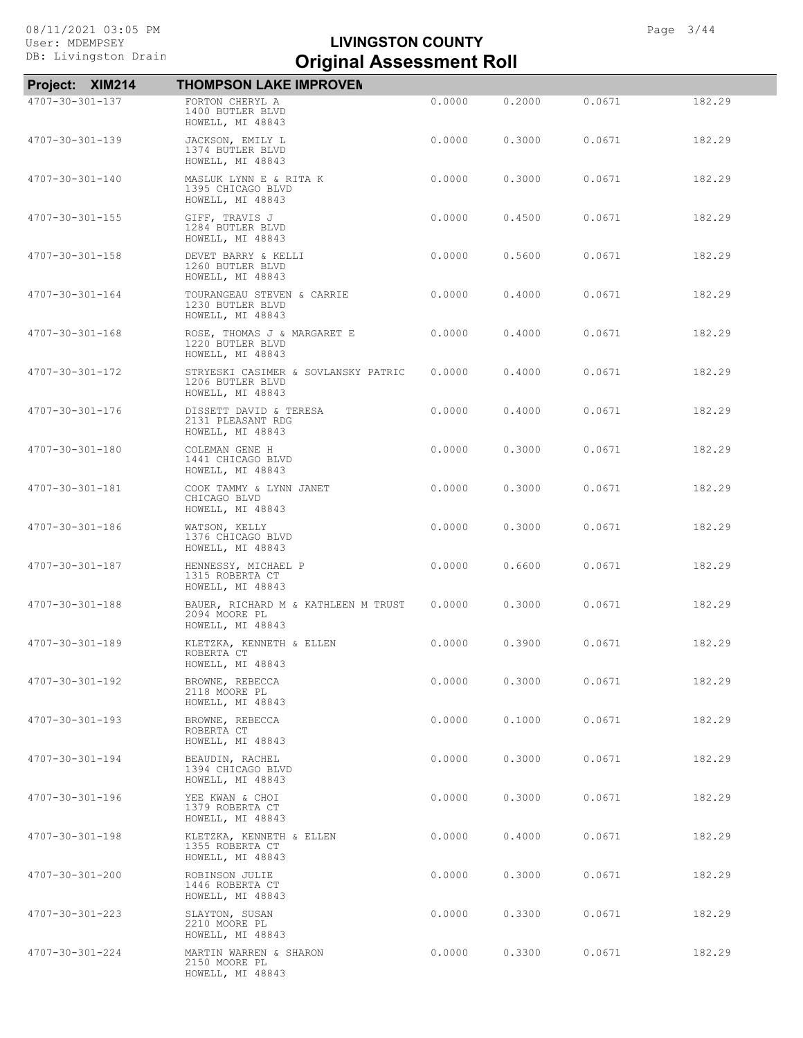# LIVINGSTON COUNTY
# Original Assessment Roll

**Project: XIM214** **THOMPSON LAKE IMPROVEM**

| Parcel | Owner / Address | | | | |
|---|---|---|---|---|---|
| 4707-30-301-137 | FORTON CHERYL A<br>1400 BUTLER BLVD<br>HOWELL, MI 48843 | 0.0000 | 0.2000 | 0.0671 | 182.29 |
| 4707-30-301-139 | JACKSON, EMILY L<br>1374 BUTLER BLVD<br>HOWELL, MI 48843 | 0.0000 | 0.3000 | 0.0671 | 182.29 |
| 4707-30-301-140 | MASLUK LYNN E & RITA K<br>1395 CHICAGO BLVD<br>HOWELL, MI 48843 | 0.0000 | 0.3000 | 0.0671 | 182.29 |
| 4707-30-301-155 | GIFF, TRAVIS J<br>1284 BUTLER BLVD<br>HOWELL, MI 48843 | 0.0000 | 0.4500 | 0.0671 | 182.29 |
| 4707-30-301-158 | DEVET BARRY & KELLI<br>1260 BUTLER BLVD<br>HOWELL, MI 48843 | 0.0000 | 0.5600 | 0.0671 | 182.29 |
| 4707-30-301-164 | TOURANGEAU STEVEN & CARRIE<br>1230 BUTLER BLVD<br>HOWELL, MI 48843 | 0.0000 | 0.4000 | 0.0671 | 182.29 |
| 4707-30-301-168 | ROSE, THOMAS J & MARGARET E<br>1220 BUTLER BLVD<br>HOWELL, MI 48843 | 0.0000 | 0.4000 | 0.0671 | 182.29 |
| 4707-30-301-172 | STRYESKI CASIMER & SOVLANSKY PATRIC<br>1206 BUTLER BLVD<br>HOWELL, MI 48843 | 0.0000 | 0.4000 | 0.0671 | 182.29 |
| 4707-30-301-176 | DISSETT DAVID & TERESA<br>2131 PLEASANT RDG<br>HOWELL, MI 48843 | 0.0000 | 0.4000 | 0.0671 | 182.29 |
| 4707-30-301-180 | COLEMAN GENE H<br>1441 CHICAGO BLVD<br>HOWELL, MI 48843 | 0.0000 | 0.3000 | 0.0671 | 182.29 |
| 4707-30-301-181 | COOK TAMMY & LYNN JANET<br>CHICAGO BLVD<br>HOWELL, MI 48843 | 0.0000 | 0.3000 | 0.0671 | 182.29 |
| 4707-30-301-186 | WATSON, KELLY<br>1376 CHICAGO BLVD<br>HOWELL, MI 48843 | 0.0000 | 0.3000 | 0.0671 | 182.29 |
| 4707-30-301-187 | HENNESSY, MICHAEL P<br>1315 ROBERTA CT<br>HOWELL, MI 48843 | 0.0000 | 0.6600 | 0.0671 | 182.29 |
| 4707-30-301-188 | BAUER, RICHARD M & KATHLEEN M TRUST<br>2094 MOORE PL<br>HOWELL, MI 48843 | 0.0000 | 0.3000 | 0.0671 | 182.29 |
| 4707-30-301-189 | KLETZKA, KENNETH & ELLEN<br>ROBERTA CT<br>HOWELL, MI 48843 | 0.0000 | 0.3900 | 0.0671 | 182.29 |
| 4707-30-301-192 | BROWNE, REBECCA<br>2118 MOORE PL<br>HOWELL, MI 48843 | 0.0000 | 0.3000 | 0.0671 | 182.29 |
| 4707-30-301-193 | BROWNE, REBECCA<br>ROBERTA CT<br>HOWELL, MI 48843 | 0.0000 | 0.1000 | 0.0671 | 182.29 |
| 4707-30-301-194 | BEAUDIN, RACHEL<br>1394 CHICAGO BLVD<br>HOWELL, MI 48843 | 0.0000 | 0.3000 | 0.0671 | 182.29 |
| 4707-30-301-196 | YEE KWAN & CHOI<br>1379 ROBERTA CT<br>HOWELL, MI 48843 | 0.0000 | 0.3000 | 0.0671 | 182.29 |
| 4707-30-301-198 | KLETZKA, KENNETH & ELLEN<br>1355 ROBERTA CT<br>HOWELL, MI 48843 | 0.0000 | 0.4000 | 0.0671 | 182.29 |
| 4707-30-301-200 | ROBINSON JULIE<br>1446 ROBERTA CT<br>HOWELL, MI 48843 | 0.0000 | 0.3000 | 0.0671 | 182.29 |
| 4707-30-301-223 | SLAYTON, SUSAN<br>2210 MOORE PL<br>HOWELL, MI 48843 | 0.0000 | 0.3300 | 0.0671 | 182.29 |
| 4707-30-301-224 | MARTIN WARREN & SHARON<br>2150 MOORE PL<br>HOWELL, MI 48843 | 0.0000 | 0.3300 | 0.0671 | 182.29 |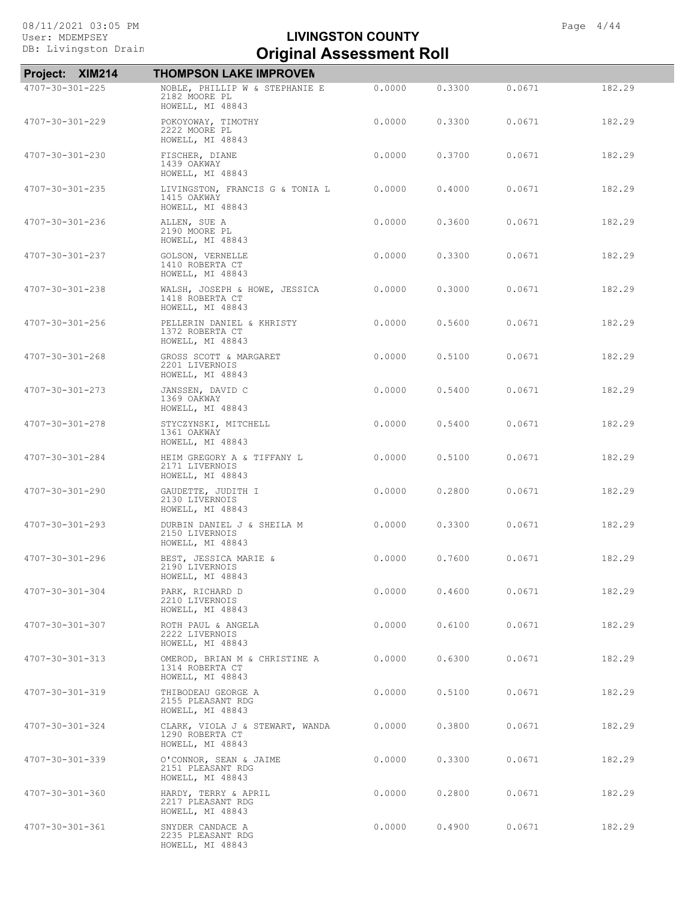# LIVINGSTON COUNTY
## Original Assessment Roll

**Project: XIM214** **THOMPSON LAKE IMPROVEN**

| Parcel | Owner / Address | | | | |
|---|---|---|---|---|---|
| 4707-30-301-225 | NOBLE, PHILLIP W & STEPHANIE E<br>2182 MOORE PL<br>HOWELL, MI 48843 | 0.0000 | 0.3300 | 0.0671 | 182.29 |
| 4707-30-301-229 | POKOYOWAY, TIMOTHY<br>2222 MOORE PL<br>HOWELL, MI 48843 | 0.0000 | 0.3300 | 0.0671 | 182.29 |
| 4707-30-301-230 | FISCHER, DIANE<br>1439 OAKWAY<br>HOWELL, MI 48843 | 0.0000 | 0.3700 | 0.0671 | 182.29 |
| 4707-30-301-235 | LIVINGSTON, FRANCIS G & TONIA L<br>1415 OAKWAY<br>HOWELL, MI 48843 | 0.0000 | 0.4000 | 0.0671 | 182.29 |
| 4707-30-301-236 | ALLEN, SUE A<br>2190 MOORE PL<br>HOWELL, MI 48843 | 0.0000 | 0.3600 | 0.0671 | 182.29 |
| 4707-30-301-237 | GOLSON, VERNELLE<br>1410 ROBERTA CT<br>HOWELL, MI 48843 | 0.0000 | 0.3300 | 0.0671 | 182.29 |
| 4707-30-301-238 | WALSH, JOSEPH & HOWE, JESSICA<br>1418 ROBERTA CT<br>HOWELL, MI 48843 | 0.0000 | 0.3000 | 0.0671 | 182.29 |
| 4707-30-301-256 | PELLERIN DANIEL & KHRISTY<br>1372 ROBERTA CT<br>HOWELL, MI 48843 | 0.0000 | 0.5600 | 0.0671 | 182.29 |
| 4707-30-301-268 | GROSS SCOTT & MARGARET<br>2201 LIVERNOIS<br>HOWELL, MI 48843 | 0.0000 | 0.5100 | 0.0671 | 182.29 |
| 4707-30-301-273 | JANSSEN, DAVID C<br>1369 OAKWAY<br>HOWELL, MI 48843 | 0.0000 | 0.5400 | 0.0671 | 182.29 |
| 4707-30-301-278 | STYCZYNSKI, MITCHELL<br>1361 OAKWAY<br>HOWELL, MI 48843 | 0.0000 | 0.5400 | 0.0671 | 182.29 |
| 4707-30-301-284 | HEIM GREGORY A & TIFFANY L<br>2171 LIVERNOIS<br>HOWELL, MI 48843 | 0.0000 | 0.5100 | 0.0671 | 182.29 |
| 4707-30-301-290 | GAUDETTE, JUDITH I<br>2130 LIVERNOIS<br>HOWELL, MI 48843 | 0.0000 | 0.2800 | 0.0671 | 182.29 |
| 4707-30-301-293 | DURBIN DANIEL J & SHEILA M<br>2150 LIVERNOIS<br>HOWELL, MI 48843 | 0.0000 | 0.3300 | 0.0671 | 182.29 |
| 4707-30-301-296 | BEST, JESSICA MARIE &<br>2190 LIVERNOIS<br>HOWELL, MI 48843 | 0.0000 | 0.7600 | 0.0671 | 182.29 |
| 4707-30-301-304 | PARK, RICHARD D<br>2210 LIVERNOIS<br>HOWELL, MI 48843 | 0.0000 | 0.4600 | 0.0671 | 182.29 |
| 4707-30-301-307 | ROTH PAUL & ANGELA<br>2222 LIVERNOIS<br>HOWELL, MI 48843 | 0.0000 | 0.6100 | 0.0671 | 182.29 |
| 4707-30-301-313 | OMEROD, BRIAN M & CHRISTINE A<br>1314 ROBERTA CT<br>HOWELL, MI 48843 | 0.0000 | 0.6300 | 0.0671 | 182.29 |
| 4707-30-301-319 | THIBODEAU GEORGE A<br>2155 PLEASANT RDG<br>HOWELL, MI 48843 | 0.0000 | 0.5100 | 0.0671 | 182.29 |
| 4707-30-301-324 | CLARK, VIOLA J & STEWART, WANDA<br>1290 ROBERTA CT<br>HOWELL, MI 48843 | 0.0000 | 0.3800 | 0.0671 | 182.29 |
| 4707-30-301-339 | O'CONNOR, SEAN & JAIME<br>2151 PLEASANT RDG<br>HOWELL, MI 48843 | 0.0000 | 0.3300 | 0.0671 | 182.29 |
| 4707-30-301-360 | HARDY, TERRY & APRIL<br>2217 PLEASANT RDG<br>HOWELL, MI 48843 | 0.0000 | 0.2800 | 0.0671 | 182.29 |
| 4707-30-301-361 | SNYDER CANDACE A<br>2235 PLEASANT RDG<br>HOWELL, MI 48843 | 0.0000 | 0.4900 | 0.0671 | 182.29 |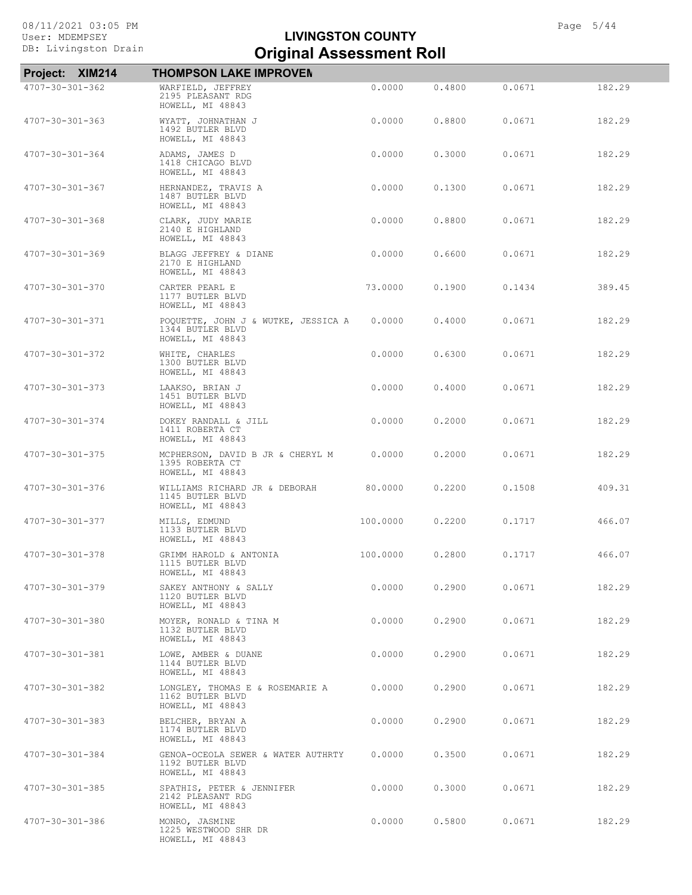## LIVINGSTON COUNTY
## Original Assessment Roll

**Project: XIM214 THOMPSON LAKE IMPROVEM**

| Parcel | Owner / Address | | | | |
|---|---|---|---|---|---|
| 4707-30-301-362 | WARFIELD, JEFFREY<br>2195 PLEASANT RDG<br>HOWELL, MI 48843 | 0.0000 | 0.4800 | 0.0671 | 182.29 |
| 4707-30-301-363 | WYATT, JOHNATHAN J<br>1492 BUTLER BLVD<br>HOWELL, MI 48843 | 0.0000 | 0.8800 | 0.0671 | 182.29 |
| 4707-30-301-364 | ADAMS, JAMES D<br>1418 CHICAGO BLVD<br>HOWELL, MI 48843 | 0.0000 | 0.3000 | 0.0671 | 182.29 |
| 4707-30-301-367 | HERNANDEZ, TRAVIS A<br>1487 BUTLER BLVD<br>HOWELL, MI 48843 | 0.0000 | 0.1300 | 0.0671 | 182.29 |
| 4707-30-301-368 | CLARK, JUDY MARIE<br>2140 E HIGHLAND<br>HOWELL, MI 48843 | 0.0000 | 0.8800 | 0.0671 | 182.29 |
| 4707-30-301-369 | BLAGG JEFFREY & DIANE<br>2170 E HIGHLAND<br>HOWELL, MI 48843 | 0.0000 | 0.6600 | 0.0671 | 182.29 |
| 4707-30-301-370 | CARTER PEARL E<br>1177 BUTLER BLVD<br>HOWELL, MI 48843 | 73.0000 | 0.1900 | 0.1434 | 389.45 |
| 4707-30-301-371 | POQUETTE, JOHN J & WUTKE, JESSICA A<br>1344 BUTLER BLVD<br>HOWELL, MI 48843 | 0.0000 | 0.4000 | 0.0671 | 182.29 |
| 4707-30-301-372 | WHITE, CHARLES<br>1300 BUTLER BLVD<br>HOWELL, MI 48843 | 0.0000 | 0.6300 | 0.0671 | 182.29 |
| 4707-30-301-373 | LAAKSO, BRIAN J<br>1451 BUTLER BLVD<br>HOWELL, MI 48843 | 0.0000 | 0.4000 | 0.0671 | 182.29 |
| 4707-30-301-374 | DOKEY RANDALL & JILL<br>1411 ROBERTA CT<br>HOWELL, MI 48843 | 0.0000 | 0.2000 | 0.0671 | 182.29 |
| 4707-30-301-375 | MCPHERSON, DAVID B JR & CHERYL M<br>1395 ROBERTA CT<br>HOWELL, MI 48843 | 0.0000 | 0.2000 | 0.0671 | 182.29 |
| 4707-30-301-376 | WILLIAMS RICHARD JR & DEBORAH<br>1145 BUTLER BLVD<br>HOWELL, MI 48843 | 80.0000 | 0.2200 | 0.1508 | 409.31 |
| 4707-30-301-377 | MILLS, EDMUND<br>1133 BUTLER BLVD<br>HOWELL, MI 48843 | 100.0000 | 0.2200 | 0.1717 | 466.07 |
| 4707-30-301-378 | GRIMM HAROLD & ANTONIA<br>1115 BUTLER BLVD<br>HOWELL, MI 48843 | 100.0000 | 0.2800 | 0.1717 | 466.07 |
| 4707-30-301-379 | SAKEY ANTHONY & SALLY<br>1120 BUTLER BLVD<br>HOWELL, MI 48843 | 0.0000 | 0.2900 | 0.0671 | 182.29 |
| 4707-30-301-380 | MOYER, RONALD & TINA M<br>1132 BUTLER BLVD<br>HOWELL, MI 48843 | 0.0000 | 0.2900 | 0.0671 | 182.29 |
| 4707-30-301-381 | LOWE, AMBER & DUANE<br>1144 BUTLER BLVD<br>HOWELL, MI 48843 | 0.0000 | 0.2900 | 0.0671 | 182.29 |
| 4707-30-301-382 | LONGLEY, THOMAS E & ROSEMARIE A<br>1162 BUTLER BLVD<br>HOWELL, MI 48843 | 0.0000 | 0.2900 | 0.0671 | 182.29 |
| 4707-30-301-383 | BELCHER, BRYAN A<br>1174 BUTLER BLVD<br>HOWELL, MI 48843 | 0.0000 | 0.2900 | 0.0671 | 182.29 |
| 4707-30-301-384 | GENOA-OCEOLA SEWER & WATER AUTHRTY<br>1192 BUTLER BLVD<br>HOWELL, MI 48843 | 0.0000 | 0.3500 | 0.0671 | 182.29 |
| 4707-30-301-385 | SPATHIS, PETER & JENNIFER<br>2142 PLEASANT RDG<br>HOWELL, MI 48843 | 0.0000 | 0.3000 | 0.0671 | 182.29 |
| 4707-30-301-386 | MONRO, JASMINE<br>1225 WESTWOOD SHR DR<br>HOWELL, MI 48843 | 0.0000 | 0.5800 | 0.0671 | 182.29 |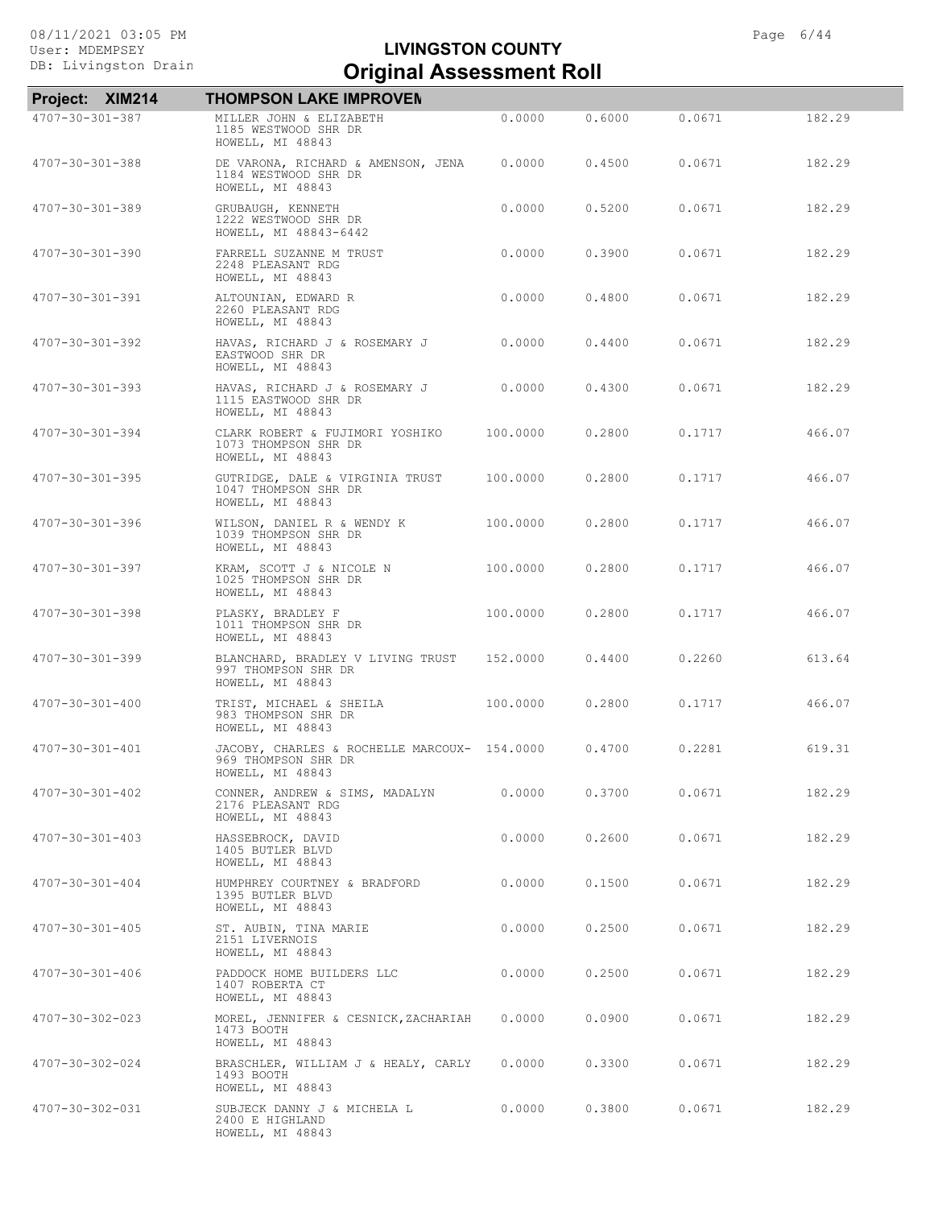# LIVINGSTON COUNTY
## Original Assessment Roll

**Project: XIM214 — THOMPSON LAKE IMPROVEN**

| Parcel | Owner / Address | | | | |
|---|---|---|---|---|---|
| 4707-30-301-387 | MILLER JOHN & ELIZABETH<br>1185 WESTWOOD SHR DR<br>HOWELL, MI 48843 | 0.0000 | 0.6000 | 0.0671 | 182.29 |
| 4707-30-301-388 | DE VARONA, RICHARD & AMENSON, JENA<br>1184 WESTWOOD SHR DR<br>HOWELL, MI 48843 | 0.0000 | 0.4500 | 0.0671 | 182.29 |
| 4707-30-301-389 | GRUBAUGH, KENNETH<br>1222 WESTWOOD SHR DR<br>HOWELL, MI 48843-6442 | 0.0000 | 0.5200 | 0.0671 | 182.29 |
| 4707-30-301-390 | FARRELL SUZANNE M TRUST<br>2248 PLEASANT RDG<br>HOWELL, MI 48843 | 0.0000 | 0.3900 | 0.0671 | 182.29 |
| 4707-30-301-391 | ALTOUNIAN, EDWARD R<br>2260 PLEASANT RDG<br>HOWELL, MI 48843 | 0.0000 | 0.4800 | 0.0671 | 182.29 |
| 4707-30-301-392 | HAVAS, RICHARD J & ROSEMARY J<br>EASTWOOD SHR DR<br>HOWELL, MI 48843 | 0.0000 | 0.4400 | 0.0671 | 182.29 |
| 4707-30-301-393 | HAVAS, RICHARD J & ROSEMARY J<br>1115 EASTWOOD SHR DR<br>HOWELL, MI 48843 | 0.0000 | 0.4300 | 0.0671 | 182.29 |
| 4707-30-301-394 | CLARK ROBERT & FUJIMORI YOSHIKO<br>1073 THOMPSON SHR DR<br>HOWELL, MI 48843 | 100.0000 | 0.2800 | 0.1717 | 466.07 |
| 4707-30-301-395 | GUTRIDGE, DALE & VIRGINIA TRUST<br>1047 THOMPSON SHR DR<br>HOWELL, MI 48843 | 100.0000 | 0.2800 | 0.1717 | 466.07 |
| 4707-30-301-396 | WILSON, DANIEL R & WENDY K<br>1039 THOMPSON SHR DR<br>HOWELL, MI 48843 | 100.0000 | 0.2800 | 0.1717 | 466.07 |
| 4707-30-301-397 | KRAM, SCOTT J & NICOLE N<br>1025 THOMPSON SHR DR<br>HOWELL, MI 48843 | 100.0000 | 0.2800 | 0.1717 | 466.07 |
| 4707-30-301-398 | PLASKY, BRADLEY F<br>1011 THOMPSON SHR DR<br>HOWELL, MI 48843 | 100.0000 | 0.2800 | 0.1717 | 466.07 |
| 4707-30-301-399 | BLANCHARD, BRADLEY V LIVING TRUST<br>997 THOMPSON SHR DR<br>HOWELL, MI 48843 | 152.0000 | 0.4400 | 0.2260 | 613.64 |
| 4707-30-301-400 | TRIST, MICHAEL & SHEILA<br>983 THOMPSON SHR DR<br>HOWELL, MI 48843 | 100.0000 | 0.2800 | 0.1717 | 466.07 |
| 4707-30-301-401 | JACOBY, CHARLES & ROCHELLE MARCOUX-<br>969 THOMPSON SHR DR<br>HOWELL, MI 48843 | 154.0000 | 0.4700 | 0.2281 | 619.31 |
| 4707-30-301-402 | CONNER, ANDREW & SIMS, MADALYN<br>2176 PLEASANT RDG<br>HOWELL, MI 48843 | 0.0000 | 0.3700 | 0.0671 | 182.29 |
| 4707-30-301-403 | HASSEBROCK, DAVID<br>1405 BUTLER BLVD<br>HOWELL, MI 48843 | 0.0000 | 0.2600 | 0.0671 | 182.29 |
| 4707-30-301-404 | HUMPHREY COURTNEY & BRADFORD<br>1395 BUTLER BLVD<br>HOWELL, MI 48843 | 0.0000 | 0.1500 | 0.0671 | 182.29 |
| 4707-30-301-405 | ST. AUBIN, TINA MARIE<br>2151 LIVERNOIS<br>HOWELL, MI 48843 | 0.0000 | 0.2500 | 0.0671 | 182.29 |
| 4707-30-301-406 | PADDOCK HOME BUILDERS LLC<br>1407 ROBERTA CT<br>HOWELL, MI 48843 | 0.0000 | 0.2500 | 0.0671 | 182.29 |
| 4707-30-302-023 | MOREL, JENNIFER & CESNICK,ZACHARIAH<br>1473 BOOTH<br>HOWELL, MI 48843 | 0.0000 | 0.0900 | 0.0671 | 182.29 |
| 4707-30-302-024 | BRASCHLER, WILLIAM J & HEALY, CARLY<br>1493 BOOTH<br>HOWELL, MI 48843 | 0.0000 | 0.3300 | 0.0671 | 182.29 |
| 4707-30-302-031 | SUBJECK DANNY J & MICHELA L<br>2400 E HIGHLAND<br>HOWELL, MI 48843 | 0.0000 | 0.3800 | 0.0671 | 182.29 |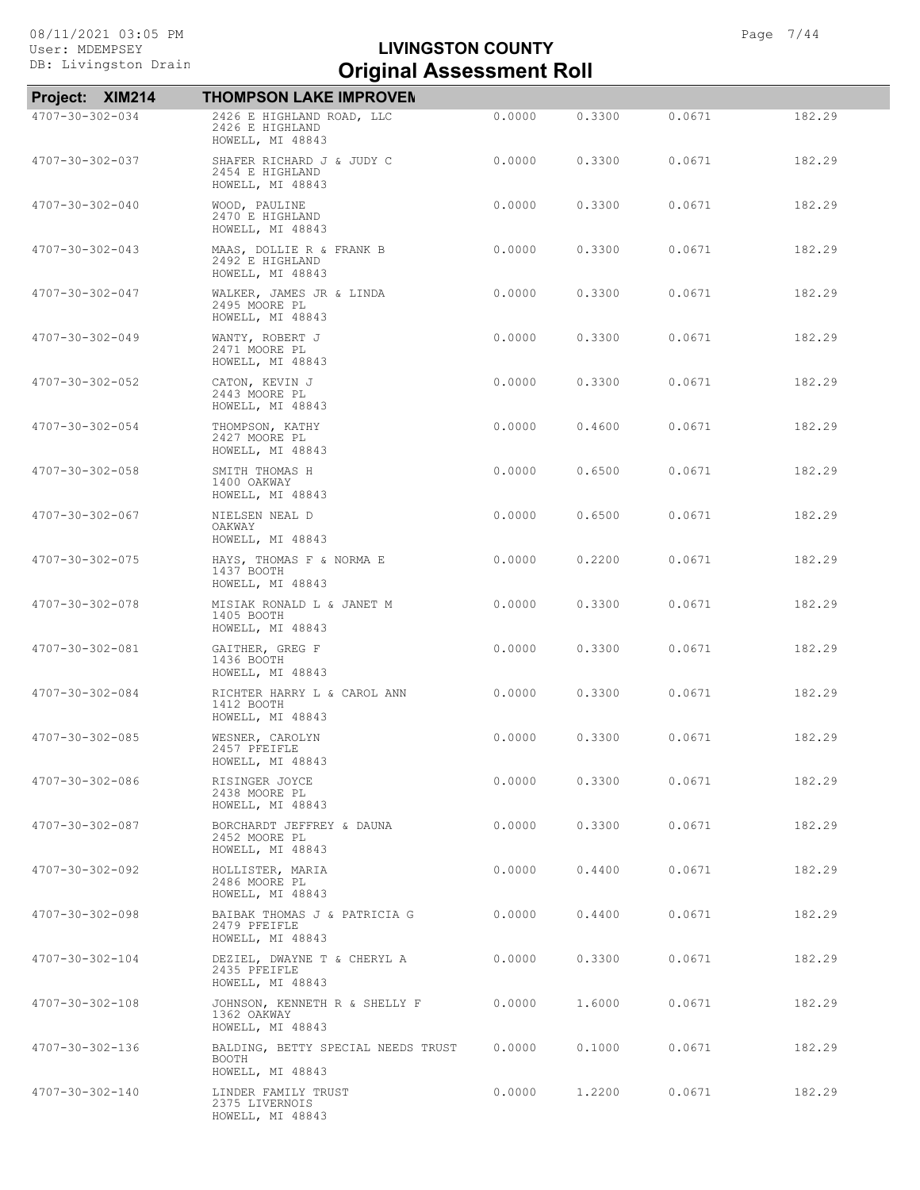# LIVINGSTON COUNTY
## Original Assessment Roll

08/11/2021 03:05 PM
User: MDEMPSEY
DB: Livingston Drain

**Project: XIM214** **THOMPSON LAKE IMPROVEN**

| Parcel | Owner / Address | | | | |
|---|---|---|---|---|---|
| 4707-30-302-034 | 2426 E HIGHLAND ROAD, LLC<br>2426 E HIGHLAND<br>HOWELL, MI 48843 | 0.0000 | 0.3300 | 0.0671 | 182.29 |
| 4707-30-302-037 | SHAFER RICHARD J & JUDY C<br>2454 E HIGHLAND<br>HOWELL, MI 48843 | 0.0000 | 0.3300 | 0.0671 | 182.29 |
| 4707-30-302-040 | WOOD, PAULINE<br>2470 E HIGHLAND<br>HOWELL, MI 48843 | 0.0000 | 0.3300 | 0.0671 | 182.29 |
| 4707-30-302-043 | MAAS, DOLLIE R & FRANK B<br>2492 E HIGHLAND<br>HOWELL, MI 48843 | 0.0000 | 0.3300 | 0.0671 | 182.29 |
| 4707-30-302-047 | WALKER, JAMES JR & LINDA<br>2495 MOORE PL<br>HOWELL, MI 48843 | 0.0000 | 0.3300 | 0.0671 | 182.29 |
| 4707-30-302-049 | WANTY, ROBERT J<br>2471 MOORE PL<br>HOWELL, MI 48843 | 0.0000 | 0.3300 | 0.0671 | 182.29 |
| 4707-30-302-052 | CATON, KEVIN J<br>2443 MOORE PL<br>HOWELL, MI 48843 | 0.0000 | 0.3300 | 0.0671 | 182.29 |
| 4707-30-302-054 | THOMPSON, KATHY<br>2427 MOORE PL<br>HOWELL, MI 48843 | 0.0000 | 0.4600 | 0.0671 | 182.29 |
| 4707-30-302-058 | SMITH THOMAS H<br>1400 OAKWAY<br>HOWELL, MI 48843 | 0.0000 | 0.6500 | 0.0671 | 182.29 |
| 4707-30-302-067 | NIELSEN NEAL D<br>OAKWAY<br>HOWELL, MI 48843 | 0.0000 | 0.6500 | 0.0671 | 182.29 |
| 4707-30-302-075 | HAYS, THOMAS F & NORMA E<br>1437 BOOTH<br>HOWELL, MI 48843 | 0.0000 | 0.2200 | 0.0671 | 182.29 |
| 4707-30-302-078 | MISIAK RONALD L & JANET M<br>1405 BOOTH<br>HOWELL, MI 48843 | 0.0000 | 0.3300 | 0.0671 | 182.29 |
| 4707-30-302-081 | GAITHER, GREG F<br>1436 BOOTH<br>HOWELL, MI 48843 | 0.0000 | 0.3300 | 0.0671 | 182.29 |
| 4707-30-302-084 | RICHTER HARRY L & CAROL ANN<br>1412 BOOTH<br>HOWELL, MI 48843 | 0.0000 | 0.3300 | 0.0671 | 182.29 |
| 4707-30-302-085 | WESNER, CAROLYN<br>2457 PFEIFLE<br>HOWELL, MI 48843 | 0.0000 | 0.3300 | 0.0671 | 182.29 |
| 4707-30-302-086 | RISINGER JOYCE<br>2438 MOORE PL<br>HOWELL, MI 48843 | 0.0000 | 0.3300 | 0.0671 | 182.29 |
| 4707-30-302-087 | BORCHARDT JEFFREY & DAUNA<br>2452 MOORE PL<br>HOWELL, MI 48843 | 0.0000 | 0.3300 | 0.0671 | 182.29 |
| 4707-30-302-092 | HOLLISTER, MARIA<br>2486 MOORE PL<br>HOWELL, MI 48843 | 0.0000 | 0.4400 | 0.0671 | 182.29 |
| 4707-30-302-098 | BAIBAK THOMAS J & PATRICIA G<br>2479 PFEIFLE<br>HOWELL, MI 48843 | 0.0000 | 0.4400 | 0.0671 | 182.29 |
| 4707-30-302-104 | DEZIEL, DWAYNE T & CHERYL A<br>2435 PFEIFLE<br>HOWELL, MI 48843 | 0.0000 | 0.3300 | 0.0671 | 182.29 |
| 4707-30-302-108 | JOHNSON, KENNETH R & SHELLY F<br>1362 OAKWAY<br>HOWELL, MI 48843 | 0.0000 | 1.6000 | 0.0671 | 182.29 |
| 4707-30-302-136 | BALDING, BETTY SPECIAL NEEDS TRUST<br>BOOTH<br>HOWELL, MI 48843 | 0.0000 | 0.1000 | 0.0671 | 182.29 |
| 4707-30-302-140 | LINDER FAMILY TRUST<br>2375 LIVERNOIS<br>HOWELL, MI 48843 | 0.0000 | 1.2200 | 0.0671 | 182.29 |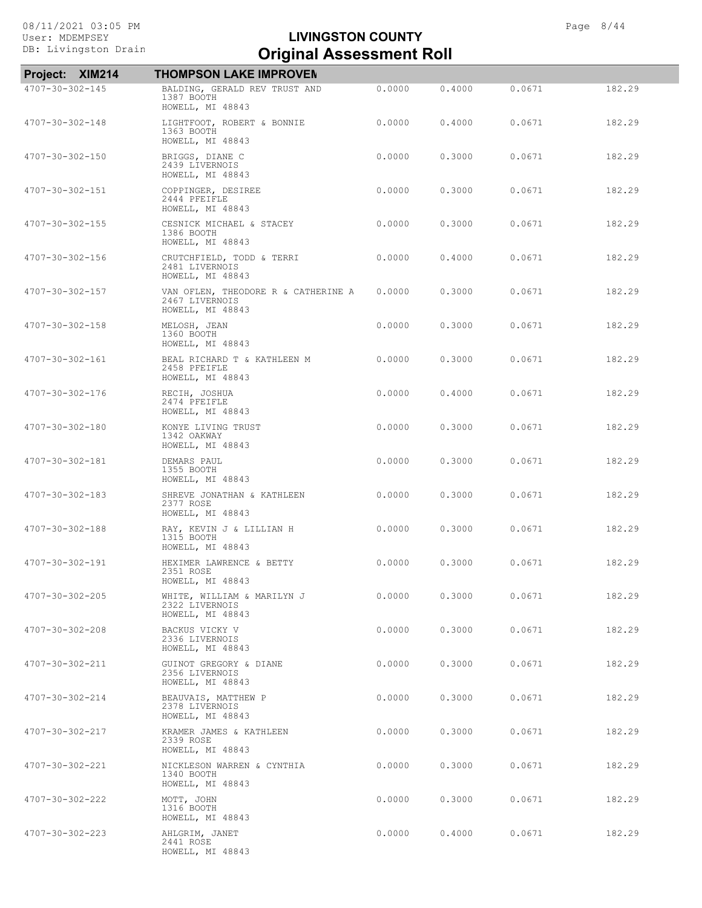# LIVINGSTON COUNTY
## Original Assessment Roll

08/11/2021 03:05 PM
User: MDEMPSEY
DB: Livingston Drain

**Project: XIM214 — THOMPSON LAKE IMPROVEM**

| Parcel | Owner / Address | | | | |
|---|---|---|---|---|---|
| 4707-30-302-145 | BALDING, GERALD REV TRUST AND<br>1387 BOOTH<br>HOWELL, MI 48843 | 0.0000 | 0.4000 | 0.0671 | 182.29 |
| 4707-30-302-148 | LIGHTFOOT, ROBERT & BONNIE<br>1363 BOOTH<br>HOWELL, MI 48843 | 0.0000 | 0.4000 | 0.0671 | 182.29 |
| 4707-30-302-150 | BRIGGS, DIANE C<br>2439 LIVERNOIS<br>HOWELL, MI 48843 | 0.0000 | 0.3000 | 0.0671 | 182.29 |
| 4707-30-302-151 | COPPINGER, DESIREE<br>2444 PFEIFLE<br>HOWELL, MI 48843 | 0.0000 | 0.3000 | 0.0671 | 182.29 |
| 4707-30-302-155 | CESNICK MICHAEL & STACEY<br>1386 BOOTH<br>HOWELL, MI 48843 | 0.0000 | 0.3000 | 0.0671 | 182.29 |
| 4707-30-302-156 | CRUTCHFIELD, TODD & TERRI<br>2481 LIVERNOIS<br>HOWELL, MI 48843 | 0.0000 | 0.4000 | 0.0671 | 182.29 |
| 4707-30-302-157 | VAN OFLEN, THEODORE R & CATHERINE A<br>2467 LIVERNOIS<br>HOWELL, MI 48843 | 0.0000 | 0.3000 | 0.0671 | 182.29 |
| 4707-30-302-158 | MELOSH, JEAN<br>1360 BOOTH<br>HOWELL, MI 48843 | 0.0000 | 0.3000 | 0.0671 | 182.29 |
| 4707-30-302-161 | BEAL RICHARD T & KATHLEEN M<br>2458 PFEIFLE<br>HOWELL, MI 48843 | 0.0000 | 0.3000 | 0.0671 | 182.29 |
| 4707-30-302-176 | RECIH, JOSHUA<br>2474 PFEIFLE<br>HOWELL, MI 48843 | 0.0000 | 0.4000 | 0.0671 | 182.29 |
| 4707-30-302-180 | KONYE LIVING TRUST<br>1342 OAKWAY<br>HOWELL, MI 48843 | 0.0000 | 0.3000 | 0.0671 | 182.29 |
| 4707-30-302-181 | DEMARS PAUL<br>1355 BOOTH<br>HOWELL, MI 48843 | 0.0000 | 0.3000 | 0.0671 | 182.29 |
| 4707-30-302-183 | SHREVE JONATHAN & KATHLEEN<br>2377 ROSE<br>HOWELL, MI 48843 | 0.0000 | 0.3000 | 0.0671 | 182.29 |
| 4707-30-302-188 | RAY, KEVIN J & LILLIAN H<br>1315 BOOTH<br>HOWELL, MI 48843 | 0.0000 | 0.3000 | 0.0671 | 182.29 |
| 4707-30-302-191 | HEXIMER LAWRENCE & BETTY<br>2351 ROSE<br>HOWELL, MI 48843 | 0.0000 | 0.3000 | 0.0671 | 182.29 |
| 4707-30-302-205 | WHITE, WILLIAM & MARILYN J<br>2322 LIVERNOIS<br>HOWELL, MI 48843 | 0.0000 | 0.3000 | 0.0671 | 182.29 |
| 4707-30-302-208 | BACKUS VICKY V<br>2336 LIVERNOIS<br>HOWELL, MI 48843 | 0.0000 | 0.3000 | 0.0671 | 182.29 |
| 4707-30-302-211 | GUINOT GREGORY & DIANE<br>2356 LIVERNOIS<br>HOWELL, MI 48843 | 0.0000 | 0.3000 | 0.0671 | 182.29 |
| 4707-30-302-214 | BEAUVAIS, MATTHEW P<br>2378 LIVERNOIS<br>HOWELL, MI 48843 | 0.0000 | 0.3000 | 0.0671 | 182.29 |
| 4707-30-302-217 | KRAMER JAMES & KATHLEEN<br>2339 ROSE<br>HOWELL, MI 48843 | 0.0000 | 0.3000 | 0.0671 | 182.29 |
| 4707-30-302-221 | NICKLESON WARREN & CYNTHIA<br>1340 BOOTH<br>HOWELL, MI 48843 | 0.0000 | 0.3000 | 0.0671 | 182.29 |
| 4707-30-302-222 | MOTT, JOHN<br>1316 BOOTH<br>HOWELL, MI 48843 | 0.0000 | 0.3000 | 0.0671 | 182.29 |
| 4707-30-302-223 | AHLGRIM, JANET<br>2441 ROSE<br>HOWELL, MI 48843 | 0.0000 | 0.4000 | 0.0671 | 182.29 |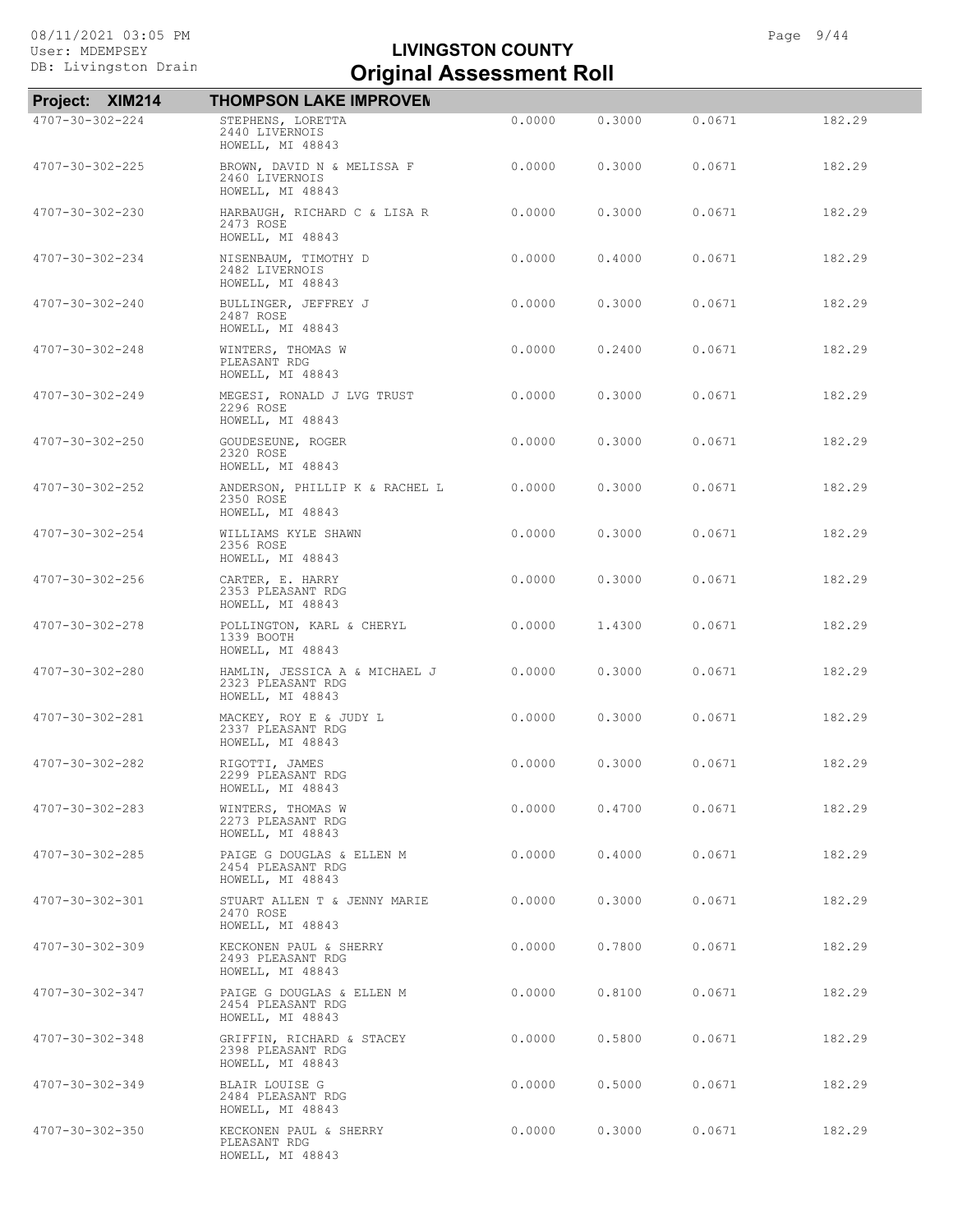# LIVINGSTON COUNTY
## Original Assessment Roll

08/11/2021 03:05 PM
User: MDEMPSEY
DB: Livingston Drain

**Project: XIM214 — THOMPSON LAKE IMPROVEN**

| Parcel | Owner / Address | | | | |
|---|---|---|---|---|---|
| 4707-30-302-224 | STEPHENS, LORETTA<br>2440 LIVERNOIS<br>HOWELL, MI 48843 | 0.0000 | 0.3000 | 0.0671 | 182.29 |
| 4707-30-302-225 | BROWN, DAVID N & MELISSA F<br>2460 LIVERNOIS<br>HOWELL, MI 48843 | 0.0000 | 0.3000 | 0.0671 | 182.29 |
| 4707-30-302-230 | HARBAUGH, RICHARD C & LISA R<br>2473 ROSE<br>HOWELL, MI 48843 | 0.0000 | 0.3000 | 0.0671 | 182.29 |
| 4707-30-302-234 | NISENBAUM, TIMOTHY D<br>2482 LIVERNOIS<br>HOWELL, MI 48843 | 0.0000 | 0.4000 | 0.0671 | 182.29 |
| 4707-30-302-240 | BULLINGER, JEFFREY J<br>2487 ROSE<br>HOWELL, MI 48843 | 0.0000 | 0.3000 | 0.0671 | 182.29 |
| 4707-30-302-248 | WINTERS, THOMAS W<br>PLEASANT RDG<br>HOWELL, MI 48843 | 0.0000 | 0.2400 | 0.0671 | 182.29 |
| 4707-30-302-249 | MEGESI, RONALD J LVG TRUST<br>2296 ROSE<br>HOWELL, MI 48843 | 0.0000 | 0.3000 | 0.0671 | 182.29 |
| 4707-30-302-250 | GOUDESEUNE, ROGER<br>2320 ROSE<br>HOWELL, MI 48843 | 0.0000 | 0.3000 | 0.0671 | 182.29 |
| 4707-30-302-252 | ANDERSON, PHILLIP K & RACHEL L<br>2350 ROSE<br>HOWELL, MI 48843 | 0.0000 | 0.3000 | 0.0671 | 182.29 |
| 4707-30-302-254 | WILLIAMS KYLE SHAWN<br>2356 ROSE<br>HOWELL, MI 48843 | 0.0000 | 0.3000 | 0.0671 | 182.29 |
| 4707-30-302-256 | CARTER, E. HARRY<br>2353 PLEASANT RDG<br>HOWELL, MI 48843 | 0.0000 | 0.3000 | 0.0671 | 182.29 |
| 4707-30-302-278 | POLLINGTON, KARL & CHERYL<br>1339 BOOTH<br>HOWELL, MI 48843 | 0.0000 | 1.4300 | 0.0671 | 182.29 |
| 4707-30-302-280 | HAMLIN, JESSICA A & MICHAEL J<br>2323 PLEASANT RDG<br>HOWELL, MI 48843 | 0.0000 | 0.3000 | 0.0671 | 182.29 |
| 4707-30-302-281 | MACKEY, ROY E & JUDY L<br>2337 PLEASANT RDG<br>HOWELL, MI 48843 | 0.0000 | 0.3000 | 0.0671 | 182.29 |
| 4707-30-302-282 | RIGOTTI, JAMES<br>2299 PLEASANT RDG<br>HOWELL, MI 48843 | 0.0000 | 0.3000 | 0.0671 | 182.29 |
| 4707-30-302-283 | WINTERS, THOMAS W<br>2273 PLEASANT RDG<br>HOWELL, MI 48843 | 0.0000 | 0.4700 | 0.0671 | 182.29 |
| 4707-30-302-285 | PAIGE G DOUGLAS & ELLEN M<br>2454 PLEASANT RDG<br>HOWELL, MI 48843 | 0.0000 | 0.4000 | 0.0671 | 182.29 |
| 4707-30-302-301 | STUART ALLEN T & JENNY MARIE<br>2470 ROSE<br>HOWELL, MI 48843 | 0.0000 | 0.3000 | 0.0671 | 182.29 |
| 4707-30-302-309 | KECKONEN PAUL & SHERRY<br>2493 PLEASANT RDG<br>HOWELL, MI 48843 | 0.0000 | 0.7800 | 0.0671 | 182.29 |
| 4707-30-302-347 | PAIGE G DOUGLAS & ELLEN M<br>2454 PLEASANT RDG<br>HOWELL, MI 48843 | 0.0000 | 0.8100 | 0.0671 | 182.29 |
| 4707-30-302-348 | GRIFFIN, RICHARD & STACEY<br>2398 PLEASANT RDG<br>HOWELL, MI 48843 | 0.0000 | 0.5800 | 0.0671 | 182.29 |
| 4707-30-302-349 | BLAIR LOUISE G<br>2484 PLEASANT RDG<br>HOWELL, MI 48843 | 0.0000 | 0.5000 | 0.0671 | 182.29 |
| 4707-30-302-350 | KECKONEN PAUL & SHERRY<br>PLEASANT RDG<br>HOWELL, MI 48843 | 0.0000 | 0.3000 | 0.0671 | 182.29 |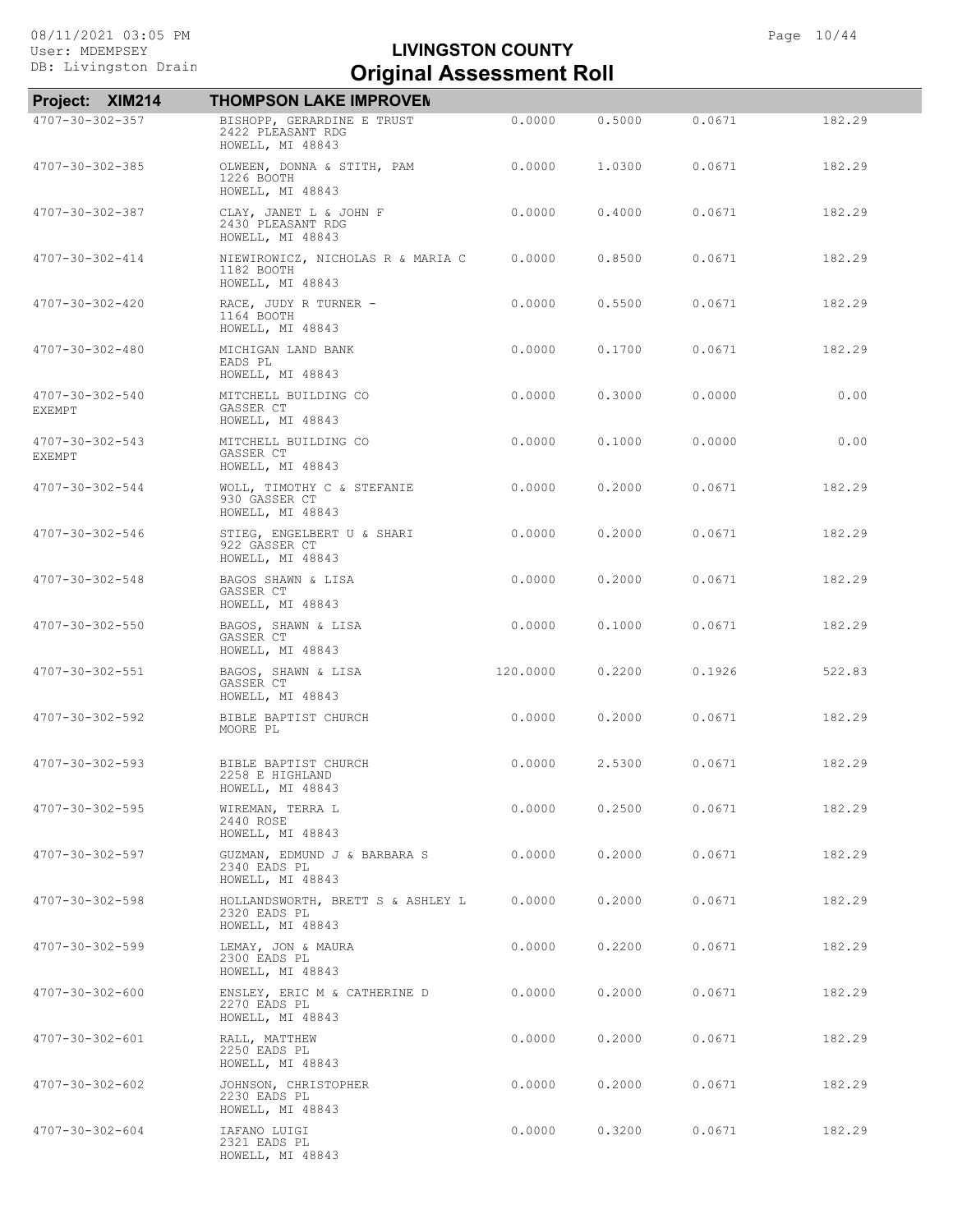# LIVINGSTON COUNTY
# Original Assessment Roll

08/11/2021 03:05 PM
User: MDEMPSEY
DB: Livingston Drain

**Project: XIM214 THOMPSON LAKE IMPROVEN**

| Parcel | Owner / Address | | | | |
|---|---|---|---|---|---|
| 4707-30-302-357 | BISHOPP, GERARDINE E TRUST<br>2422 PLEASANT RDG<br>HOWELL, MI 48843 | 0.0000 | 0.5000 | 0.0671 | 182.29 |
| 4707-30-302-385 | OLWEEN, DONNA & STITH, PAM<br>1226 BOOTH<br>HOWELL, MI 48843 | 0.0000 | 1.0300 | 0.0671 | 182.29 |
| 4707-30-302-387 | CLAY, JANET L & JOHN F<br>2430 PLEASANT RDG<br>HOWELL, MI 48843 | 0.0000 | 0.4000 | 0.0671 | 182.29 |
| 4707-30-302-414 | NIEWIROWICZ, NICHOLAS R & MARIA C<br>1182 BOOTH<br>HOWELL, MI 48843 | 0.0000 | 0.8500 | 0.0671 | 182.29 |
| 4707-30-302-420 | RACE, JUDY R TURNER -<br>1164 BOOTH<br>HOWELL, MI 48843 | 0.0000 | 0.5500 | 0.0671 | 182.29 |
| 4707-30-302-480 | MICHIGAN LAND BANK<br>EADS PL<br>HOWELL, MI 48843 | 0.0000 | 0.1700 | 0.0671 | 182.29 |
| 4707-30-302-540<br>EXEMPT | MITCHELL BUILDING CO<br>GASSER CT<br>HOWELL, MI 48843 | 0.0000 | 0.3000 | 0.0000 | 0.00 |
| 4707-30-302-543<br>EXEMPT | MITCHELL BUILDING CO<br>GASSER CT<br>HOWELL, MI 48843 | 0.0000 | 0.1000 | 0.0000 | 0.00 |
| 4707-30-302-544 | WOLL, TIMOTHY C & STEFANIE<br>930 GASSER CT<br>HOWELL, MI 48843 | 0.0000 | 0.2000 | 0.0671 | 182.29 |
| 4707-30-302-546 | STIEG, ENGELBERT U & SHARI<br>922 GASSER CT<br>HOWELL, MI 48843 | 0.0000 | 0.2000 | 0.0671 | 182.29 |
| 4707-30-302-548 | BAGOS SHAWN & LISA<br>GASSER CT<br>HOWELL, MI 48843 | 0.0000 | 0.2000 | 0.0671 | 182.29 |
| 4707-30-302-550 | BAGOS, SHAWN & LISA<br>GASSER CT<br>HOWELL, MI 48843 | 0.0000 | 0.1000 | 0.0671 | 182.29 |
| 4707-30-302-551 | BAGOS, SHAWN & LISA<br>GASSER CT<br>HOWELL, MI 48843 | 120.0000 | 0.2200 | 0.1926 | 522.83 |
| 4707-30-302-592 | BIBLE BAPTIST CHURCH<br>MOORE PL | 0.0000 | 0.2000 | 0.0671 | 182.29 |
| 4707-30-302-593 | BIBLE BAPTIST CHURCH<br>2258 E HIGHLAND<br>HOWELL, MI 48843 | 0.0000 | 2.5300 | 0.0671 | 182.29 |
| 4707-30-302-595 | WIREMAN, TERRA L<br>2440 ROSE<br>HOWELL, MI 48843 | 0.0000 | 0.2500 | 0.0671 | 182.29 |
| 4707-30-302-597 | GUZMAN, EDMUND J & BARBARA S<br>2340 EADS PL<br>HOWELL, MI 48843 | 0.0000 | 0.2000 | 0.0671 | 182.29 |
| 4707-30-302-598 | HOLLANDSWORTH, BRETT S & ASHLEY L<br>2320 EADS PL<br>HOWELL, MI 48843 | 0.0000 | 0.2000 | 0.0671 | 182.29 |
| 4707-30-302-599 | LEMAY, JON & MAURA<br>2300 EADS PL<br>HOWELL, MI 48843 | 0.0000 | 0.2200 | 0.0671 | 182.29 |
| 4707-30-302-600 | ENSLEY, ERIC M & CATHERINE D<br>2270 EADS PL<br>HOWELL, MI 48843 | 0.0000 | 0.2000 | 0.0671 | 182.29 |
| 4707-30-302-601 | RALL, MATTHEW<br>2250 EADS PL<br>HOWELL, MI 48843 | 0.0000 | 0.2000 | 0.0671 | 182.29 |
| 4707-30-302-602 | JOHNSON, CHRISTOPHER<br>2230 EADS PL<br>HOWELL, MI 48843 | 0.0000 | 0.2000 | 0.0671 | 182.29 |
| 4707-30-302-604 | IAFANO LUIGI<br>2321 EADS PL<br>HOWELL, MI 48843 | 0.0000 | 0.3200 | 0.0671 | 182.29 |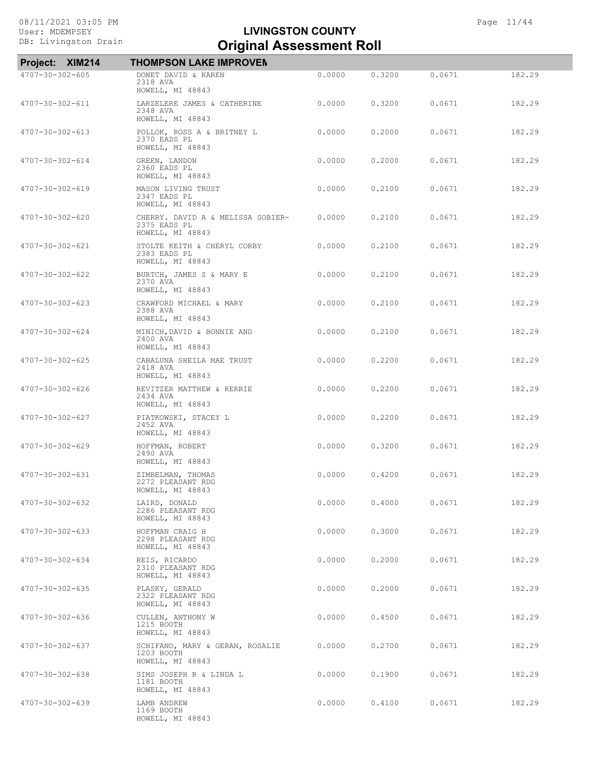# LIVINGSTON COUNTY
## Original Assessment Roll

**Project: XIM214** **THOMPSON LAKE IMPROVEN**

| Parcel | Owner / Address | | | | |
|---|---|---|---|---|---|
| 4707-30-302-605 | DONET DAVID & KAREN<br>2318 AVA<br>HOWELL, MI 48843 | 0.0000 | 0.3200 | 0.0671 | 182.29 |
| 4707-30-302-611 | LARZELERE JAMES & CATHERINE<br>2348 AVA<br>HOWELL, MI 48843 | 0.0000 | 0.3200 | 0.0671 | 182.29 |
| 4707-30-302-613 | POLLOK, ROSS A & BRITNEY L<br>2370 EADS PL<br>HOWELL, MI 48843 | 0.0000 | 0.2000 | 0.0671 | 182.29 |
| 4707-30-302-614 | GREEN, LANDON<br>2360 EADS PL<br>HOWELL, MI 48843 | 0.0000 | 0.2000 | 0.0671 | 182.29 |
| 4707-30-302-619 | MASON LIVING TRUST<br>2347 EADS PL<br>HOWELL, MI 48843 | 0.0000 | 0.2100 | 0.0671 | 182.29 |
| 4707-30-302-620 | CHERRY. DAVID A & MELISSA SOBIER-<br>2375 EADS PL<br>HOWELL, MI 48843 | 0.0000 | 0.2100 | 0.0671 | 182.29 |
| 4707-30-302-621 | STOLTE KEITH & CHERYL CORBY<br>2383 EADS PL<br>HOWELL, MI 48843 | 0.0000 | 0.2100 | 0.0671 | 182.29 |
| 4707-30-302-622 | BURTCH, JAMES S & MARY E<br>2370 AVA<br>HOWELL, MI 48843 | 0.0000 | 0.2100 | 0.0671 | 182.29 |
| 4707-30-302-623 | CRAWFORD MICHAEL & MARY<br>2388 AVA<br>HOWELL, MI 48843 | 0.0000 | 0.2100 | 0.0671 | 182.29 |
| 4707-30-302-624 | MINICH,DAVID & BONNIE AND<br>2400 AVA<br>HOWELL, MI 48843 | 0.0000 | 0.2100 | 0.0671 | 182.29 |
| 4707-30-302-625 | CABALUNA SHEILA MAE TRUST<br>2418 AVA<br>HOWELL, MI 48843 | 0.0000 | 0.2200 | 0.0671 | 182.29 |
| 4707-30-302-626 | REVITZER MATTHEW & KERRIE<br>2434 AVA<br>HOWELL, MI 48843 | 0.0000 | 0.2200 | 0.0671 | 182.29 |
| 4707-30-302-627 | PIATKOWSKI, STACEY L<br>2452 AVA<br>HOWELL, MI 48843 | 0.0000 | 0.2200 | 0.0671 | 182.29 |
| 4707-30-302-629 | HOFFMAN, ROBERT<br>2490 AVA<br>HOWELL, MI 48843 | 0.0000 | 0.3200 | 0.0671 | 182.29 |
| 4707-30-302-631 | ZIMBELMAN, THOMAS<br>2272 PLEASANT RDG<br>HOWELL, MI 48843 | 0.0000 | 0.4200 | 0.0671 | 182.29 |
| 4707-30-302-632 | LAIRD, DONALD<br>2286 PLEASANT RDG<br>HOWELL, MI 48843 | 0.0000 | 0.4000 | 0.0671 | 182.29 |
| 4707-30-302-633 | HOFFMAN CRAIG H<br>2298 PLEASANT RDG<br>HOWELL, MI 48843 | 0.0000 | 0.3000 | 0.0671 | 182.29 |
| 4707-30-302-634 | REIS, RICARDO<br>2310 PLEASANT RDG<br>HOWELL, MI 48843 | 0.0000 | 0.2000 | 0.0671 | 182.29 |
| 4707-30-302-635 | PLASKY, GERALD<br>2322 PLEASANT RDG<br>HOWELL, MI 48843 | 0.0000 | 0.2000 | 0.0671 | 182.29 |
| 4707-30-302-636 | CULLEN, ANTHONY W<br>1215 BOOTH<br>HOWELL, MI 48843 | 0.0000 | 0.4500 | 0.0671 | 182.29 |
| 4707-30-302-637 | SCHIFANO, MARY & GERAN, ROSALIE<br>1203 BOOTH<br>HOWELL, MI 48843 | 0.0000 | 0.2700 | 0.0671 | 182.29 |
| 4707-30-302-638 | SIMS JOSEPH R & LINDA L<br>1181 BOOTH<br>HOWELL, MI 48843 | 0.0000 | 0.1900 | 0.0671 | 182.29 |
| 4707-30-302-639 | LAMB ANDREW<br>1169 BOOTH<br>HOWELL, MI 48843 | 0.0000 | 0.4100 | 0.0671 | 182.29 |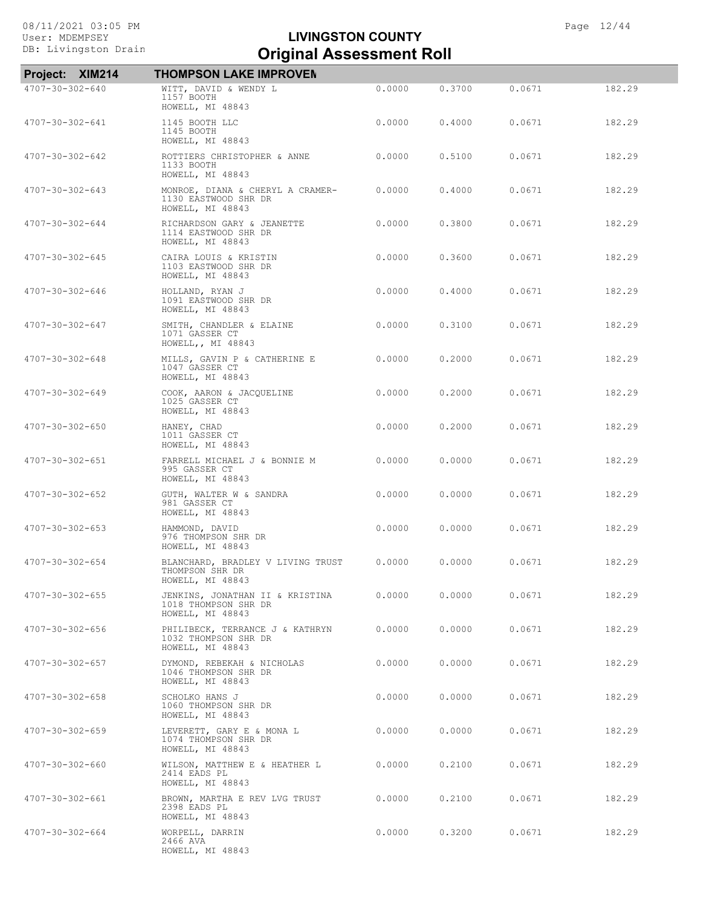# LIVINGSTON COUNTY
## Original Assessment Roll

**Project: XIM214 — THOMPSON LAKE IMPROVEM**

| Parcel | Owner / Address | | | | |
|---|---|---|---|---|---|
| 4707-30-302-640 | WITT, DAVID & WENDY L<br>1157 BOOTH<br>HOWELL, MI 48843 | 0.0000 | 0.3700 | 0.0671 | 182.29 |
| 4707-30-302-641 | 1145 BOOTH LLC<br>1145 BOOTH<br>HOWELL, MI 48843 | 0.0000 | 0.4000 | 0.0671 | 182.29 |
| 4707-30-302-642 | ROTTIERS CHRISTOPHER & ANNE<br>1133 BOOTH<br>HOWELL, MI 48843 | 0.0000 | 0.5100 | 0.0671 | 182.29 |
| 4707-30-302-643 | MONROE, DIANA & CHERYL A CRAMER-<br>1130 EASTWOOD SHR DR<br>HOWELL, MI 48843 | 0.0000 | 0.4000 | 0.0671 | 182.29 |
| 4707-30-302-644 | RICHARDSON GARY & JEANETTE<br>1114 EASTWOOD SHR DR<br>HOWELL, MI 48843 | 0.0000 | 0.3800 | 0.0671 | 182.29 |
| 4707-30-302-645 | CAIRA LOUIS & KRISTIN<br>1103 EASTWOOD SHR DR<br>HOWELL, MI 48843 | 0.0000 | 0.3600 | 0.0671 | 182.29 |
| 4707-30-302-646 | HOLLAND, RYAN J<br>1091 EASTWOOD SHR DR<br>HOWELL, MI 48843 | 0.0000 | 0.4000 | 0.0671 | 182.29 |
| 4707-30-302-647 | SMITH, CHANDLER & ELAINE<br>1071 GASSER CT<br>HOWELL,, MI 48843 | 0.0000 | 0.3100 | 0.0671 | 182.29 |
| 4707-30-302-648 | MILLS, GAVIN P & CATHERINE E<br>1047 GASSER CT<br>HOWELL, MI 48843 | 0.0000 | 0.2000 | 0.0671 | 182.29 |
| 4707-30-302-649 | COOK, AARON & JACQUELINE<br>1025 GASSER CT<br>HOWELL, MI 48843 | 0.0000 | 0.2000 | 0.0671 | 182.29 |
| 4707-30-302-650 | HANEY, CHAD<br>1011 GASSER CT<br>HOWELL, MI 48843 | 0.0000 | 0.2000 | 0.0671 | 182.29 |
| 4707-30-302-651 | FARRELL MICHAEL J & BONNIE M<br>995 GASSER CT<br>HOWELL, MI 48843 | 0.0000 | 0.0000 | 0.0671 | 182.29 |
| 4707-30-302-652 | GUTH, WALTER W & SANDRA<br>981 GASSER CT<br>HOWELL, MI 48843 | 0.0000 | 0.0000 | 0.0671 | 182.29 |
| 4707-30-302-653 | HAMMOND, DAVID<br>976 THOMPSON SHR DR<br>HOWELL, MI 48843 | 0.0000 | 0.0000 | 0.0671 | 182.29 |
| 4707-30-302-654 | BLANCHARD, BRADLEY V LIVING TRUST<br>THOMPSON SHR DR<br>HOWELL, MI 48843 | 0.0000 | 0.0000 | 0.0671 | 182.29 |
| 4707-30-302-655 | JENKINS, JONATHAN II & KRISTINA<br>1018 THOMPSON SHR DR<br>HOWELL, MI 48843 | 0.0000 | 0.0000 | 0.0671 | 182.29 |
| 4707-30-302-656 | PHILIBECK, TERRANCE J & KATHRYN<br>1032 THOMPSON SHR DR<br>HOWELL, MI 48843 | 0.0000 | 0.0000 | 0.0671 | 182.29 |
| 4707-30-302-657 | DYMOND, REBEKAH & NICHOLAS<br>1046 THOMPSON SHR DR<br>HOWELL, MI 48843 | 0.0000 | 0.0000 | 0.0671 | 182.29 |
| 4707-30-302-658 | SCHOLKO HANS J<br>1060 THOMPSON SHR DR<br>HOWELL, MI 48843 | 0.0000 | 0.0000 | 0.0671 | 182.29 |
| 4707-30-302-659 | LEVERETT, GARY E & MONA L<br>1074 THOMPSON SHR DR<br>HOWELL, MI 48843 | 0.0000 | 0.0000 | 0.0671 | 182.29 |
| 4707-30-302-660 | WILSON, MATTHEW E & HEATHER L<br>2414 EADS PL<br>HOWELL, MI 48843 | 0.0000 | 0.2100 | 0.0671 | 182.29 |
| 4707-30-302-661 | BROWN, MARTHA E REV LVG TRUST<br>2398 EADS PL<br>HOWELL, MI 48843 | 0.0000 | 0.2100 | 0.0671 | 182.29 |
| 4707-30-302-664 | WORPELL, DARRIN<br>2466 AVA<br>HOWELL, MI 48843 | 0.0000 | 0.3200 | 0.0671 | 182.29 |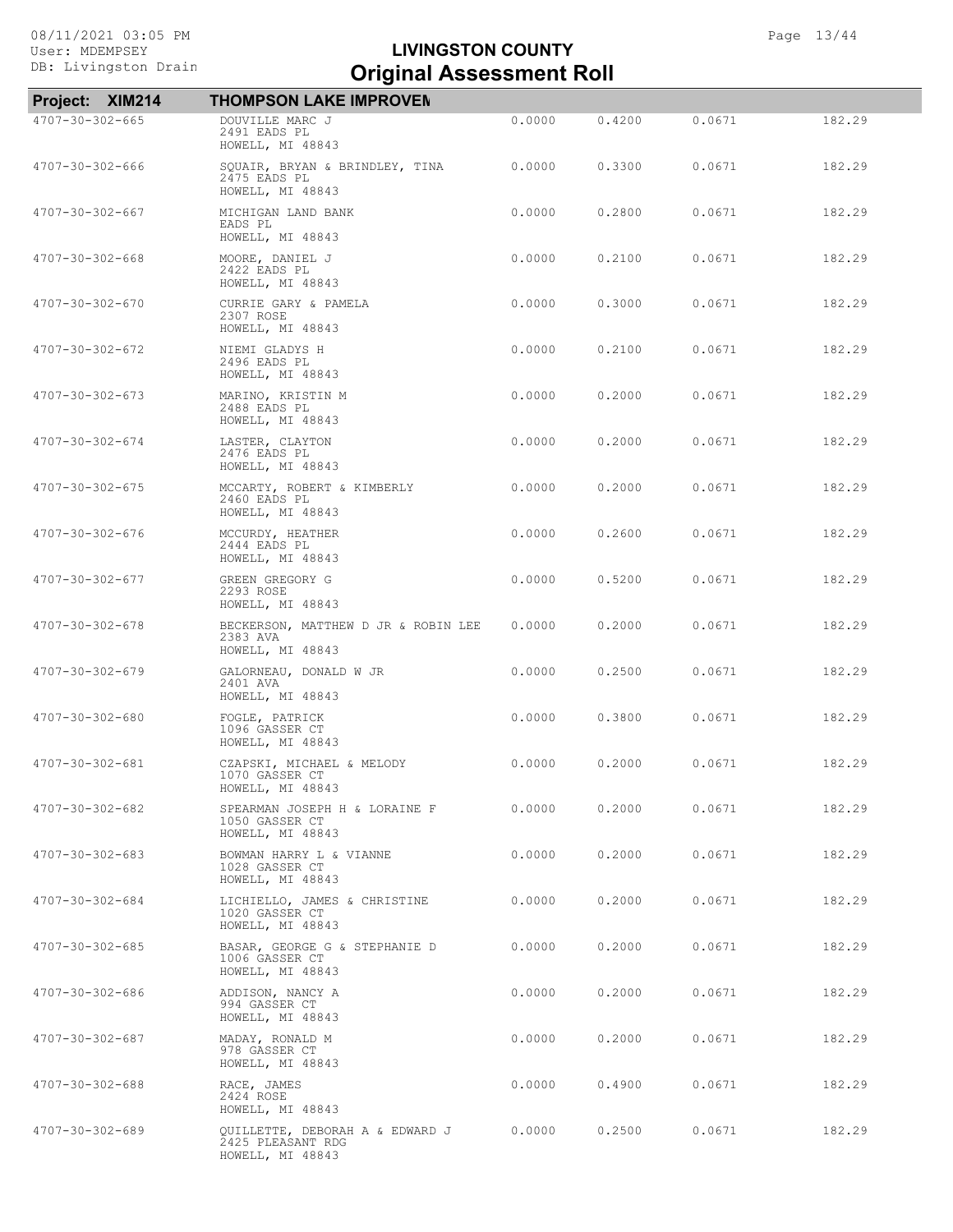# LIVINGSTON COUNTY
## Original Assessment Roll

**Project: XIM214** **THOMPSON LAKE IMPROVEN**

| Parcel | Owner / Address | | | | |
|---|---|---|---|---|---|
| 4707-30-302-665 | DOUVILLE MARC J<br>2491 EADS PL<br>HOWELL, MI 48843 | 0.0000 | 0.4200 | 0.0671 | 182.29 |
| 4707-30-302-666 | SQUAIR, BRYAN & BRINDLEY, TINA<br>2475 EADS PL<br>HOWELL, MI 48843 | 0.0000 | 0.3300 | 0.0671 | 182.29 |
| 4707-30-302-667 | MICHIGAN LAND BANK<br>EADS PL<br>HOWELL, MI 48843 | 0.0000 | 0.2800 | 0.0671 | 182.29 |
| 4707-30-302-668 | MOORE, DANIEL J<br>2422 EADS PL<br>HOWELL, MI 48843 | 0.0000 | 0.2100 | 0.0671 | 182.29 |
| 4707-30-302-670 | CURRIE GARY & PAMELA<br>2307 ROSE<br>HOWELL, MI 48843 | 0.0000 | 0.3000 | 0.0671 | 182.29 |
| 4707-30-302-672 | NIEMI GLADYS H<br>2496 EADS PL<br>HOWELL, MI 48843 | 0.0000 | 0.2100 | 0.0671 | 182.29 |
| 4707-30-302-673 | MARINO, KRISTIN M<br>2488 EADS PL<br>HOWELL, MI 48843 | 0.0000 | 0.2000 | 0.0671 | 182.29 |
| 4707-30-302-674 | LASTER, CLAYTON<br>2476 EADS PL<br>HOWELL, MI 48843 | 0.0000 | 0.2000 | 0.0671 | 182.29 |
| 4707-30-302-675 | MCCARTY, ROBERT & KIMBERLY<br>2460 EADS PL<br>HOWELL, MI 48843 | 0.0000 | 0.2000 | 0.0671 | 182.29 |
| 4707-30-302-676 | MCCURDY, HEATHER<br>2444 EADS PL<br>HOWELL, MI 48843 | 0.0000 | 0.2600 | 0.0671 | 182.29 |
| 4707-30-302-677 | GREEN GREGORY G<br>2293 ROSE<br>HOWELL, MI 48843 | 0.0000 | 0.5200 | 0.0671 | 182.29 |
| 4707-30-302-678 | BECKERSON, MATTHEW D JR & ROBIN LEE<br>2383 AVA<br>HOWELL, MI 48843 | 0.0000 | 0.2000 | 0.0671 | 182.29 |
| 4707-30-302-679 | GALORNEAU, DONALD W JR<br>2401 AVA<br>HOWELL, MI 48843 | 0.0000 | 0.2500 | 0.0671 | 182.29 |
| 4707-30-302-680 | FOGLE, PATRICK<br>1096 GASSER CT<br>HOWELL, MI 48843 | 0.0000 | 0.3800 | 0.0671 | 182.29 |
| 4707-30-302-681 | CZAPSKI, MICHAEL & MELODY<br>1070 GASSER CT<br>HOWELL, MI 48843 | 0.0000 | 0.2000 | 0.0671 | 182.29 |
| 4707-30-302-682 | SPEARMAN JOSEPH H & LORAINE F<br>1050 GASSER CT<br>HOWELL, MI 48843 | 0.0000 | 0.2000 | 0.0671 | 182.29 |
| 4707-30-302-683 | BOWMAN HARRY L & VIANNE<br>1028 GASSER CT<br>HOWELL, MI 48843 | 0.0000 | 0.2000 | 0.0671 | 182.29 |
| 4707-30-302-684 | LICHIELLO, JAMES & CHRISTINE<br>1020 GASSER CT<br>HOWELL, MI 48843 | 0.0000 | 0.2000 | 0.0671 | 182.29 |
| 4707-30-302-685 | BASAR, GEORGE G & STEPHANIE D<br>1006 GASSER CT<br>HOWELL, MI 48843 | 0.0000 | 0.2000 | 0.0671 | 182.29 |
| 4707-30-302-686 | ADDISON, NANCY A<br>994 GASSER CT<br>HOWELL, MI 48843 | 0.0000 | 0.2000 | 0.0671 | 182.29 |
| 4707-30-302-687 | MADAY, RONALD M<br>978 GASSER CT<br>HOWELL, MI 48843 | 0.0000 | 0.2000 | 0.0671 | 182.29 |
| 4707-30-302-688 | RACE, JAMES<br>2424 ROSE<br>HOWELL, MI 48843 | 0.0000 | 0.4900 | 0.0671 | 182.29 |
| 4707-30-302-689 | QUILLETTE, DEBORAH A & EDWARD J<br>2425 PLEASANT RDG<br>HOWELL, MI 48843 | 0.0000 | 0.2500 | 0.0671 | 182.29 |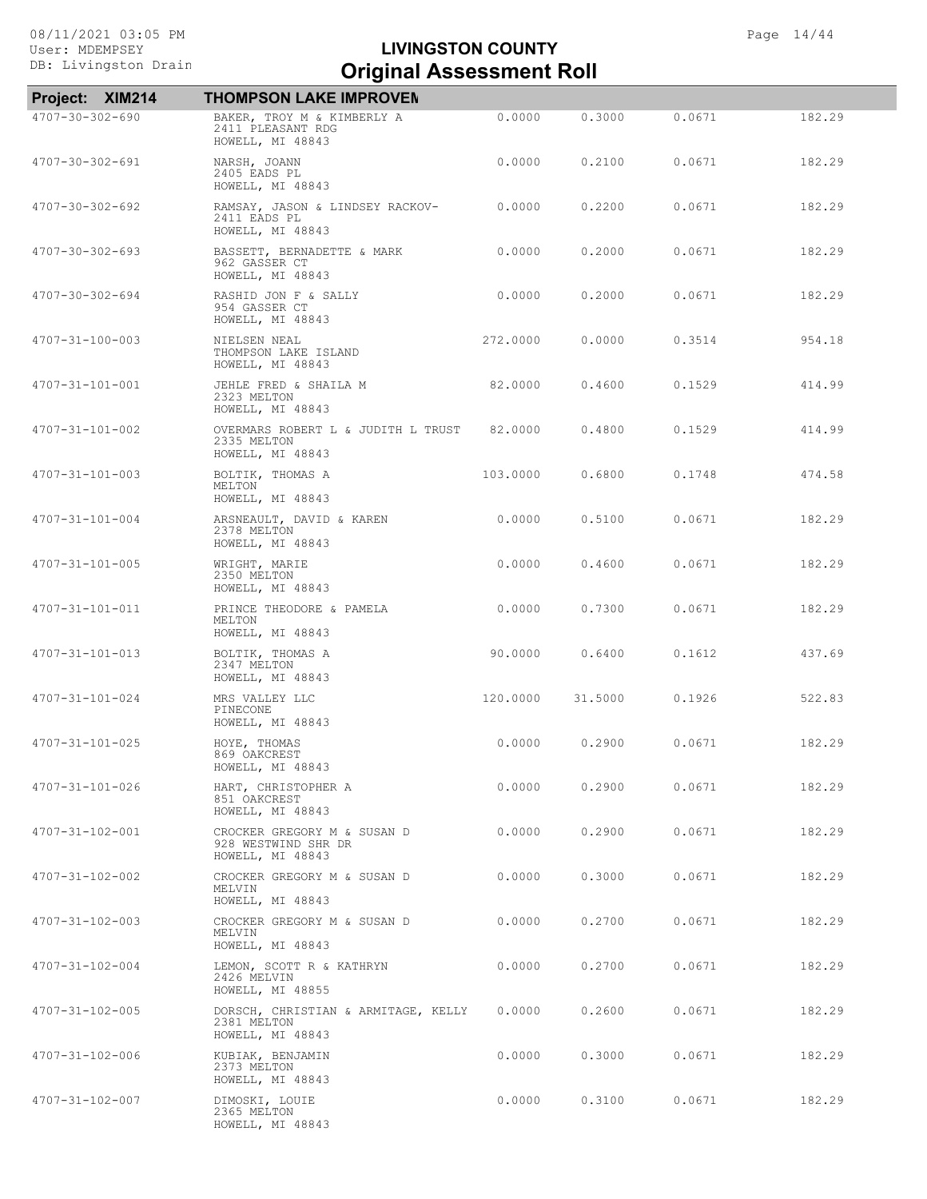# LIVINGSTON COUNTY
## Original Assessment Roll

DB: Livingston Drain

**Project: XIM214** **THOMPSON LAKE IMPROVEN**

| Parcel | Owner / Address | | | | |
|---|---|---|---|---|---|
| 4707-30-302-690 | BAKER, TROY M & KIMBERLY A<br>2411 PLEASANT RDG<br>HOWELL, MI 48843 | 0.0000 | 0.3000 | 0.0671 | 182.29 |
| 4707-30-302-691 | NARSH, JOANN<br>2405 EADS PL<br>HOWELL, MI 48843 | 0.0000 | 0.2100 | 0.0671 | 182.29 |
| 4707-30-302-692 | RAMSAY, JASON & LINDSEY RACKOV-<br>2411 EADS PL<br>HOWELL, MI 48843 | 0.0000 | 0.2200 | 0.0671 | 182.29 |
| 4707-30-302-693 | BASSETT, BERNADETTE & MARK<br>962 GASSER CT<br>HOWELL, MI 48843 | 0.0000 | 0.2000 | 0.0671 | 182.29 |
| 4707-30-302-694 | RASHID JON F & SALLY<br>954 GASSER CT<br>HOWELL, MI 48843 | 0.0000 | 0.2000 | 0.0671 | 182.29 |
| 4707-31-100-003 | NIELSEN NEAL<br>THOMPSON LAKE ISLAND<br>HOWELL, MI 48843 | 272.0000 | 0.0000 | 0.3514 | 954.18 |
| 4707-31-101-001 | JEHLE FRED & SHAILA M<br>2323 MELTON<br>HOWELL, MI 48843 | 82.0000 | 0.4600 | 0.1529 | 414.99 |
| 4707-31-101-002 | OVERMARS ROBERT L & JUDITH L TRUST<br>2335 MELTON<br>HOWELL, MI 48843 | 82.0000 | 0.4800 | 0.1529 | 414.99 |
| 4707-31-101-003 | BOLTIK, THOMAS A<br>MELTON<br>HOWELL, MI 48843 | 103.0000 | 0.6800 | 0.1748 | 474.58 |
| 4707-31-101-004 | ARSNEAULT, DAVID & KAREN<br>2378 MELTON<br>HOWELL, MI 48843 | 0.0000 | 0.5100 | 0.0671 | 182.29 |
| 4707-31-101-005 | WRIGHT, MARIE<br>2350 MELTON<br>HOWELL, MI 48843 | 0.0000 | 0.4600 | 0.0671 | 182.29 |
| 4707-31-101-011 | PRINCE THEODORE & PAMELA<br>MELTON<br>HOWELL, MI 48843 | 0.0000 | 0.7300 | 0.0671 | 182.29 |
| 4707-31-101-013 | BOLTIK, THOMAS A<br>2347 MELTON<br>HOWELL, MI 48843 | 90.0000 | 0.6400 | 0.1612 | 437.69 |
| 4707-31-101-024 | MRS VALLEY LLC<br>PINECONE<br>HOWELL, MI 48843 | 120.0000 | 31.5000 | 0.1926 | 522.83 |
| 4707-31-101-025 | HOYE, THOMAS<br>869 OAKCREST<br>HOWELL, MI 48843 | 0.0000 | 0.2900 | 0.0671 | 182.29 |
| 4707-31-101-026 | HART, CHRISTOPHER A<br>851 OAKCREST<br>HOWELL, MI 48843 | 0.0000 | 0.2900 | 0.0671 | 182.29 |
| 4707-31-102-001 | CROCKER GREGORY M & SUSAN D<br>928 WESTWIND SHR DR<br>HOWELL, MI 48843 | 0.0000 | 0.2900 | 0.0671 | 182.29 |
| 4707-31-102-002 | CROCKER GREGORY M & SUSAN D<br>MELVIN<br>HOWELL, MI 48843 | 0.0000 | 0.3000 | 0.0671 | 182.29 |
| 4707-31-102-003 | CROCKER GREGORY M & SUSAN D<br>MELVIN<br>HOWELL, MI 48843 | 0.0000 | 0.2700 | 0.0671 | 182.29 |
| 4707-31-102-004 | LEMON, SCOTT R & KATHRYN<br>2426 MELVIN<br>HOWELL, MI 48855 | 0.0000 | 0.2700 | 0.0671 | 182.29 |
| 4707-31-102-005 | DORSCH, CHRISTIAN & ARMITAGE, KELLY<br>2381 MELTON<br>HOWELL, MI 48843 | 0.0000 | 0.2600 | 0.0671 | 182.29 |
| 4707-31-102-006 | KUBIAK, BENJAMIN<br>2373 MELTON<br>HOWELL, MI 48843 | 0.0000 | 0.3000 | 0.0671 | 182.29 |
| 4707-31-102-007 | DIMOSKI, LOUIE<br>2365 MELTON<br>HOWELL, MI 48843 | 0.0000 | 0.3100 | 0.0671 | 182.29 |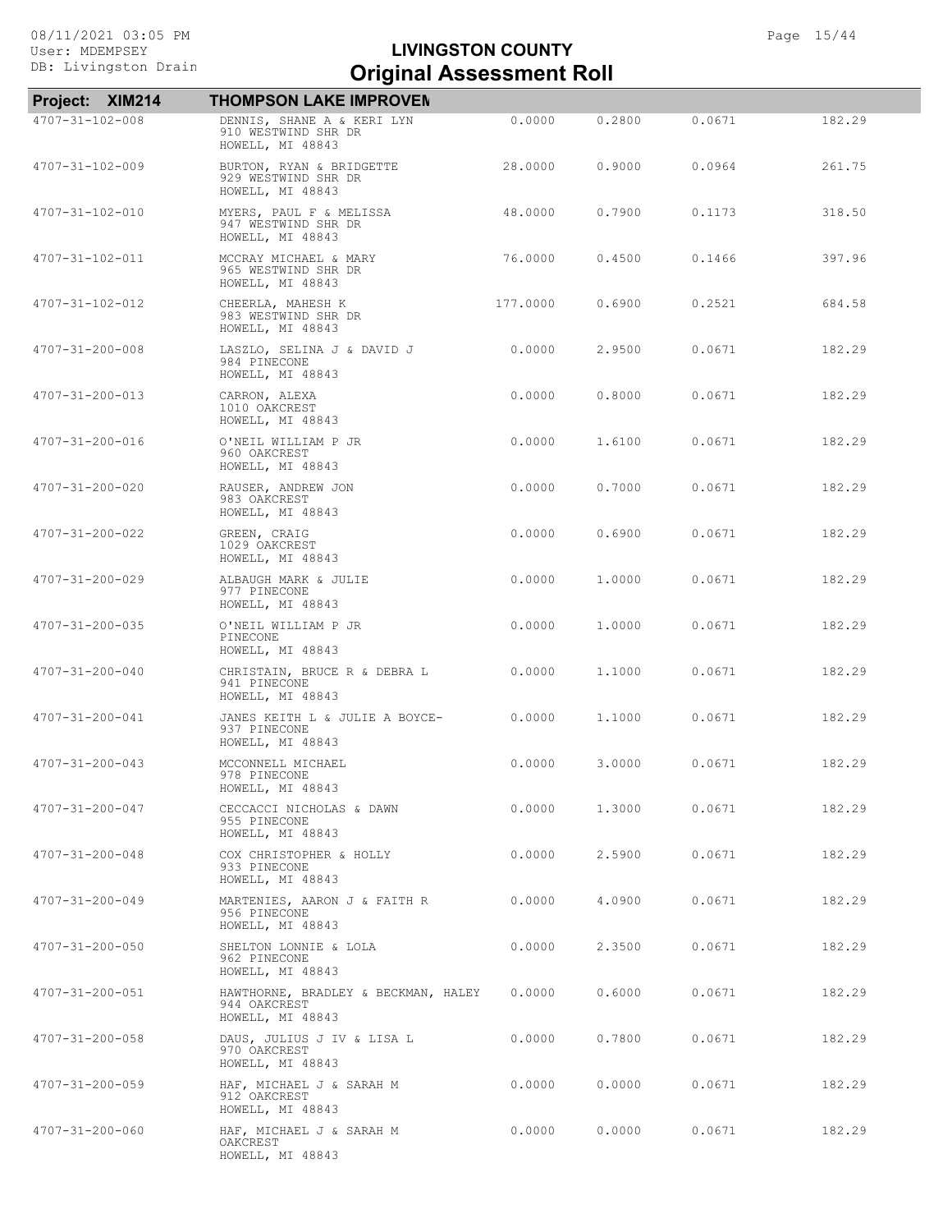# LIVINGSTON COUNTY
## Original Assessment Roll

**Project: XIM214** **THOMPSON LAKE IMPROVEN**

| Parcel | Owner / Address | | | | |
|---|---|---|---|---|---|
| 4707-31-102-008 | DENNIS, SHANE A & KERI LYN<br>910 WESTWIND SHR DR<br>HOWELL, MI 48843 | 0.0000 | 0.2800 | 0.0671 | 182.29 |
| 4707-31-102-009 | BURTON, RYAN & BRIDGETTE<br>929 WESTWIND SHR DR<br>HOWELL, MI 48843 | 28.0000 | 0.9000 | 0.0964 | 261.75 |
| 4707-31-102-010 | MYERS, PAUL F & MELISSA<br>947 WESTWIND SHR DR<br>HOWELL, MI 48843 | 48.0000 | 0.7900 | 0.1173 | 318.50 |
| 4707-31-102-011 | MCCRAY MICHAEL & MARY<br>965 WESTWIND SHR DR<br>HOWELL, MI 48843 | 76.0000 | 0.4500 | 0.1466 | 397.96 |
| 4707-31-102-012 | CHEERLA, MAHESH K<br>983 WESTWIND SHR DR<br>HOWELL, MI 48843 | 177.0000 | 0.6900 | 0.2521 | 684.58 |
| 4707-31-200-008 | LASZLO, SELINA J & DAVID J<br>984 PINECONE<br>HOWELL, MI 48843 | 0.0000 | 2.9500 | 0.0671 | 182.29 |
| 4707-31-200-013 | CARRON, ALEXA<br>1010 OAKCREST<br>HOWELL, MI 48843 | 0.0000 | 0.8000 | 0.0671 | 182.29 |
| 4707-31-200-016 | O'NEIL WILLIAM P JR<br>960 OAKCREST<br>HOWELL, MI 48843 | 0.0000 | 1.6100 | 0.0671 | 182.29 |
| 4707-31-200-020 | RAUSER, ANDREW JON<br>983 OAKCREST<br>HOWELL, MI 48843 | 0.0000 | 0.7000 | 0.0671 | 182.29 |
| 4707-31-200-022 | GREEN, CRAIG<br>1029 OAKCREST<br>HOWELL, MI 48843 | 0.0000 | 0.6900 | 0.0671 | 182.29 |
| 4707-31-200-029 | ALBAUGH MARK & JULIE<br>977 PINECONE<br>HOWELL, MI 48843 | 0.0000 | 1.0000 | 0.0671 | 182.29 |
| 4707-31-200-035 | O'NEIL WILLIAM P JR<br>PINECONE<br>HOWELL, MI 48843 | 0.0000 | 1.0000 | 0.0671 | 182.29 |
| 4707-31-200-040 | CHRISTAIN, BRUCE R & DEBRA L<br>941 PINECONE<br>HOWELL, MI 48843 | 0.0000 | 1.1000 | 0.0671 | 182.29 |
| 4707-31-200-041 | JANES KEITH L & JULIE A BOYCE-<br>937 PINECONE<br>HOWELL, MI 48843 | 0.0000 | 1.1000 | 0.0671 | 182.29 |
| 4707-31-200-043 | MCCONNELL MICHAEL<br>978 PINECONE<br>HOWELL, MI 48843 | 0.0000 | 3.0000 | 0.0671 | 182.29 |
| 4707-31-200-047 | CECCACCI NICHOLAS & DAWN<br>955 PINECONE<br>HOWELL, MI 48843 | 0.0000 | 1.3000 | 0.0671 | 182.29 |
| 4707-31-200-048 | COX CHRISTOPHER & HOLLY<br>933 PINECONE<br>HOWELL, MI 48843 | 0.0000 | 2.5900 | 0.0671 | 182.29 |
| 4707-31-200-049 | MARTENIES, AARON J & FAITH R<br>956 PINECONE<br>HOWELL, MI 48843 | 0.0000 | 4.0900 | 0.0671 | 182.29 |
| 4707-31-200-050 | SHELTON LONNIE & LOLA<br>962 PINECONE<br>HOWELL, MI 48843 | 0.0000 | 2.3500 | 0.0671 | 182.29 |
| 4707-31-200-051 | HAWTHORNE, BRADLEY & BECKMAN, HALEY<br>944 OAKCREST<br>HOWELL, MI 48843 | 0.0000 | 0.6000 | 0.0671 | 182.29 |
| 4707-31-200-058 | DAUS, JULIUS J IV & LISA L<br>970 OAKCREST<br>HOWELL, MI 48843 | 0.0000 | 0.7800 | 0.0671 | 182.29 |
| 4707-31-200-059 | HAF, MICHAEL J & SARAH M<br>912 OAKCREST<br>HOWELL, MI 48843 | 0.0000 | 0.0000 | 0.0671 | 182.29 |
| 4707-31-200-060 | HAF, MICHAEL J & SARAH M<br>OAKCREST<br>HOWELL, MI 48843 | 0.0000 | 0.0000 | 0.0671 | 182.29 |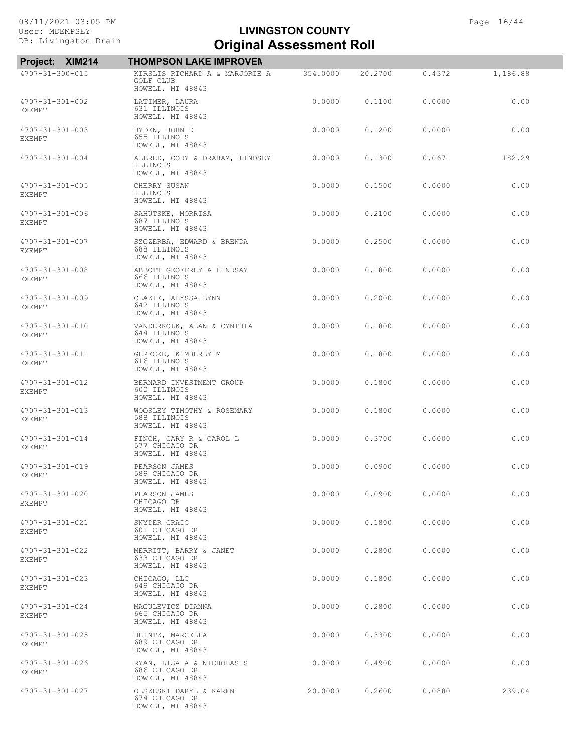# LIVINGSTON COUNTY
## Original Assessment Roll

08/11/2021 03:05 PM
User: MDEMPSEY
DB: Livingston Drain

**Project: XIM214** — **THOMPSON LAKE IMPROVEN**

| Parcel | Owner / Address | | | | |
|---|---|---|---|---|---|
| 4707-31-300-015 | KIRSLIS RICHARD A & MARJORIE A<br>GOLF CLUB<br>HOWELL, MI 48843 | 354.0000 | 20.2700 | 0.4372 | 1,186.88 |
| 4707-31-301-002<br>EXEMPT | LATIMER, LAURA<br>631 ILLINOIS<br>HOWELL, MI 48843 | 0.0000 | 0.1100 | 0.0000 | 0.00 |
| 4707-31-301-003<br>EXEMPT | HYDEN, JOHN D<br>655 ILLINOIS<br>HOWELL, MI 48843 | 0.0000 | 0.1200 | 0.0000 | 0.00 |
| 4707-31-301-004 | ALLRED, CODY & DRAHAM, LINDSEY<br>ILLINOIS<br>HOWELL, MI 48843 | 0.0000 | 0.1300 | 0.0671 | 182.29 |
| 4707-31-301-005<br>EXEMPT | CHERRY SUSAN<br>ILLINOIS<br>HOWELL, MI 48843 | 0.0000 | 0.1500 | 0.0000 | 0.00 |
| 4707-31-301-006<br>EXEMPT | SAHUTSKE, MORRISA<br>687 ILLINOIS<br>HOWELL, MI 48843 | 0.0000 | 0.2100 | 0.0000 | 0.00 |
| 4707-31-301-007<br>EXEMPT | SZCZERBA, EDWARD & BRENDA<br>688 ILLINOIS<br>HOWELL, MI 48843 | 0.0000 | 0.2500 | 0.0000 | 0.00 |
| 4707-31-301-008<br>EXEMPT | ABBOTT GEOFFREY & LINDSAY<br>666 ILLINOIS<br>HOWELL, MI 48843 | 0.0000 | 0.1800 | 0.0000 | 0.00 |
| 4707-31-301-009<br>EXEMPT | CLAZIE, ALYSSA LYNN<br>642 ILLINOIS<br>HOWELL, MI 48843 | 0.0000 | 0.2000 | 0.0000 | 0.00 |
| 4707-31-301-010<br>EXEMPT | VANDERKOLK, ALAN & CYNTHIA<br>644 ILLINOIS<br>HOWELL, MI 48843 | 0.0000 | 0.1800 | 0.0000 | 0.00 |
| 4707-31-301-011<br>EXEMPT | GERECKE, KIMBERLY M<br>616 ILLINOIS<br>HOWELL, MI 48843 | 0.0000 | 0.1800 | 0.0000 | 0.00 |
| 4707-31-301-012<br>EXEMPT | BERNARD INVESTMENT GROUP<br>600 ILLINOIS<br>HOWELL, MI 48843 | 0.0000 | 0.1800 | 0.0000 | 0.00 |
| 4707-31-301-013<br>EXEMPT | WOOSLEY TIMOTHY & ROSEMARY<br>588 ILLINOIS<br>HOWELL, MI 48843 | 0.0000 | 0.1800 | 0.0000 | 0.00 |
| 4707-31-301-014<br>EXEMPT | FINCH, GARY R & CAROL L<br>577 CHICAGO DR<br>HOWELL, MI 48843 | 0.0000 | 0.3700 | 0.0000 | 0.00 |
| 4707-31-301-019<br>EXEMPT | PEARSON JAMES<br>589 CHICAGO DR<br>HOWELL, MI 48843 | 0.0000 | 0.0900 | 0.0000 | 0.00 |
| 4707-31-301-020<br>EXEMPT | PEARSON JAMES<br>CHICAGO DR<br>HOWELL, MI 48843 | 0.0000 | 0.0900 | 0.0000 | 0.00 |
| 4707-31-301-021<br>EXEMPT | SNYDER CRAIG<br>601 CHICAGO DR<br>HOWELL, MI 48843 | 0.0000 | 0.1800 | 0.0000 | 0.00 |
| 4707-31-301-022<br>EXEMPT | MERRITT, BARRY & JANET<br>633 CHICAGO DR<br>HOWELL, MI 48843 | 0.0000 | 0.2800 | 0.0000 | 0.00 |
| 4707-31-301-023<br>EXEMPT | CHICAGO, LLC<br>649 CHICAGO DR<br>HOWELL, MI 48843 | 0.0000 | 0.1800 | 0.0000 | 0.00 |
| 4707-31-301-024<br>EXEMPT | MACULEVICZ DIANNA<br>665 CHICAGO DR<br>HOWELL, MI 48843 | 0.0000 | 0.2800 | 0.0000 | 0.00 |
| 4707-31-301-025<br>EXEMPT | HEINTZ, MARCELLA<br>689 CHICAGO DR<br>HOWELL, MI 48843 | 0.0000 | 0.3300 | 0.0000 | 0.00 |
| 4707-31-301-026<br>EXEMPT | RYAN, LISA A & NICHOLAS S<br>686 CHICAGO DR<br>HOWELL, MI 48843 | 0.0000 | 0.4900 | 0.0000 | 0.00 |
| 4707-31-301-027 | OLSZESKI DARYL & KAREN<br>674 CHICAGO DR<br>HOWELL, MI 48843 | 20.0000 | 0.2600 | 0.0880 | 239.04 |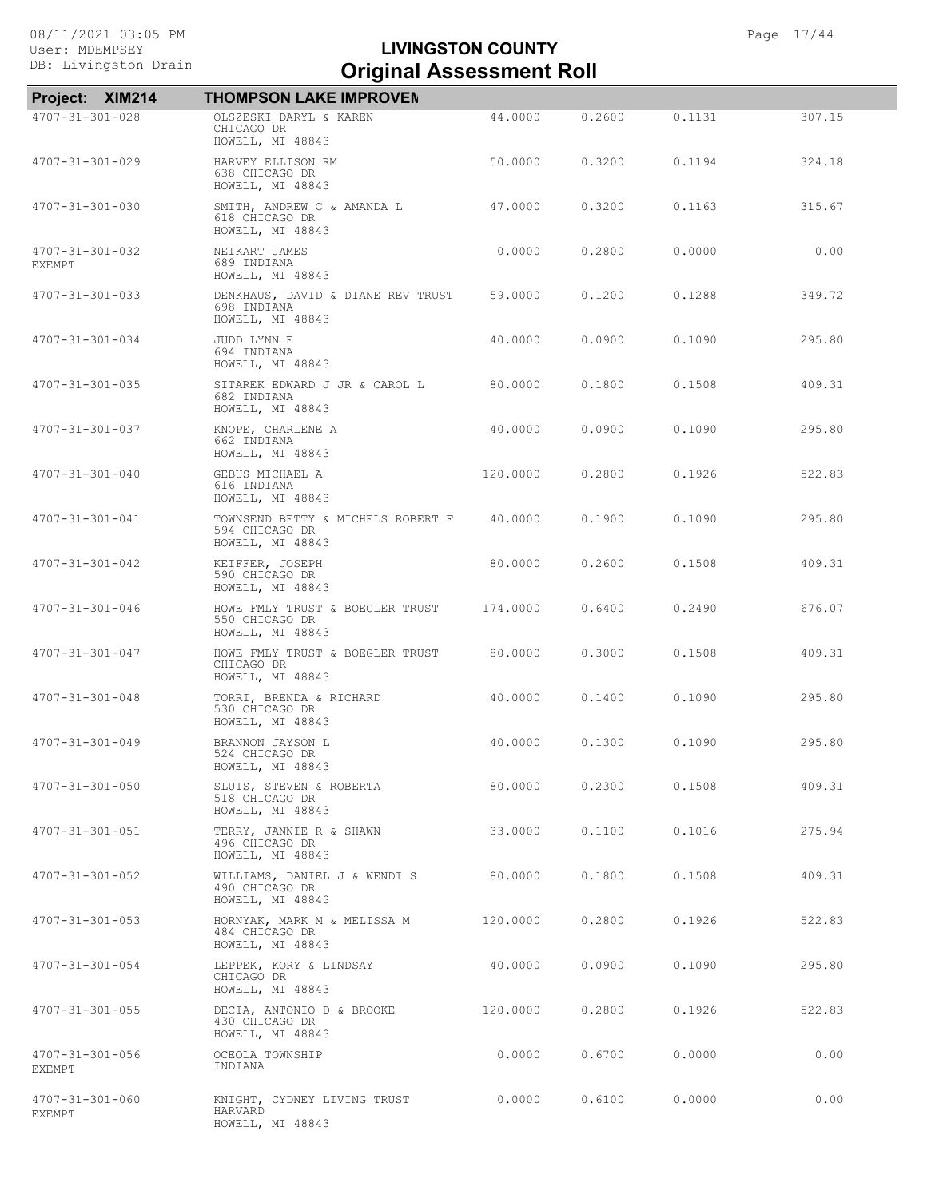# LIVINGSTON COUNTY
# Original Assessment Roll

**Project: XIM214** **THOMPSON LAKE IMPROVEM**

| Parcel | Owner / Address | | | | |
|---|---|---|---|---|---|
| 4707-31-301-028 | OLSZESKI DARYL & KAREN<br>CHICAGO DR<br>HOWELL, MI 48843 | 44.0000 | 0.2600 | 0.1131 | 307.15 |
| 4707-31-301-029 | HARVEY ELLISON RM<br>638 CHICAGO DR<br>HOWELL, MI 48843 | 50.0000 | 0.3200 | 0.1194 | 324.18 |
| 4707-31-301-030 | SMITH, ANDREW C & AMANDA L<br>618 CHICAGO DR<br>HOWELL, MI 48843 | 47.0000 | 0.3200 | 0.1163 | 315.67 |
| 4707-31-301-032<br>EXEMPT | NEIKART JAMES<br>689 INDIANA<br>HOWELL, MI 48843 | 0.0000 | 0.2800 | 0.0000 | 0.00 |
| 4707-31-301-033 | DENKHAUS, DAVID & DIANE REV TRUST<br>698 INDIANA<br>HOWELL, MI 48843 | 59.0000 | 0.1200 | 0.1288 | 349.72 |
| 4707-31-301-034 | JUDD LYNN E<br>694 INDIANA<br>HOWELL, MI 48843 | 40.0000 | 0.0900 | 0.1090 | 295.80 |
| 4707-31-301-035 | SITAREK EDWARD J JR & CAROL L<br>682 INDIANA<br>HOWELL, MI 48843 | 80.0000 | 0.1800 | 0.1508 | 409.31 |
| 4707-31-301-037 | KNOPE, CHARLENE A<br>662 INDIANA<br>HOWELL, MI 48843 | 40.0000 | 0.0900 | 0.1090 | 295.80 |
| 4707-31-301-040 | GEBUS MICHAEL A<br>616 INDIANA<br>HOWELL, MI 48843 | 120.0000 | 0.2800 | 0.1926 | 522.83 |
| 4707-31-301-041 | TOWNSEND BETTY & MICHELS ROBERT F<br>594 CHICAGO DR<br>HOWELL, MI 48843 | 40.0000 | 0.1900 | 0.1090 | 295.80 |
| 4707-31-301-042 | KEIFFER, JOSEPH<br>590 CHICAGO DR<br>HOWELL, MI 48843 | 80.0000 | 0.2600 | 0.1508 | 409.31 |
| 4707-31-301-046 | HOWE FMLY TRUST & BOEGLER TRUST<br>550 CHICAGO DR<br>HOWELL, MI 48843 | 174.0000 | 0.6400 | 0.2490 | 676.07 |
| 4707-31-301-047 | HOWE FMLY TRUST & BOEGLER TRUST<br>CHICAGO DR<br>HOWELL, MI 48843 | 80.0000 | 0.3000 | 0.1508 | 409.31 |
| 4707-31-301-048 | TORRI, BRENDA & RICHARD<br>530 CHICAGO DR<br>HOWELL, MI 48843 | 40.0000 | 0.1400 | 0.1090 | 295.80 |
| 4707-31-301-049 | BRANNON JAYSON L<br>524 CHICAGO DR<br>HOWELL, MI 48843 | 40.0000 | 0.1300 | 0.1090 | 295.80 |
| 4707-31-301-050 | SLUIS, STEVEN & ROBERTA<br>518 CHICAGO DR<br>HOWELL, MI 48843 | 80.0000 | 0.2300 | 0.1508 | 409.31 |
| 4707-31-301-051 | TERRY, JANNIE R & SHAWN<br>496 CHICAGO DR<br>HOWELL, MI 48843 | 33.0000 | 0.1100 | 0.1016 | 275.94 |
| 4707-31-301-052 | WILLIAMS, DANIEL J & WENDI S<br>490 CHICAGO DR<br>HOWELL, MI 48843 | 80.0000 | 0.1800 | 0.1508 | 409.31 |
| 4707-31-301-053 | HORNYAK, MARK M & MELISSA M<br>484 CHICAGO DR<br>HOWELL, MI 48843 | 120.0000 | 0.2800 | 0.1926 | 522.83 |
| 4707-31-301-054 | LEPPEK, KORY & LINDSAY<br>CHICAGO DR<br>HOWELL, MI 48843 | 40.0000 | 0.0900 | 0.1090 | 295.80 |
| 4707-31-301-055 | DECIA, ANTONIO D & BROOKE<br>430 CHICAGO DR<br>HOWELL, MI 48843 | 120.0000 | 0.2800 | 0.1926 | 522.83 |
| 4707-31-301-056<br>EXEMPT | OCEOLA TOWNSHIP<br>INDIANA | 0.0000 | 0.6700 | 0.0000 | 0.00 |
| 4707-31-301-060<br>EXEMPT | KNIGHT, CYDNEY LIVING TRUST<br>HARVARD<br>HOWELL, MI 48843 | 0.0000 | 0.6100 | 0.0000 | 0.00 |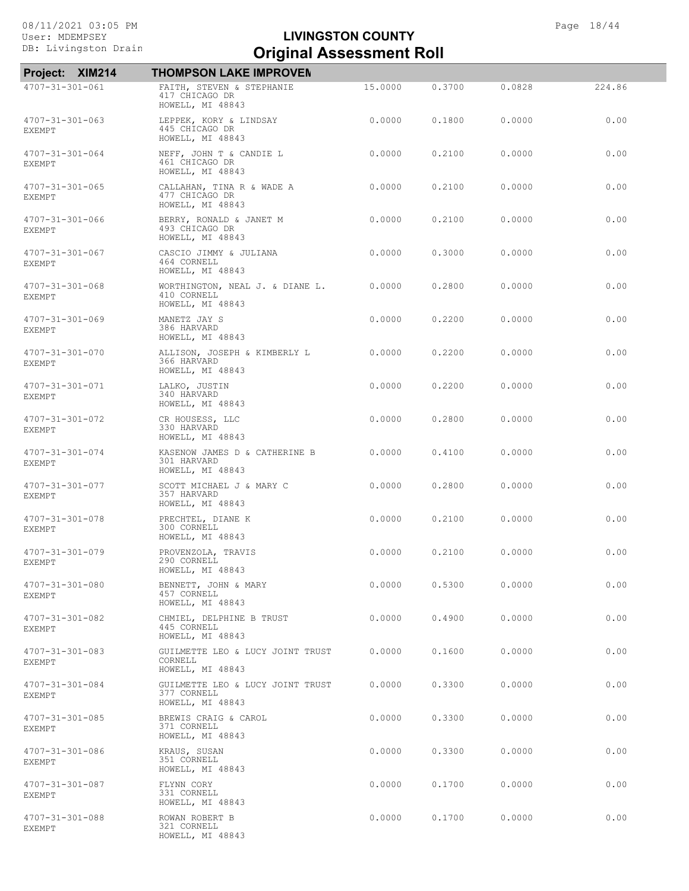# LIVINGSTON COUNTY
# Original Assessment Roll

**Project: XIM214** **THOMPSON LAKE IMPROVEN**

| Parcel | Owner / Address | | | | |
|---|---|---|---|---|---|
| 4707-31-301-061 | FAITH, STEVEN & STEPHANIE<br>417 CHICAGO DR<br>HOWELL, MI 48843 | 15.0000 | 0.3700 | 0.0828 | 224.86 |
| 4707-31-301-063<br>EXEMPT | LEPPEK, KORY & LINDSAY<br>445 CHICAGO DR<br>HOWELL, MI 48843 | 0.0000 | 0.1800 | 0.0000 | 0.00 |
| 4707-31-301-064<br>EXEMPT | NEFF, JOHN T & CANDIE L<br>461 CHICAGO DR<br>HOWELL, MI 48843 | 0.0000 | 0.2100 | 0.0000 | 0.00 |
| 4707-31-301-065<br>EXEMPT | CALLAHAN, TINA R & WADE A<br>477 CHICAGO DR<br>HOWELL, MI 48843 | 0.0000 | 0.2100 | 0.0000 | 0.00 |
| 4707-31-301-066<br>EXEMPT | BERRY, RONALD & JANET M<br>493 CHICAGO DR<br>HOWELL, MI 48843 | 0.0000 | 0.2100 | 0.0000 | 0.00 |
| 4707-31-301-067<br>EXEMPT | CASCIO JIMMY & JULIANA<br>464 CORNELL<br>HOWELL, MI 48843 | 0.0000 | 0.3000 | 0.0000 | 0.00 |
| 4707-31-301-068<br>EXEMPT | WORTHINGTON, NEAL J. & DIANE L.<br>410 CORNELL<br>HOWELL, MI 48843 | 0.0000 | 0.2800 | 0.0000 | 0.00 |
| 4707-31-301-069<br>EXEMPT | MANETZ JAY S<br>386 HARVARD<br>HOWELL, MI 48843 | 0.0000 | 0.2200 | 0.0000 | 0.00 |
| 4707-31-301-070<br>EXEMPT | ALLISON, JOSEPH & KIMBERLY L<br>366 HARVARD<br>HOWELL, MI 48843 | 0.0000 | 0.2200 | 0.0000 | 0.00 |
| 4707-31-301-071<br>EXEMPT | LALKO, JUSTIN<br>340 HARVARD<br>HOWELL, MI 48843 | 0.0000 | 0.2200 | 0.0000 | 0.00 |
| 4707-31-301-072<br>EXEMPT | CR HOUSESS, LLC<br>330 HARVARD<br>HOWELL, MI 48843 | 0.0000 | 0.2800 | 0.0000 | 0.00 |
| 4707-31-301-074<br>EXEMPT | KASENOW JAMES D & CATHERINE B<br>301 HARVARD<br>HOWELL, MI 48843 | 0.0000 | 0.4100 | 0.0000 | 0.00 |
| 4707-31-301-077<br>EXEMPT | SCOTT MICHAEL J & MARY C<br>357 HARVARD<br>HOWELL, MI 48843 | 0.0000 | 0.2800 | 0.0000 | 0.00 |
| 4707-31-301-078<br>EXEMPT | PRECHTEL, DIANE K<br>300 CORNELL<br>HOWELL, MI 48843 | 0.0000 | 0.2100 | 0.0000 | 0.00 |
| 4707-31-301-079<br>EXEMPT | PROVENZOLA, TRAVIS<br>290 CORNELL<br>HOWELL, MI 48843 | 0.0000 | 0.2100 | 0.0000 | 0.00 |
| 4707-31-301-080<br>EXEMPT | BENNETT, JOHN & MARY<br>457 CORNELL<br>HOWELL, MI 48843 | 0.0000 | 0.5300 | 0.0000 | 0.00 |
| 4707-31-301-082<br>EXEMPT | CHMIEL, DELPHINE B TRUST<br>445 CORNELL<br>HOWELL, MI 48843 | 0.0000 | 0.4900 | 0.0000 | 0.00 |
| 4707-31-301-083<br>EXEMPT | GUILMETTE LEO & LUCY JOINT TRUST<br>CORNELL<br>HOWELL, MI 48843 | 0.0000 | 0.1600 | 0.0000 | 0.00 |
| 4707-31-301-084<br>EXEMPT | GUILMETTE LEO & LUCY JOINT TRUST<br>377 CORNELL<br>HOWELL, MI 48843 | 0.0000 | 0.3300 | 0.0000 | 0.00 |
| 4707-31-301-085<br>EXEMPT | BREWIS CRAIG & CAROL<br>371 CORNELL<br>HOWELL, MI 48843 | 0.0000 | 0.3300 | 0.0000 | 0.00 |
| 4707-31-301-086<br>EXEMPT | KRAUS, SUSAN<br>351 CORNELL<br>HOWELL, MI 48843 | 0.0000 | 0.3300 | 0.0000 | 0.00 |
| 4707-31-301-087<br>EXEMPT | FLYNN CORY<br>331 CORNELL<br>HOWELL, MI 48843 | 0.0000 | 0.1700 | 0.0000 | 0.00 |
| 4707-31-301-088<br>EXEMPT | ROWAN ROBERT B<br>321 CORNELL<br>HOWELL, MI 48843 | 0.0000 | 0.1700 | 0.0000 | 0.00 |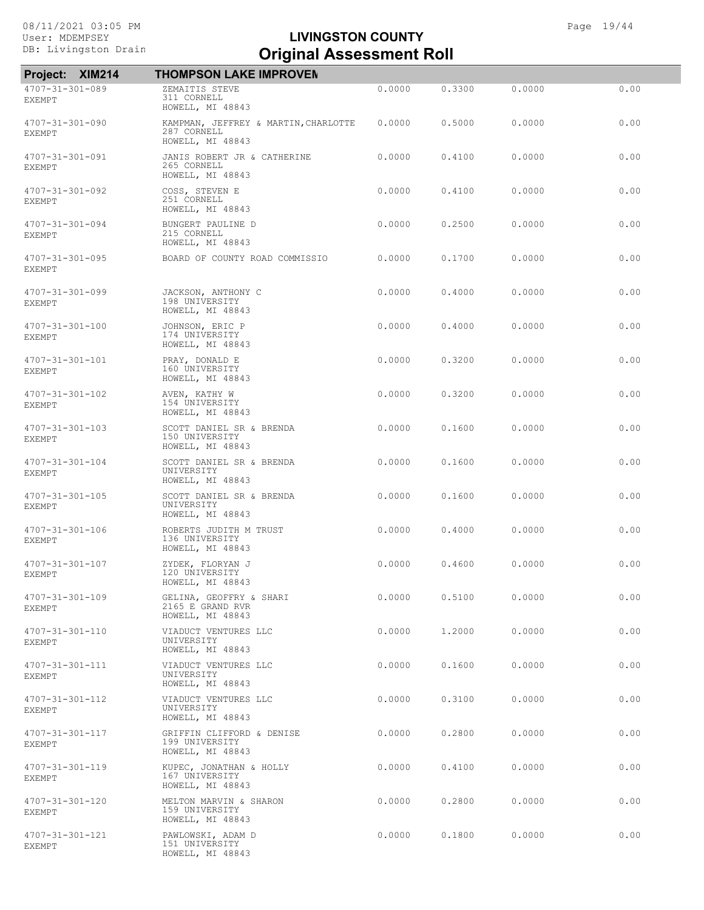# LIVINGSTON COUNTY
## Original Assessment Roll

08/11/2021 03:05 PM
User: MDEMPSEY
DB: Livingston Drain

**Project: XIM214** **THOMPSON LAKE IMPROVEN**

| Parcel | Owner / Address | | | | |
|---|---|---|---|---|---|
| 4707-31-301-089 EXEMPT | ZEMAITIS STEVE 311 CORNELL HOWELL, MI 48843 | 0.0000 | 0.3300 | 0.0000 | 0.00 |
| 4707-31-301-090 EXEMPT | KAMPMAN, JEFFREY & MARTIN,CHARLOTTE 287 CORNELL HOWELL, MI 48843 | 0.0000 | 0.5000 | 0.0000 | 0.00 |
| 4707-31-301-091 EXEMPT | JANIS ROBERT JR & CATHERINE 265 CORNELL HOWELL, MI 48843 | 0.0000 | 0.4100 | 0.0000 | 0.00 |
| 4707-31-301-092 EXEMPT | COSS, STEVEN E 251 CORNELL HOWELL, MI 48843 | 0.0000 | 0.4100 | 0.0000 | 0.00 |
| 4707-31-301-094 EXEMPT | BUNGERT PAULINE D 215 CORNELL HOWELL, MI 48843 | 0.0000 | 0.2500 | 0.0000 | 0.00 |
| 4707-31-301-095 EXEMPT | BOARD OF COUNTY ROAD COMMISSIO | 0.0000 | 0.1700 | 0.0000 | 0.00 |
| 4707-31-301-099 EXEMPT | JACKSON, ANTHONY C 198 UNIVERSITY HOWELL, MI 48843 | 0.0000 | 0.4000 | 0.0000 | 0.00 |
| 4707-31-301-100 EXEMPT | JOHNSON, ERIC P 174 UNIVERSITY HOWELL, MI 48843 | 0.0000 | 0.4000 | 0.0000 | 0.00 |
| 4707-31-301-101 EXEMPT | PRAY, DONALD E 160 UNIVERSITY HOWELL, MI 48843 | 0.0000 | 0.3200 | 0.0000 | 0.00 |
| 4707-31-301-102 EXEMPT | AVEN, KATHY W 154 UNIVERSITY HOWELL, MI 48843 | 0.0000 | 0.3200 | 0.0000 | 0.00 |
| 4707-31-301-103 EXEMPT | SCOTT DANIEL SR & BRENDA 150 UNIVERSITY HOWELL, MI 48843 | 0.0000 | 0.1600 | 0.0000 | 0.00 |
| 4707-31-301-104 EXEMPT | SCOTT DANIEL SR & BRENDA UNIVERSITY HOWELL, MI 48843 | 0.0000 | 0.1600 | 0.0000 | 0.00 |
| 4707-31-301-105 EXEMPT | SCOTT DANIEL SR & BRENDA UNIVERSITY HOWELL, MI 48843 | 0.0000 | 0.1600 | 0.0000 | 0.00 |
| 4707-31-301-106 EXEMPT | ROBERTS JUDITH M TRUST 136 UNIVERSITY HOWELL, MI 48843 | 0.0000 | 0.4000 | 0.0000 | 0.00 |
| 4707-31-301-107 EXEMPT | ZYDEK, FLORYAN J 120 UNIVERSITY HOWELL, MI 48843 | 0.0000 | 0.4600 | 0.0000 | 0.00 |
| 4707-31-301-109 EXEMPT | GELINA, GEOFFRY & SHARI 2165 E GRAND RVR HOWELL, MI 48843 | 0.0000 | 0.5100 | 0.0000 | 0.00 |
| 4707-31-301-110 EXEMPT | VIADUCT VENTURES LLC UNIVERSITY HOWELL, MI 48843 | 0.0000 | 1.2000 | 0.0000 | 0.00 |
| 4707-31-301-111 EXEMPT | VIADUCT VENTURES LLC UNIVERSITY HOWELL, MI 48843 | 0.0000 | 0.1600 | 0.0000 | 0.00 |
| 4707-31-301-112 EXEMPT | VIADUCT VENTURES LLC UNIVERSITY HOWELL, MI 48843 | 0.0000 | 0.3100 | 0.0000 | 0.00 |
| 4707-31-301-117 EXEMPT | GRIFFIN CLIFFORD & DENISE 199 UNIVERSITY HOWELL, MI 48843 | 0.0000 | 0.2800 | 0.0000 | 0.00 |
| 4707-31-301-119 EXEMPT | KUPEC, JONATHAN & HOLLY 167 UNIVERSITY HOWELL, MI 48843 | 0.0000 | 0.4100 | 0.0000 | 0.00 |
| 4707-31-301-120 EXEMPT | MELTON MARVIN & SHARON 159 UNIVERSITY HOWELL, MI 48843 | 0.0000 | 0.2800 | 0.0000 | 0.00 |
| 4707-31-301-121 EXEMPT | PAWLOWSKI, ADAM D 151 UNIVERSITY HOWELL, MI 48843 | 0.0000 | 0.1800 | 0.0000 | 0.00 |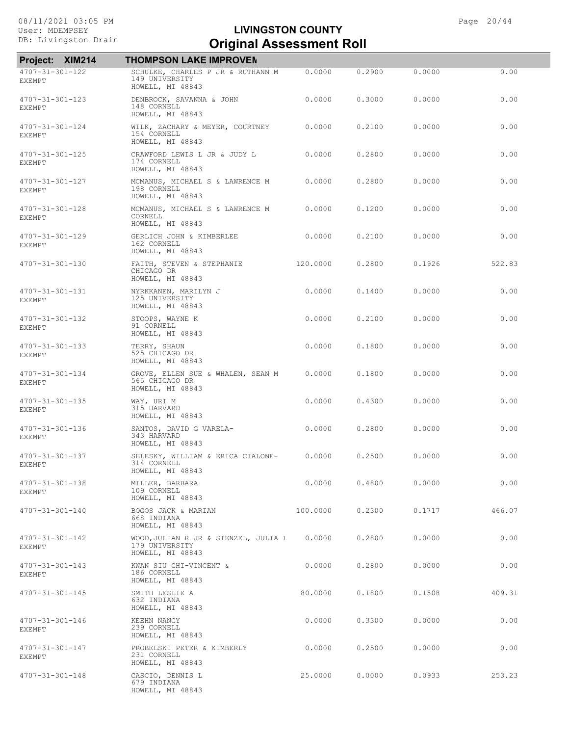# LIVINGSTON COUNTY
# Original Assessment Roll

**Project: XIM214** **THOMPSON LAKE IMPROVEN**

| Parcel | Owner / Address | | | | |
|---|---|---|---|---|---|
| 4707-31-301-122 EXEMPT | SCHULKE, CHARLES P JR & RUTHANN M 149 UNIVERSITY HOWELL, MI 48843 | 0.0000 | 0.2900 | 0.0000 | 0.00 |
| 4707-31-301-123 EXEMPT | DENBROCK, SAVANNA & JOHN 148 CORNELL HOWELL, MI 48843 | 0.0000 | 0.3000 | 0.0000 | 0.00 |
| 4707-31-301-124 EXEMPT | WILK, ZACHARY & MEYER, COURTNEY 154 CORNELL HOWELL, MI 48843 | 0.0000 | 0.2100 | 0.0000 | 0.00 |
| 4707-31-301-125 EXEMPT | CRAWFORD LEWIS L JR & JUDY L 174 CORNELL HOWELL, MI 48843 | 0.0000 | 0.2800 | 0.0000 | 0.00 |
| 4707-31-301-127 EXEMPT | MCMANUS, MICHAEL S & LAWRENCE M 198 CORNELL HOWELL, MI 48843 | 0.0000 | 0.2800 | 0.0000 | 0.00 |
| 4707-31-301-128 EXEMPT | MCMANUS, MICHAEL S & LAWRENCE M CORNELL HOWELL, MI 48843 | 0.0000 | 0.1200 | 0.0000 | 0.00 |
| 4707-31-301-129 EXEMPT | GERLICH JOHN & KIMBERLEE 162 CORNELL HOWELL, MI 48843 | 0.0000 | 0.2100 | 0.0000 | 0.00 |
| 4707-31-301-130 | FAITH, STEVEN & STEPHANIE CHICAGO DR HOWELL, MI 48843 | 120.0000 | 0.2800 | 0.1926 | 522.83 |
| 4707-31-301-131 EXEMPT | NYRKKANEN, MARILYN J 125 UNIVERSITY HOWELL, MI 48843 | 0.0000 | 0.1400 | 0.0000 | 0.00 |
| 4707-31-301-132 EXEMPT | STOOPS, WAYNE K 91 CORNELL HOWELL, MI 48843 | 0.0000 | 0.2100 | 0.0000 | 0.00 |
| 4707-31-301-133 EXEMPT | TERRY, SHAUN 525 CHICAGO DR HOWELL, MI 48843 | 0.0000 | 0.1800 | 0.0000 | 0.00 |
| 4707-31-301-134 EXEMPT | GROVE, ELLEN SUE & WHALEN, SEAN M 565 CHICAGO DR HOWELL, MI 48843 | 0.0000 | 0.1800 | 0.0000 | 0.00 |
| 4707-31-301-135 EXEMPT | WAY, URI M 315 HARVARD HOWELL, MI 48843 | 0.0000 | 0.4300 | 0.0000 | 0.00 |
| 4707-31-301-136 EXEMPT | SANTOS, DAVID G VARELA- 343 HARVARD HOWELL, MI 48843 | 0.0000 | 0.2800 | 0.0000 | 0.00 |
| 4707-31-301-137 EXEMPT | SELESKY, WILLIAM & ERICA CIALONE- 314 CORNELL HOWELL, MI 48843 | 0.0000 | 0.2500 | 0.0000 | 0.00 |
| 4707-31-301-138 EXEMPT | MILLER, BARBARA 109 CORNELL HOWELL, MI 48843 | 0.0000 | 0.4800 | 0.0000 | 0.00 |
| 4707-31-301-140 | BOGOS JACK & MARIAN 668 INDIANA HOWELL, MI 48843 | 100.0000 | 0.2300 | 0.1717 | 466.07 |
| 4707-31-301-142 EXEMPT | WOOD,JULIAN R JR & STENZEL, JULIA L 179 UNIVERSITY HOWELL, MI 48843 | 0.0000 | 0.2800 | 0.0000 | 0.00 |
| 4707-31-301-143 EXEMPT | KWAN SIU CHI-VINCENT & 186 CORNELL HOWELL, MI 48843 | 0.0000 | 0.2800 | 0.0000 | 0.00 |
| 4707-31-301-145 | SMITH LESLIE A 632 INDIANA HOWELL, MI 48843 | 80.0000 | 0.1800 | 0.1508 | 409.31 |
| 4707-31-301-146 EXEMPT | KEEHN NANCY 239 CORNELL HOWELL, MI 48843 | 0.0000 | 0.3300 | 0.0000 | 0.00 |
| 4707-31-301-147 EXEMPT | PROBELSKI PETER & KIMBERLY 231 CORNELL HOWELL, MI 48843 | 0.0000 | 0.2500 | 0.0000 | 0.00 |
| 4707-31-301-148 | CASCIO, DENNIS L 679 INDIANA HOWELL, MI 48843 | 25.0000 | 0.0000 | 0.0933 | 253.23 |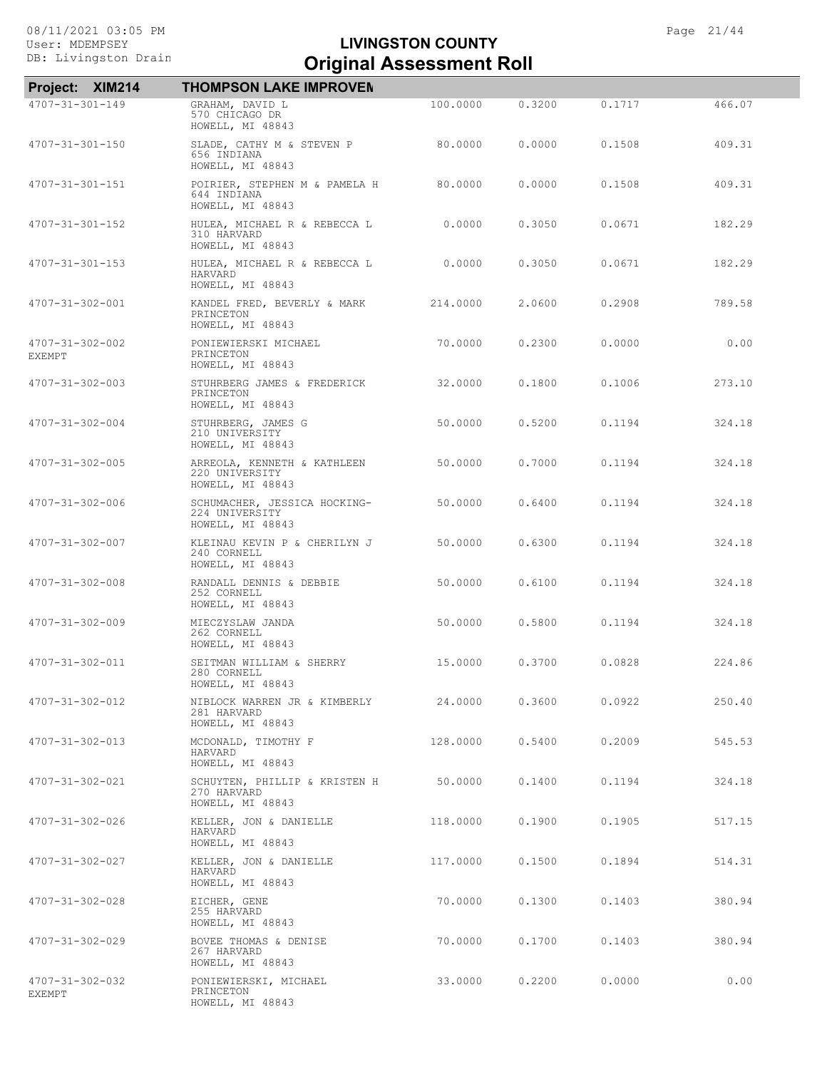# LIVINGSTON COUNTY
## Original Assessment Roll

**Project: XIM214** — **THOMPSON LAKE IMPROVEN**

| Parcel | Owner / Address | | | | |
|---|---|---|---|---|---|
| 4707-31-301-149 | GRAHAM, DAVID L<br>570 CHICAGO DR<br>HOWELL, MI 48843 | 100.0000 | 0.3200 | 0.1717 | 466.07 |
| 4707-31-301-150 | SLADE, CATHY M & STEVEN P<br>656 INDIANA<br>HOWELL, MI 48843 | 80.0000 | 0.0000 | 0.1508 | 409.31 |
| 4707-31-301-151 | POIRIER, STEPHEN M & PAMELA H<br>644 INDIANA<br>HOWELL, MI 48843 | 80.0000 | 0.0000 | 0.1508 | 409.31 |
| 4707-31-301-152 | HULEA, MICHAEL R & REBECCA L<br>310 HARVARD<br>HOWELL, MI 48843 | 0.0000 | 0.3050 | 0.0671 | 182.29 |
| 4707-31-301-153 | HULEA, MICHAEL R & REBECCA L<br>HARVARD<br>HOWELL, MI 48843 | 0.0000 | 0.3050 | 0.0671 | 182.29 |
| 4707-31-302-001 | KANDEL FRED, BEVERLY & MARK<br>PRINCETON<br>HOWELL, MI 48843 | 214.0000 | 2.0600 | 0.2908 | 789.58 |
| 4707-31-302-002<br>EXEMPT | PONIEWIERSKI MICHAEL<br>PRINCETON<br>HOWELL, MI 48843 | 70.0000 | 0.2300 | 0.0000 | 0.00 |
| 4707-31-302-003 | STUHRBERG JAMES & FREDERICK<br>PRINCETON<br>HOWELL, MI 48843 | 32.0000 | 0.1800 | 0.1006 | 273.10 |
| 4707-31-302-004 | STUHRBERG, JAMES G<br>210 UNIVERSITY<br>HOWELL, MI 48843 | 50.0000 | 0.5200 | 0.1194 | 324.18 |
| 4707-31-302-005 | ARREOLA, KENNETH & KATHLEEN<br>220 UNIVERSITY<br>HOWELL, MI 48843 | 50.0000 | 0.7000 | 0.1194 | 324.18 |
| 4707-31-302-006 | SCHUMACHER, JESSICA HOCKING-<br>224 UNIVERSITY<br>HOWELL, MI 48843 | 50.0000 | 0.6400 | 0.1194 | 324.18 |
| 4707-31-302-007 | KLEINAU KEVIN P & CHERILYN J<br>240 CORNELL<br>HOWELL, MI 48843 | 50.0000 | 0.6300 | 0.1194 | 324.18 |
| 4707-31-302-008 | RANDALL DENNIS & DEBBIE<br>252 CORNELL<br>HOWELL, MI 48843 | 50.0000 | 0.6100 | 0.1194 | 324.18 |
| 4707-31-302-009 | MIECZYSLAW JANDA<br>262 CORNELL<br>HOWELL, MI 48843 | 50.0000 | 0.5800 | 0.1194 | 324.18 |
| 4707-31-302-011 | SEITMAN WILLIAM & SHERRY<br>280 CORNELL<br>HOWELL, MI 48843 | 15.0000 | 0.3700 | 0.0828 | 224.86 |
| 4707-31-302-012 | NIBLOCK WARREN JR & KIMBERLY<br>281 HARVARD<br>HOWELL, MI 48843 | 24.0000 | 0.3600 | 0.0922 | 250.40 |
| 4707-31-302-013 | MCDONALD, TIMOTHY F<br>HARVARD<br>HOWELL, MI 48843 | 128.0000 | 0.5400 | 0.2009 | 545.53 |
| 4707-31-302-021 | SCHUYTEN, PHILLIP & KRISTEN H<br>270 HARVARD<br>HOWELL, MI 48843 | 50.0000 | 0.1400 | 0.1194 | 324.18 |
| 4707-31-302-026 | KELLER, JON & DANIELLE<br>HARVARD<br>HOWELL, MI 48843 | 118.0000 | 0.1900 | 0.1905 | 517.15 |
| 4707-31-302-027 | KELLER, JON & DANIELLE<br>HARVARD<br>HOWELL, MI 48843 | 117.0000 | 0.1500 | 0.1894 | 514.31 |
| 4707-31-302-028 | EICHER, GENE<br>255 HARVARD<br>HOWELL, MI 48843 | 70.0000 | 0.1300 | 0.1403 | 380.94 |
| 4707-31-302-029 | BOVEE THOMAS & DENISE<br>267 HARVARD<br>HOWELL, MI 48843 | 70.0000 | 0.1700 | 0.1403 | 380.94 |
| 4707-31-302-032<br>EXEMPT | PONIEWIERSKI, MICHAEL<br>PRINCETON<br>HOWELL, MI 48843 | 33.0000 | 0.2200 | 0.0000 | 0.00 |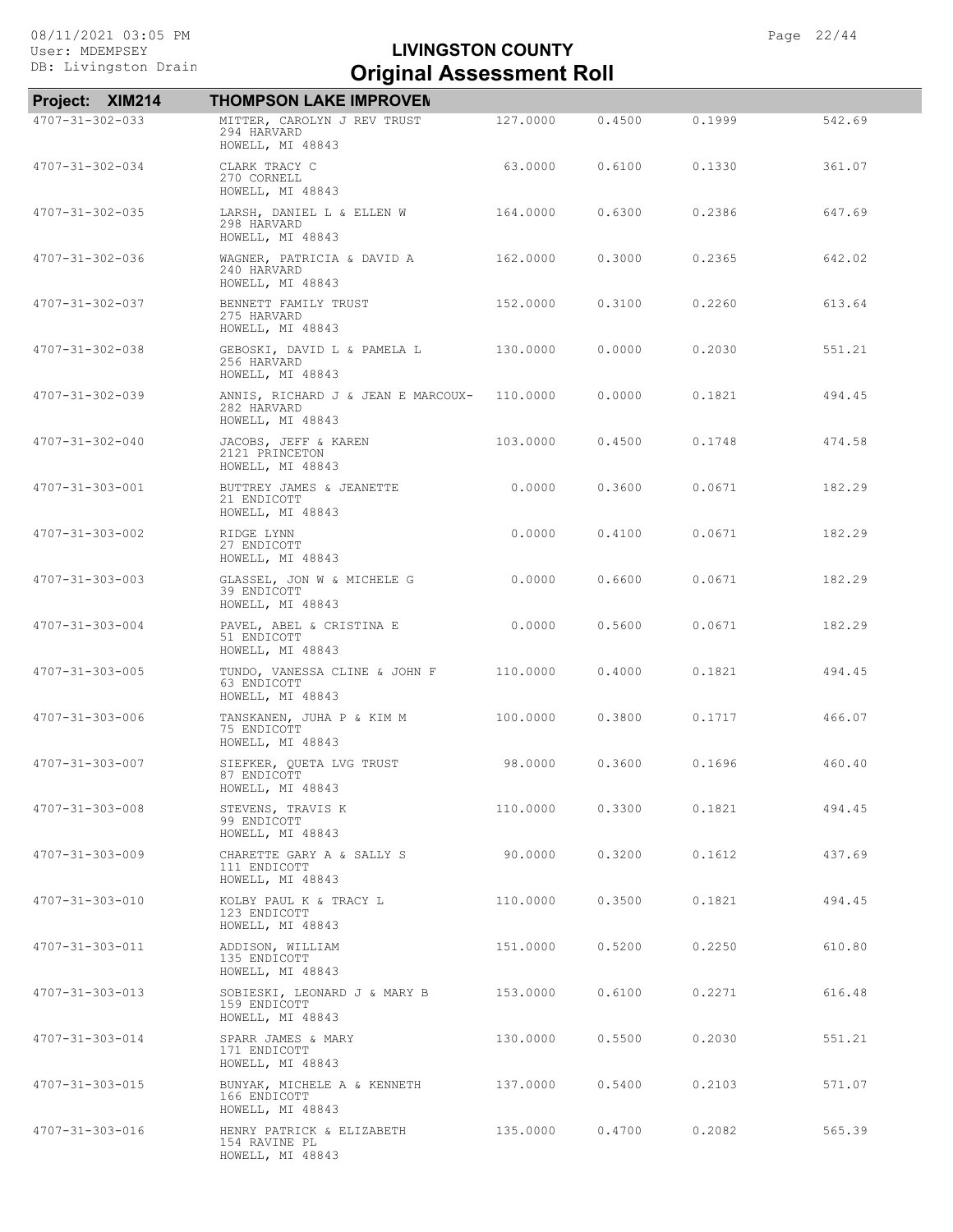# LIVINGSTON COUNTY
# Original Assessment Roll

**Project: XIM214** **THOMPSON LAKE IMPROVEM**

| Parcel | Owner / Address | | | | |
|---|---|---|---|---|---|
| 4707-31-302-033 | MITTER, CAROLYN J REV TRUST<br>294 HARVARD<br>HOWELL, MI 48843 | 127.0000 | 0.4500 | 0.1999 | 542.69 |
| 4707-31-302-034 | CLARK TRACY C<br>270 CORNELL<br>HOWELL, MI 48843 | 63.0000 | 0.6100 | 0.1330 | 361.07 |
| 4707-31-302-035 | LARSH, DANIEL L & ELLEN W<br>298 HARVARD<br>HOWELL, MI 48843 | 164.0000 | 0.6300 | 0.2386 | 647.69 |
| 4707-31-302-036 | WAGNER, PATRICIA & DAVID A<br>240 HARVARD<br>HOWELL, MI 48843 | 162.0000 | 0.3000 | 0.2365 | 642.02 |
| 4707-31-302-037 | BENNETT FAMILY TRUST<br>275 HARVARD<br>HOWELL, MI 48843 | 152.0000 | 0.3100 | 0.2260 | 613.64 |
| 4707-31-302-038 | GEBOSKI, DAVID L & PAMELA L<br>256 HARVARD<br>HOWELL, MI 48843 | 130.0000 | 0.0000 | 0.2030 | 551.21 |
| 4707-31-302-039 | ANNIS, RICHARD J & JEAN E MARCOUX-<br>282 HARVARD<br>HOWELL, MI 48843 | 110.0000 | 0.0000 | 0.1821 | 494.45 |
| 4707-31-302-040 | JACOBS, JEFF & KAREN<br>2121 PRINCETON<br>HOWELL, MI 48843 | 103.0000 | 0.4500 | 0.1748 | 474.58 |
| 4707-31-303-001 | BUTTREY JAMES & JEANETTE<br>21 ENDICOTT<br>HOWELL, MI 48843 | 0.0000 | 0.3600 | 0.0671 | 182.29 |
| 4707-31-303-002 | RIDGE LYNN<br>27 ENDICOTT<br>HOWELL, MI 48843 | 0.0000 | 0.4100 | 0.0671 | 182.29 |
| 4707-31-303-003 | GLASSEL, JON W & MICHELE G<br>39 ENDICOTT<br>HOWELL, MI 48843 | 0.0000 | 0.6600 | 0.0671 | 182.29 |
| 4707-31-303-004 | PAVEL, ABEL & CRISTINA E<br>51 ENDICOTT<br>HOWELL, MI 48843 | 0.0000 | 0.5600 | 0.0671 | 182.29 |
| 4707-31-303-005 | TUNDO, VANESSA CLINE & JOHN F<br>63 ENDICOTT<br>HOWELL, MI 48843 | 110.0000 | 0.4000 | 0.1821 | 494.45 |
| 4707-31-303-006 | TANSKANEN, JUHA P & KIM M<br>75 ENDICOTT<br>HOWELL, MI 48843 | 100.0000 | 0.3800 | 0.1717 | 466.07 |
| 4707-31-303-007 | SIEFKER, QUETA LVG TRUST<br>87 ENDICOTT<br>HOWELL, MI 48843 | 98.0000 | 0.3600 | 0.1696 | 460.40 |
| 4707-31-303-008 | STEVENS, TRAVIS K<br>99 ENDICOTT<br>HOWELL, MI 48843 | 110.0000 | 0.3300 | 0.1821 | 494.45 |
| 4707-31-303-009 | CHARETTE GARY A & SALLY S<br>111 ENDICOTT<br>HOWELL, MI 48843 | 90.0000 | 0.3200 | 0.1612 | 437.69 |
| 4707-31-303-010 | KOLBY PAUL K & TRACY L<br>123 ENDICOTT<br>HOWELL, MI 48843 | 110.0000 | 0.3500 | 0.1821 | 494.45 |
| 4707-31-303-011 | ADDISON, WILLIAM<br>135 ENDICOTT<br>HOWELL, MI 48843 | 151.0000 | 0.5200 | 0.2250 | 610.80 |
| 4707-31-303-013 | SOBIESKI, LEONARD J & MARY B<br>159 ENDICOTT<br>HOWELL, MI 48843 | 153.0000 | 0.6100 | 0.2271 | 616.48 |
| 4707-31-303-014 | SPARR JAMES & MARY<br>171 ENDICOTT<br>HOWELL, MI 48843 | 130.0000 | 0.5500 | 0.2030 | 551.21 |
| 4707-31-303-015 | BUNYAK, MICHELE A & KENNETH<br>166 ENDICOTT<br>HOWELL, MI 48843 | 137.0000 | 0.5400 | 0.2103 | 571.07 |
| 4707-31-303-016 | HENRY PATRICK & ELIZABETH<br>154 RAVINE PL<br>HOWELL, MI 48843 | 135.0000 | 0.4700 | 0.2082 | 565.39 |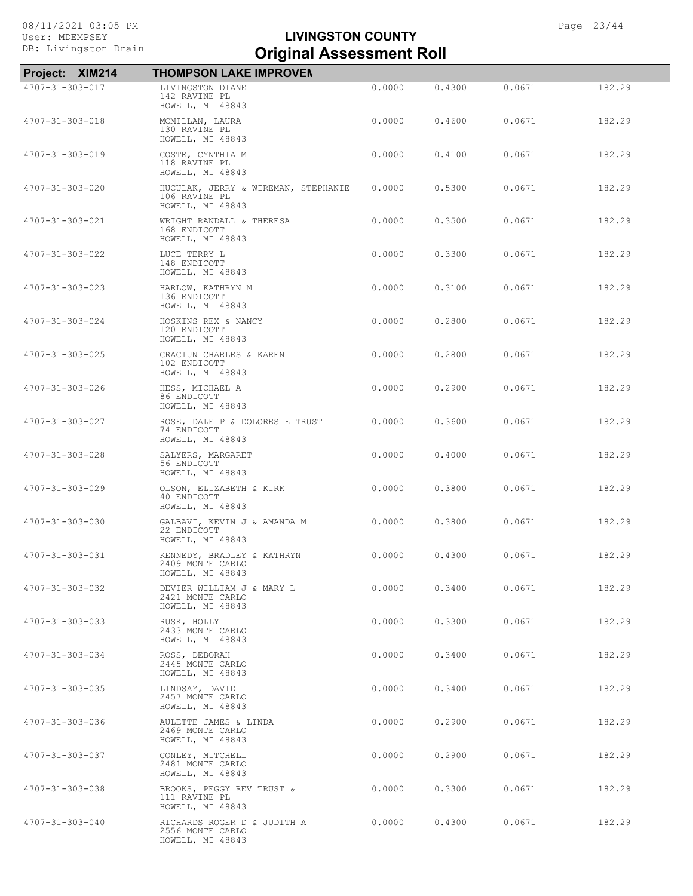# LIVINGSTON COUNTY
## Original Assessment Roll

08/11/2021 03:05 PM
User: MDEMPSEY
DB: Livingston Drain

**Project: XIM214 THOMPSON LAKE IMPROVEM**

| Parcel | Owner / Address | | | | |
|---|---|---|---|---|---|
| 4707-31-303-017 | LIVINGSTON DIANE<br>142 RAVINE PL<br>HOWELL, MI 48843 | 0.0000 | 0.4300 | 0.0671 | 182.29 |
| 4707-31-303-018 | MCMILLAN, LAURA<br>130 RAVINE PL<br>HOWELL, MI 48843 | 0.0000 | 0.4600 | 0.0671 | 182.29 |
| 4707-31-303-019 | COSTE, CYNTHIA M<br>118 RAVINE PL<br>HOWELL, MI 48843 | 0.0000 | 0.4100 | 0.0671 | 182.29 |
| 4707-31-303-020 | HUCULAK, JERRY & WIREMAN, STEPHANIE<br>106 RAVINE PL<br>HOWELL, MI 48843 | 0.0000 | 0.5300 | 0.0671 | 182.29 |
| 4707-31-303-021 | WRIGHT RANDALL & THERESA<br>168 ENDICOTT<br>HOWELL, MI 48843 | 0.0000 | 0.3500 | 0.0671 | 182.29 |
| 4707-31-303-022 | LUCE TERRY L<br>148 ENDICOTT<br>HOWELL, MI 48843 | 0.0000 | 0.3300 | 0.0671 | 182.29 |
| 4707-31-303-023 | HARLOW, KATHRYN M<br>136 ENDICOTT<br>HOWELL, MI 48843 | 0.0000 | 0.3100 | 0.0671 | 182.29 |
| 4707-31-303-024 | HOSKINS REX & NANCY<br>120 ENDICOTT<br>HOWELL, MI 48843 | 0.0000 | 0.2800 | 0.0671 | 182.29 |
| 4707-31-303-025 | CRACIUN CHARLES & KAREN<br>102 ENDICOTT<br>HOWELL, MI 48843 | 0.0000 | 0.2800 | 0.0671 | 182.29 |
| 4707-31-303-026 | HESS, MICHAEL A<br>86 ENDICOTT<br>HOWELL, MI 48843 | 0.0000 | 0.2900 | 0.0671 | 182.29 |
| 4707-31-303-027 | ROSE, DALE P & DOLORES E TRUST<br>74 ENDICOTT<br>HOWELL, MI 48843 | 0.0000 | 0.3600 | 0.0671 | 182.29 |
| 4707-31-303-028 | SALYERS, MARGARET<br>56 ENDICOTT<br>HOWELL, MI 48843 | 0.0000 | 0.4000 | 0.0671 | 182.29 |
| 4707-31-303-029 | OLSON, ELIZABETH & KIRK<br>40 ENDICOTT<br>HOWELL, MI 48843 | 0.0000 | 0.3800 | 0.0671 | 182.29 |
| 4707-31-303-030 | GALBAVI, KEVIN J & AMANDA M<br>22 ENDICOTT<br>HOWELL, MI 48843 | 0.0000 | 0.3800 | 0.0671 | 182.29 |
| 4707-31-303-031 | KENNEDY, BRADLEY & KATHRYN<br>2409 MONTE CARLO<br>HOWELL, MI 48843 | 0.0000 | 0.4300 | 0.0671 | 182.29 |
| 4707-31-303-032 | DEVIER WILLIAM J & MARY L<br>2421 MONTE CARLO<br>HOWELL, MI 48843 | 0.0000 | 0.3400 | 0.0671 | 182.29 |
| 4707-31-303-033 | RUSK, HOLLY<br>2433 MONTE CARLO<br>HOWELL, MI 48843 | 0.0000 | 0.3300 | 0.0671 | 182.29 |
| 4707-31-303-034 | ROSS, DEBORAH<br>2445 MONTE CARLO<br>HOWELL, MI 48843 | 0.0000 | 0.3400 | 0.0671 | 182.29 |
| 4707-31-303-035 | LINDSAY, DAVID<br>2457 MONTE CARLO<br>HOWELL, MI 48843 | 0.0000 | 0.3400 | 0.0671 | 182.29 |
| 4707-31-303-036 | AULETTE JAMES & LINDA<br>2469 MONTE CARLO<br>HOWELL, MI 48843 | 0.0000 | 0.2900 | 0.0671 | 182.29 |
| 4707-31-303-037 | CONLEY, MITCHELL<br>2481 MONTE CARLO<br>HOWELL, MI 48843 | 0.0000 | 0.2900 | 0.0671 | 182.29 |
| 4707-31-303-038 | BROOKS, PEGGY REV TRUST &<br>111 RAVINE PL<br>HOWELL, MI 48843 | 0.0000 | 0.3300 | 0.0671 | 182.29 |
| 4707-31-303-040 | RICHARDS ROGER D & JUDITH A<br>2556 MONTE CARLO<br>HOWELL, MI 48843 | 0.0000 | 0.4300 | 0.0671 | 182.29 |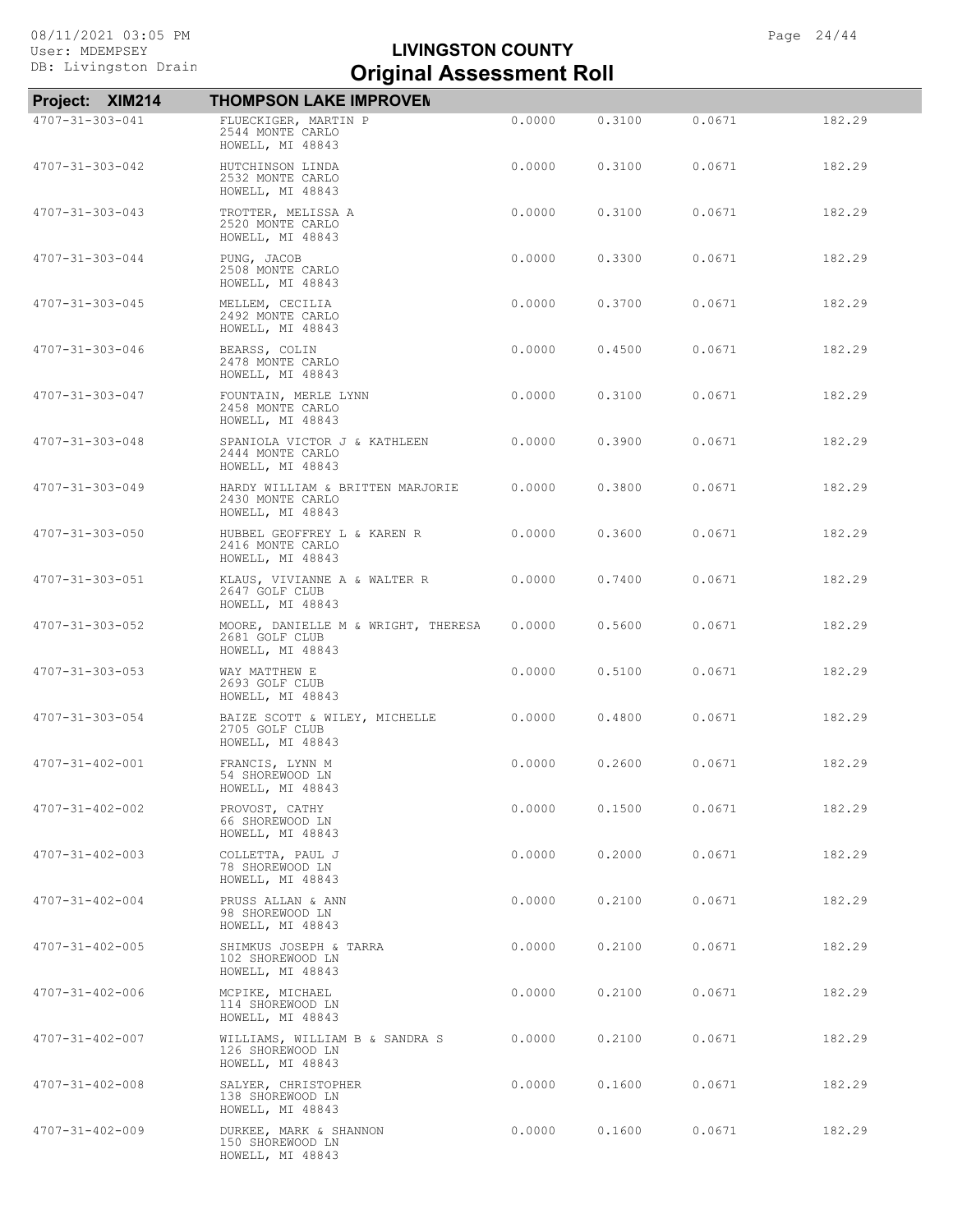## LIVINGSTON COUNTY
## Original Assessment Roll

**Project: XIM214** **THOMPSON LAKE IMPROVEN**

| Parcel | Owner / Address | | | | |
|---|---|---|---|---|---|
| 4707-31-303-041 | FLUECKIGER, MARTIN P<br>2544 MONTE CARLO<br>HOWELL, MI 48843 | 0.0000 | 0.3100 | 0.0671 | 182.29 |
| 4707-31-303-042 | HUTCHINSON LINDA<br>2532 MONTE CARLO<br>HOWELL, MI 48843 | 0.0000 | 0.3100 | 0.0671 | 182.29 |
| 4707-31-303-043 | TROTTER, MELISSA A<br>2520 MONTE CARLO<br>HOWELL, MI 48843 | 0.0000 | 0.3100 | 0.0671 | 182.29 |
| 4707-31-303-044 | PUNG, JACOB<br>2508 MONTE CARLO<br>HOWELL, MI 48843 | 0.0000 | 0.3300 | 0.0671 | 182.29 |
| 4707-31-303-045 | MELLEM, CECILIA<br>2492 MONTE CARLO<br>HOWELL, MI 48843 | 0.0000 | 0.3700 | 0.0671 | 182.29 |
| 4707-31-303-046 | BEARSS, COLIN<br>2478 MONTE CARLO<br>HOWELL, MI 48843 | 0.0000 | 0.4500 | 0.0671 | 182.29 |
| 4707-31-303-047 | FOUNTAIN, MERLE LYNN<br>2458 MONTE CARLO<br>HOWELL, MI 48843 | 0.0000 | 0.3100 | 0.0671 | 182.29 |
| 4707-31-303-048 | SPANIOLA VICTOR J & KATHLEEN<br>2444 MONTE CARLO<br>HOWELL, MI 48843 | 0.0000 | 0.3900 | 0.0671 | 182.29 |
| 4707-31-303-049 | HARDY WILLIAM & BRITTEN MARJORIE<br>2430 MONTE CARLO<br>HOWELL, MI 48843 | 0.0000 | 0.3800 | 0.0671 | 182.29 |
| 4707-31-303-050 | HUBBEL GEOFFREY L & KAREN R<br>2416 MONTE CARLO<br>HOWELL, MI 48843 | 0.0000 | 0.3600 | 0.0671 | 182.29 |
| 4707-31-303-051 | KLAUS, VIVIANNE A & WALTER R<br>2647 GOLF CLUB<br>HOWELL, MI 48843 | 0.0000 | 0.7400 | 0.0671 | 182.29 |
| 4707-31-303-052 | MOORE, DANIELLE M & WRIGHT, THERESA<br>2681 GOLF CLUB<br>HOWELL, MI 48843 | 0.0000 | 0.5600 | 0.0671 | 182.29 |
| 4707-31-303-053 | WAY MATTHEW E<br>2693 GOLF CLUB<br>HOWELL, MI 48843 | 0.0000 | 0.5100 | 0.0671 | 182.29 |
| 4707-31-303-054 | BAIZE SCOTT & WILEY, MICHELLE<br>2705 GOLF CLUB<br>HOWELL, MI 48843 | 0.0000 | 0.4800 | 0.0671 | 182.29 |
| 4707-31-402-001 | FRANCIS, LYNN M<br>54 SHOREWOOD LN<br>HOWELL, MI 48843 | 0.0000 | 0.2600 | 0.0671 | 182.29 |
| 4707-31-402-002 | PROVOST, CATHY<br>66 SHOREWOOD LN<br>HOWELL, MI 48843 | 0.0000 | 0.1500 | 0.0671 | 182.29 |
| 4707-31-402-003 | COLLETTA, PAUL J<br>78 SHOREWOOD LN<br>HOWELL, MI 48843 | 0.0000 | 0.2000 | 0.0671 | 182.29 |
| 4707-31-402-004 | PRUSS ALLAN & ANN<br>98 SHOREWOOD LN<br>HOWELL, MI 48843 | 0.0000 | 0.2100 | 0.0671 | 182.29 |
| 4707-31-402-005 | SHIMKUS JOSEPH & TARRA<br>102 SHOREWOOD LN<br>HOWELL, MI 48843 | 0.0000 | 0.2100 | 0.0671 | 182.29 |
| 4707-31-402-006 | MCPIKE, MICHAEL<br>114 SHOREWOOD LN<br>HOWELL, MI 48843 | 0.0000 | 0.2100 | 0.0671 | 182.29 |
| 4707-31-402-007 | WILLIAMS, WILLIAM B & SANDRA S<br>126 SHOREWOOD LN<br>HOWELL, MI 48843 | 0.0000 | 0.2100 | 0.0671 | 182.29 |
| 4707-31-402-008 | SALYER, CHRISTOPHER<br>138 SHOREWOOD LN<br>HOWELL, MI 48843 | 0.0000 | 0.1600 | 0.0671 | 182.29 |
| 4707-31-402-009 | DURKEE, MARK & SHANNON<br>150 SHOREWOOD LN<br>HOWELL, MI 48843 | 0.0000 | 0.1600 | 0.0671 | 182.29 |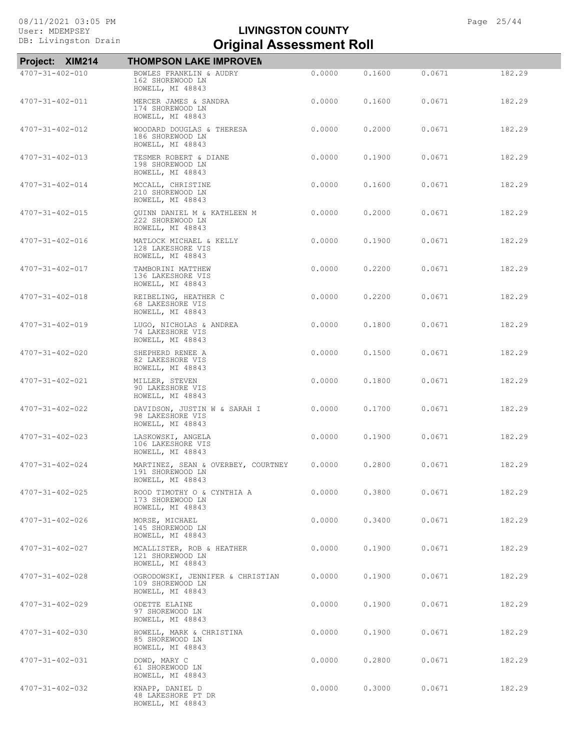# LIVINGSTON COUNTY
## Original Assessment Roll

**Project: XIM214** **THOMPSON LAKE IMPROVEM**

| Parcel | Owner / Address | | | | |
|---|---|---|---|---|---|
| 4707-31-402-010 | BOWLES FRANKLIN & AUDRY<br>162 SHOREWOOD LN<br>HOWELL, MI 48843 | 0.0000 | 0.1600 | 0.0671 | 182.29 |
| 4707-31-402-011 | MERCER JAMES & SANDRA<br>174 SHOREWOOD LN<br>HOWELL, MI 48843 | 0.0000 | 0.1600 | 0.0671 | 182.29 |
| 4707-31-402-012 | WOODARD DOUGLAS & THERESA<br>186 SHOREWOOD LN<br>HOWELL, MI 48843 | 0.0000 | 0.2000 | 0.0671 | 182.29 |
| 4707-31-402-013 | TESMER ROBERT & DIANE<br>198 SHOREWOOD LN<br>HOWELL, MI 48843 | 0.0000 | 0.1900 | 0.0671 | 182.29 |
| 4707-31-402-014 | MCCALL, CHRISTINE<br>210 SHOREWOOD LN<br>HOWELL, MI 48843 | 0.0000 | 0.1600 | 0.0671 | 182.29 |
| 4707-31-402-015 | QUINN DANIEL M & KATHLEEN M<br>222 SHOREWOOD LN<br>HOWELL, MI 48843 | 0.0000 | 0.2000 | 0.0671 | 182.29 |
| 4707-31-402-016 | MATLOCK MICHAEL & KELLY<br>128 LAKESHORE VIS<br>HOWELL, MI 48843 | 0.0000 | 0.1900 | 0.0671 | 182.29 |
| 4707-31-402-017 | TAMBORINI MATTHEW<br>136 LAKESHORE VIS<br>HOWELL, MI 48843 | 0.0000 | 0.2200 | 0.0671 | 182.29 |
| 4707-31-402-018 | REIBELING, HEATHER C<br>68 LAKESHORE VIS<br>HOWELL, MI 48843 | 0.0000 | 0.2200 | 0.0671 | 182.29 |
| 4707-31-402-019 | LUGO, NICHOLAS & ANDREA<br>74 LAKESHORE VIS<br>HOWELL, MI 48843 | 0.0000 | 0.1800 | 0.0671 | 182.29 |
| 4707-31-402-020 | SHEPHERD RENEE A<br>82 LAKESHORE VIS<br>HOWELL, MI 48843 | 0.0000 | 0.1500 | 0.0671 | 182.29 |
| 4707-31-402-021 | MILLER, STEVEN<br>90 LAKESHORE VIS<br>HOWELL, MI 48843 | 0.0000 | 0.1800 | 0.0671 | 182.29 |
| 4707-31-402-022 | DAVIDSON, JUSTIN W & SARAH I<br>98 LAKESHORE VIS<br>HOWELL, MI 48843 | 0.0000 | 0.1700 | 0.0671 | 182.29 |
| 4707-31-402-023 | LASKOWSKI, ANGELA<br>106 LAKESHORE VIS<br>HOWELL, MI 48843 | 0.0000 | 0.1900 | 0.0671 | 182.29 |
| 4707-31-402-024 | MARTINEZ, SEAN & OVERBEY, COURTNEY<br>191 SHOREWOOD LN<br>HOWELL, MI 48843 | 0.0000 | 0.2800 | 0.0671 | 182.29 |
| 4707-31-402-025 | ROOD TIMOTHY O & CYNTHIA A<br>173 SHOREWOOD LN<br>HOWELL, MI 48843 | 0.0000 | 0.3800 | 0.0671 | 182.29 |
| 4707-31-402-026 | MORSE, MICHAEL<br>145 SHOREWOOD LN<br>HOWELL, MI 48843 | 0.0000 | 0.3400 | 0.0671 | 182.29 |
| 4707-31-402-027 | MCALLISTER, ROB & HEATHER<br>121 SHOREWOOD LN<br>HOWELL, MI 48843 | 0.0000 | 0.1900 | 0.0671 | 182.29 |
| 4707-31-402-028 | OGRODOWSKI, JENNIFER & CHRISTIAN<br>109 SHOREWOOD LN<br>HOWELL, MI 48843 | 0.0000 | 0.1900 | 0.0671 | 182.29 |
| 4707-31-402-029 | ODETTE ELAINE<br>97 SHOREWOOD LN<br>HOWELL, MI 48843 | 0.0000 | 0.1900 | 0.0671 | 182.29 |
| 4707-31-402-030 | HOWELL, MARK & CHRISTINA<br>85 SHOREWOOD LN<br>HOWELL, MI 48843 | 0.0000 | 0.1900 | 0.0671 | 182.29 |
| 4707-31-402-031 | DOWD, MARY C<br>61 SHOREWOOD LN<br>HOWELL, MI 48843 | 0.0000 | 0.2800 | 0.0671 | 182.29 |
| 4707-31-402-032 | KNAPP, DANIEL D<br>48 LAKESHORE PT DR<br>HOWELL, MI 48843 | 0.0000 | 0.3000 | 0.0671 | 182.29 |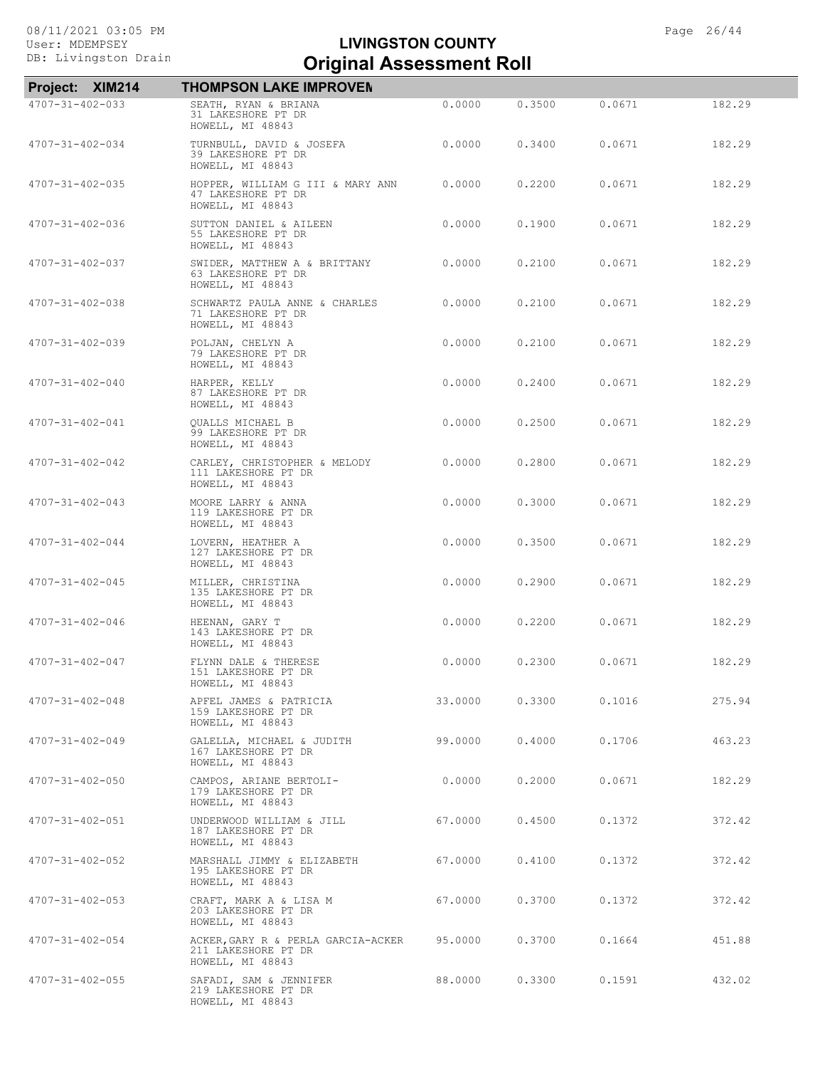# LIVINGSTON COUNTY
## Original Assessment Roll

**Project: XIM214** **THOMPSON LAKE IMPROVEN**

| Parcel | Owner / Address | | | | |
|---|---|---|---|---|---|
| 4707-31-402-033 | SEATH, RYAN & BRIANA<br>31 LAKESHORE PT DR<br>HOWELL, MI 48843 | 0.0000 | 0.3500 | 0.0671 | 182.29 |
| 4707-31-402-034 | TURNBULL, DAVID & JOSEFA<br>39 LAKESHORE PT DR<br>HOWELL, MI 48843 | 0.0000 | 0.3400 | 0.0671 | 182.29 |
| 4707-31-402-035 | HOPPER, WILLIAM G III & MARY ANN<br>47 LAKESHORE PT DR<br>HOWELL, MI 48843 | 0.0000 | 0.2200 | 0.0671 | 182.29 |
| 4707-31-402-036 | SUTTON DANIEL & AILEEN<br>55 LAKESHORE PT DR<br>HOWELL, MI 48843 | 0.0000 | 0.1900 | 0.0671 | 182.29 |
| 4707-31-402-037 | SWIDER, MATTHEW A & BRITTANY<br>63 LAKESHORE PT DR<br>HOWELL, MI 48843 | 0.0000 | 0.2100 | 0.0671 | 182.29 |
| 4707-31-402-038 | SCHWARTZ PAULA ANNE & CHARLES<br>71 LAKESHORE PT DR<br>HOWELL, MI 48843 | 0.0000 | 0.2100 | 0.0671 | 182.29 |
| 4707-31-402-039 | POLJAN, CHELYN A<br>79 LAKESHORE PT DR<br>HOWELL, MI 48843 | 0.0000 | 0.2100 | 0.0671 | 182.29 |
| 4707-31-402-040 | HARPER, KELLY<br>87 LAKESHORE PT DR<br>HOWELL, MI 48843 | 0.0000 | 0.2400 | 0.0671 | 182.29 |
| 4707-31-402-041 | QUALLS MICHAEL B<br>99 LAKESHORE PT DR<br>HOWELL, MI 48843 | 0.0000 | 0.2500 | 0.0671 | 182.29 |
| 4707-31-402-042 | CARLEY, CHRISTOPHER & MELODY<br>111 LAKESHORE PT DR<br>HOWELL, MI 48843 | 0.0000 | 0.2800 | 0.0671 | 182.29 |
| 4707-31-402-043 | MOORE LARRY & ANNA<br>119 LAKESHORE PT DR<br>HOWELL, MI 48843 | 0.0000 | 0.3000 | 0.0671 | 182.29 |
| 4707-31-402-044 | LOVERN, HEATHER A<br>127 LAKESHORE PT DR<br>HOWELL, MI 48843 | 0.0000 | 0.3500 | 0.0671 | 182.29 |
| 4707-31-402-045 | MILLER, CHRISTINA<br>135 LAKESHORE PT DR<br>HOWELL, MI 48843 | 0.0000 | 0.2900 | 0.0671 | 182.29 |
| 4707-31-402-046 | HEENAN, GARY T<br>143 LAKESHORE PT DR<br>HOWELL, MI 48843 | 0.0000 | 0.2200 | 0.0671 | 182.29 |
| 4707-31-402-047 | FLYNN DALE & THERESE<br>151 LAKESHORE PT DR<br>HOWELL, MI 48843 | 0.0000 | 0.2300 | 0.0671 | 182.29 |
| 4707-31-402-048 | APFEL JAMES & PATRICIA<br>159 LAKESHORE PT DR<br>HOWELL, MI 48843 | 33.0000 | 0.3300 | 0.1016 | 275.94 |
| 4707-31-402-049 | GALELLA, MICHAEL & JUDITH<br>167 LAKESHORE PT DR<br>HOWELL, MI 48843 | 99.0000 | 0.4000 | 0.1706 | 463.23 |
| 4707-31-402-050 | CAMPOS, ARIANE BERTOLI-<br>179 LAKESHORE PT DR<br>HOWELL, MI 48843 | 0.0000 | 0.2000 | 0.0671 | 182.29 |
| 4707-31-402-051 | UNDERWOOD WILLIAM & JILL<br>187 LAKESHORE PT DR<br>HOWELL, MI 48843 | 67.0000 | 0.4500 | 0.1372 | 372.42 |
| 4707-31-402-052 | MARSHALL JIMMY & ELIZABETH<br>195 LAKESHORE PT DR<br>HOWELL, MI 48843 | 67.0000 | 0.4100 | 0.1372 | 372.42 |
| 4707-31-402-053 | CRAFT, MARK A & LISA M<br>203 LAKESHORE PT DR<br>HOWELL, MI 48843 | 67.0000 | 0.3700 | 0.1372 | 372.42 |
| 4707-31-402-054 | ACKER,GARY R & PERLA GARCIA-ACKER<br>211 LAKESHORE PT DR<br>HOWELL, MI 48843 | 95.0000 | 0.3700 | 0.1664 | 451.88 |
| 4707-31-402-055 | SAFADI, SAM & JENNIFER<br>219 LAKESHORE PT DR<br>HOWELL, MI 48843 | 88.0000 | 0.3300 | 0.1591 | 432.02 |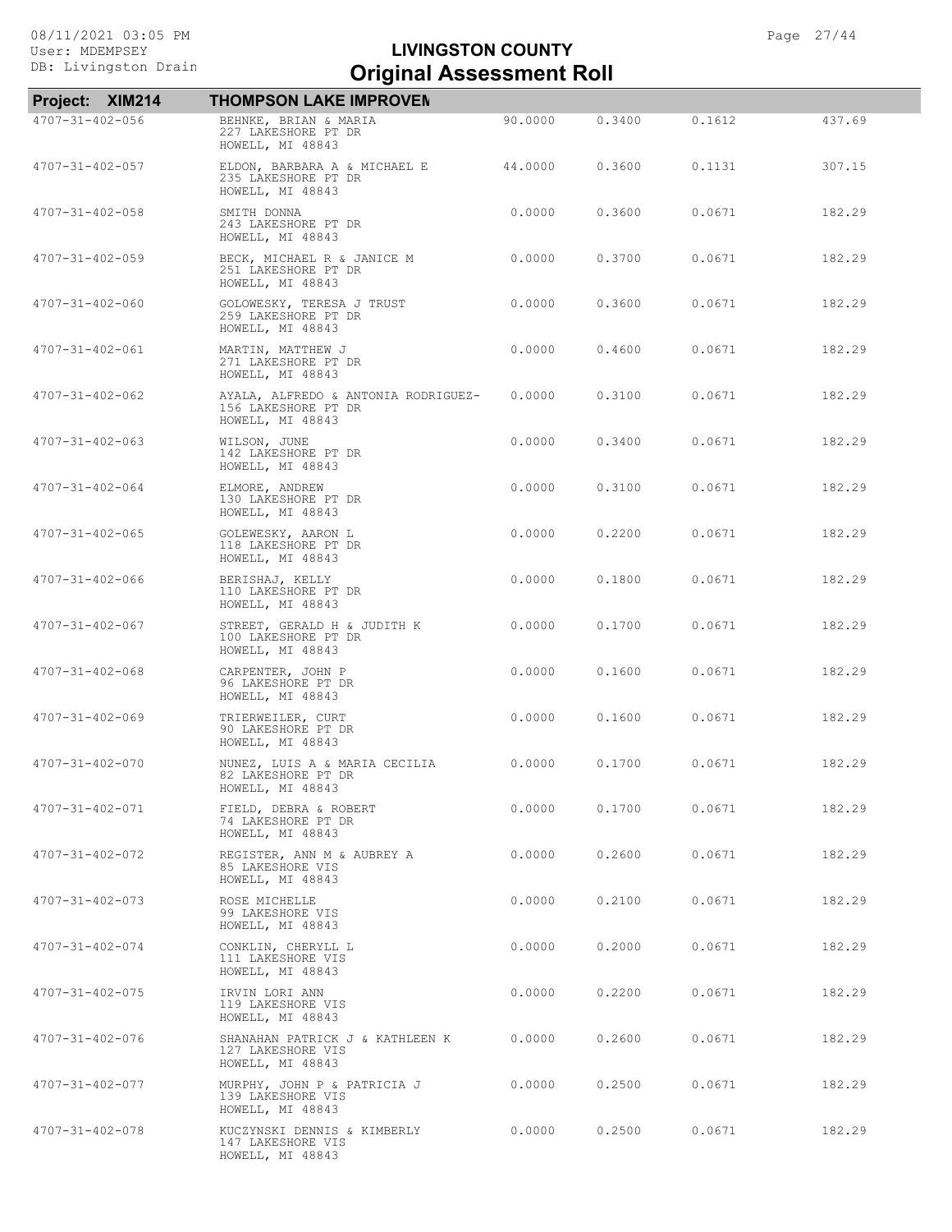# LIVINGSTON COUNTY

## Original Assessment Roll

08/11/2021 03:05 PM
User: MDEMPSEY
DB: Livingston Drain

**Project: XIM214 THOMPSON LAKE IMPROVEN**

| | | | | | |
|---|---|---|---|---|---|
| 4707-31-402-056 | BEHNKE, BRIAN & MARIA<br>227 LAKESHORE PT DR<br>HOWELL, MI 48843 | 90.0000 | 0.3400 | 0.1612 | 437.69 |
| 4707-31-402-057 | ELDON, BARBARA A & MICHAEL E<br>235 LAKESHORE PT DR<br>HOWELL, MI 48843 | 44.0000 | 0.3600 | 0.1131 | 307.15 |
| 4707-31-402-058 | SMITH DONNA<br>243 LAKESHORE PT DR<br>HOWELL, MI 48843 | 0.0000 | 0.3600 | 0.0671 | 182.29 |
| 4707-31-402-059 | BECK, MICHAEL R & JANICE M<br>251 LAKESHORE PT DR<br>HOWELL, MI 48843 | 0.0000 | 0.3700 | 0.0671 | 182.29 |
| 4707-31-402-060 | GOLOWESKY, TERESA J TRUST<br>259 LAKESHORE PT DR<br>HOWELL, MI 48843 | 0.0000 | 0.3600 | 0.0671 | 182.29 |
| 4707-31-402-061 | MARTIN, MATTHEW J<br>271 LAKESHORE PT DR<br>HOWELL, MI 48843 | 0.0000 | 0.4600 | 0.0671 | 182.29 |
| 4707-31-402-062 | AYALA, ALFREDO & ANTONIA RODRIGUEZ-<br>156 LAKESHORE PT DR<br>HOWELL, MI 48843 | 0.0000 | 0.3100 | 0.0671 | 182.29 |
| 4707-31-402-063 | WILSON, JUNE<br>142 LAKESHORE PT DR<br>HOWELL, MI 48843 | 0.0000 | 0.3400 | 0.0671 | 182.29 |
| 4707-31-402-064 | ELMORE, ANDREW<br>130 LAKESHORE PT DR<br>HOWELL, MI 48843 | 0.0000 | 0.3100 | 0.0671 | 182.29 |
| 4707-31-402-065 | GOLEWESKY, AARON L<br>118 LAKESHORE PT DR<br>HOWELL, MI 48843 | 0.0000 | 0.2200 | 0.0671 | 182.29 |
| 4707-31-402-066 | BERISHAJ, KELLY<br>110 LAKESHORE PT DR<br>HOWELL, MI 48843 | 0.0000 | 0.1800 | 0.0671 | 182.29 |
| 4707-31-402-067 | STREET, GERALD H & JUDITH K<br>100 LAKESHORE PT DR<br>HOWELL, MI 48843 | 0.0000 | 0.1700 | 0.0671 | 182.29 |
| 4707-31-402-068 | CARPENTER, JOHN P<br>96 LAKESHORE PT DR<br>HOWELL, MI 48843 | 0.0000 | 0.1600 | 0.0671 | 182.29 |
| 4707-31-402-069 | TRIERWEILER, CURT<br>90 LAKESHORE PT DR<br>HOWELL, MI 48843 | 0.0000 | 0.1600 | 0.0671 | 182.29 |
| 4707-31-402-070 | NUNEZ, LUIS A & MARIA CECILIA<br>82 LAKESHORE PT DR<br>HOWELL, MI 48843 | 0.0000 | 0.1700 | 0.0671 | 182.29 |
| 4707-31-402-071 | FIELD, DEBRA & ROBERT<br>74 LAKESHORE PT DR<br>HOWELL, MI 48843 | 0.0000 | 0.1700 | 0.0671 | 182.29 |
| 4707-31-402-072 | REGISTER, ANN M & AUBREY A<br>85 LAKESHORE VIS<br>HOWELL, MI 48843 | 0.0000 | 0.2600 | 0.0671 | 182.29 |
| 4707-31-402-073 | ROSE MICHELLE<br>99 LAKESHORE VIS<br>HOWELL, MI 48843 | 0.0000 | 0.2100 | 0.0671 | 182.29 |
| 4707-31-402-074 | CONKLIN, CHERYLL L<br>111 LAKESHORE VIS<br>HOWELL, MI 48843 | 0.0000 | 0.2000 | 0.0671 | 182.29 |
| 4707-31-402-075 | IRVIN LORI ANN<br>119 LAKESHORE VIS<br>HOWELL, MI 48843 | 0.0000 | 0.2200 | 0.0671 | 182.29 |
| 4707-31-402-076 | SHANAHAN PATRICK J & KATHLEEN K<br>127 LAKESHORE VIS<br>HOWELL, MI 48843 | 0.0000 | 0.2600 | 0.0671 | 182.29 |
| 4707-31-402-077 | MURPHY, JOHN P & PATRICIA J<br>139 LAKESHORE VIS<br>HOWELL, MI 48843 | 0.0000 | 0.2500 | 0.0671 | 182.29 |
| 4707-31-402-078 | KUCZYNSKI DENNIS & KIMBERLY<br>147 LAKESHORE VIS<br>HOWELL, MI 48843 | 0.0000 | 0.2500 | 0.0671 | 182.29 |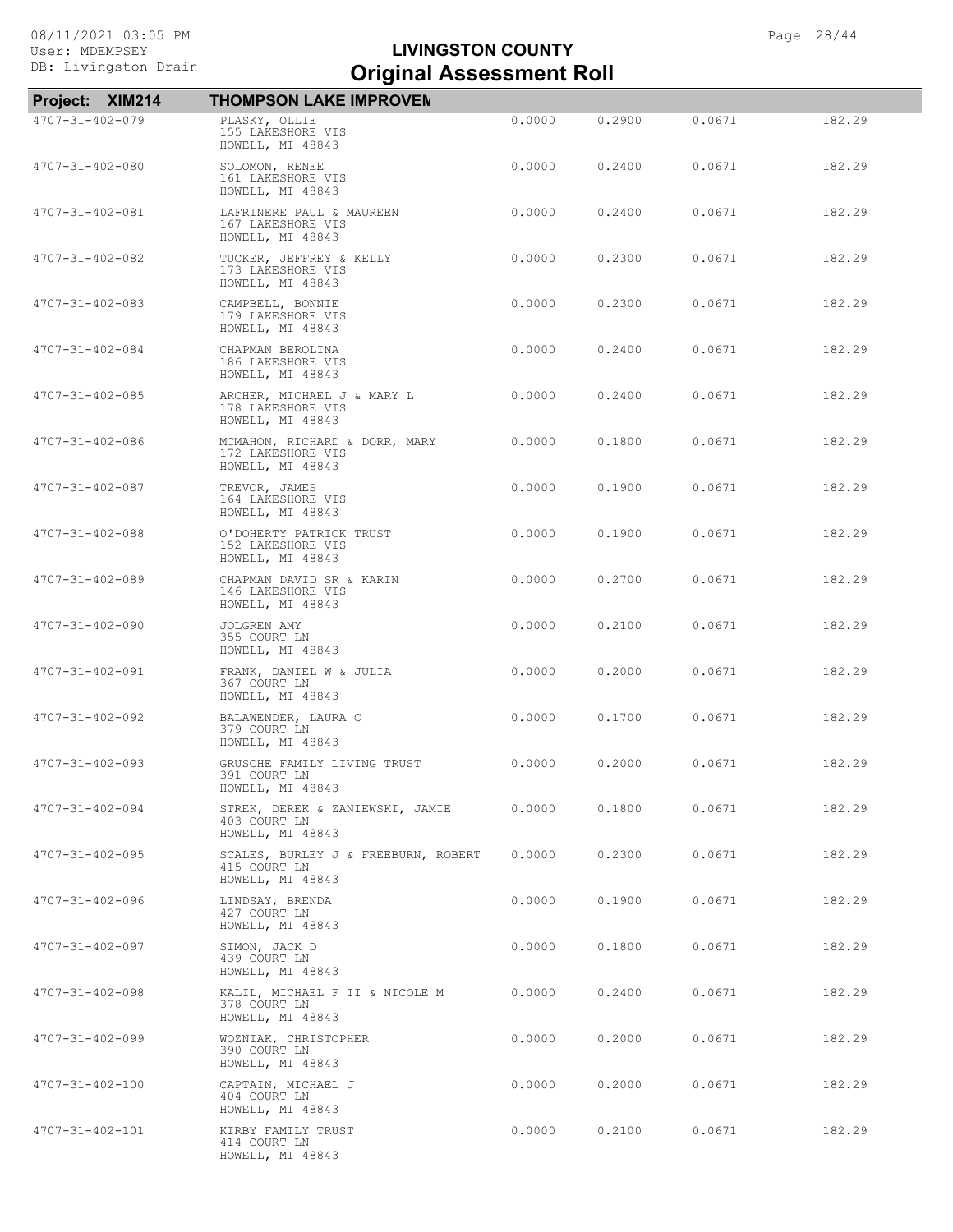# LIVINGSTON COUNTY
## Original Assessment Roll

**Project: XIM214 THOMPSON LAKE IMPROVEN**

| Parcel | Owner / Address | | | | |
|---|---|---|---|---|---|
| 4707-31-402-079 | PLASKY, OLLIE<br>155 LAKESHORE VIS<br>HOWELL, MI 48843 | 0.0000 | 0.2900 | 0.0671 | 182.29 |
| 4707-31-402-080 | SOLOMON, RENEE<br>161 LAKESHORE VIS<br>HOWELL, MI 48843 | 0.0000 | 0.2400 | 0.0671 | 182.29 |
| 4707-31-402-081 | LAFRINERE PAUL & MAUREEN<br>167 LAKESHORE VIS<br>HOWELL, MI 48843 | 0.0000 | 0.2400 | 0.0671 | 182.29 |
| 4707-31-402-082 | TUCKER, JEFFREY & KELLY<br>173 LAKESHORE VIS<br>HOWELL, MI 48843 | 0.0000 | 0.2300 | 0.0671 | 182.29 |
| 4707-31-402-083 | CAMPBELL, BONNIE<br>179 LAKESHORE VIS<br>HOWELL, MI 48843 | 0.0000 | 0.2300 | 0.0671 | 182.29 |
| 4707-31-402-084 | CHAPMAN BEROLINA<br>186 LAKESHORE VIS<br>HOWELL, MI 48843 | 0.0000 | 0.2400 | 0.0671 | 182.29 |
| 4707-31-402-085 | ARCHER, MICHAEL J & MARY L<br>178 LAKESHORE VIS<br>HOWELL, MI 48843 | 0.0000 | 0.2400 | 0.0671 | 182.29 |
| 4707-31-402-086 | MCMAHON, RICHARD & DORR, MARY<br>172 LAKESHORE VIS<br>HOWELL, MI 48843 | 0.0000 | 0.1800 | 0.0671 | 182.29 |
| 4707-31-402-087 | TREVOR, JAMES<br>164 LAKESHORE VIS<br>HOWELL, MI 48843 | 0.0000 | 0.1900 | 0.0671 | 182.29 |
| 4707-31-402-088 | O'DOHERTY PATRICK TRUST<br>152 LAKESHORE VIS<br>HOWELL, MI 48843 | 0.0000 | 0.1900 | 0.0671 | 182.29 |
| 4707-31-402-089 | CHAPMAN DAVID SR & KARIN<br>146 LAKESHORE VIS<br>HOWELL, MI 48843 | 0.0000 | 0.2700 | 0.0671 | 182.29 |
| 4707-31-402-090 | JOLGREN AMY<br>355 COURT LN<br>HOWELL, MI 48843 | 0.0000 | 0.2100 | 0.0671 | 182.29 |
| 4707-31-402-091 | FRANK, DANIEL W & JULIA<br>367 COURT LN<br>HOWELL, MI 48843 | 0.0000 | 0.2000 | 0.0671 | 182.29 |
| 4707-31-402-092 | BALAWENDER, LAURA C<br>379 COURT LN<br>HOWELL, MI 48843 | 0.0000 | 0.1700 | 0.0671 | 182.29 |
| 4707-31-402-093 | GRUSCHE FAMILY LIVING TRUST<br>391 COURT LN<br>HOWELL, MI 48843 | 0.0000 | 0.2000 | 0.0671 | 182.29 |
| 4707-31-402-094 | STREK, DEREK & ZANIEWSKI, JAMIE<br>403 COURT LN<br>HOWELL, MI 48843 | 0.0000 | 0.1800 | 0.0671 | 182.29 |
| 4707-31-402-095 | SCALES, BURLEY J & FREEBURN, ROBERT<br>415 COURT LN<br>HOWELL, MI 48843 | 0.0000 | 0.2300 | 0.0671 | 182.29 |
| 4707-31-402-096 | LINDSAY, BRENDA<br>427 COURT LN<br>HOWELL, MI 48843 | 0.0000 | 0.1900 | 0.0671 | 182.29 |
| 4707-31-402-097 | SIMON, JACK D<br>439 COURT LN<br>HOWELL, MI 48843 | 0.0000 | 0.1800 | 0.0671 | 182.29 |
| 4707-31-402-098 | KALIL, MICHAEL F II & NICOLE M<br>378 COURT LN<br>HOWELL, MI 48843 | 0.0000 | 0.2400 | 0.0671 | 182.29 |
| 4707-31-402-099 | WOZNIAK, CHRISTOPHER<br>390 COURT LN<br>HOWELL, MI 48843 | 0.0000 | 0.2000 | 0.0671 | 182.29 |
| 4707-31-402-100 | CAPTAIN, MICHAEL J<br>404 COURT LN<br>HOWELL, MI 48843 | 0.0000 | 0.2000 | 0.0671 | 182.29 |
| 4707-31-402-101 | KIRBY FAMILY TRUST<br>414 COURT LN<br>HOWELL, MI 48843 | 0.0000 | 0.2100 | 0.0671 | 182.29 |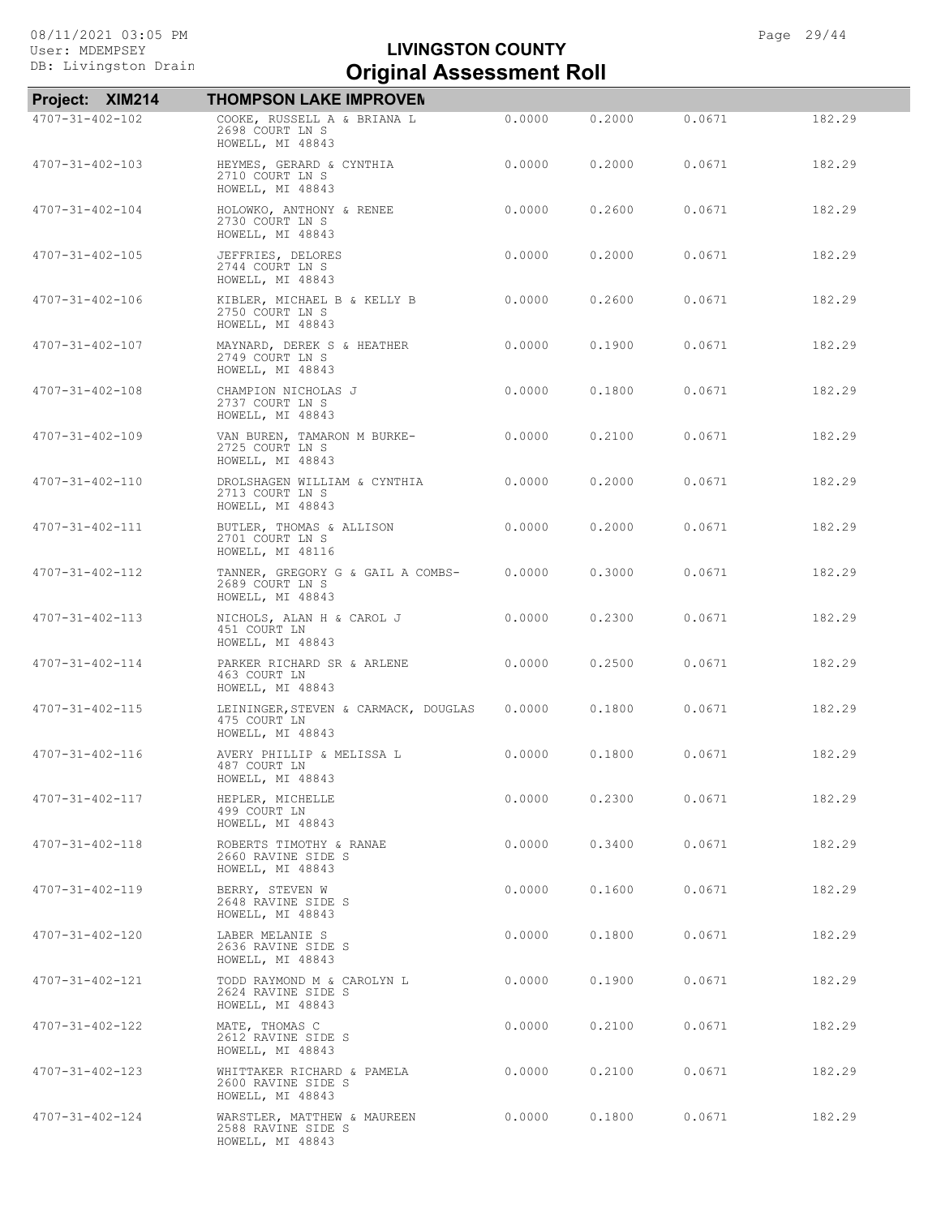# LIVINGSTON COUNTY
## Original Assessment Roll

**Project: XIM214 THOMPSON LAKE IMPROVEN**

| Parcel | Owner / Address | | | | |
|---|---|---|---|---|---|
| 4707-31-402-102 | COOKE, RUSSELL A & BRIANA L<br>2698 COURT LN S<br>HOWELL, MI 48843 | 0.0000 | 0.2000 | 0.0671 | 182.29 |
| 4707-31-402-103 | HEYMES, GERARD & CYNTHIA<br>2710 COURT LN S<br>HOWELL, MI 48843 | 0.0000 | 0.2000 | 0.0671 | 182.29 |
| 4707-31-402-104 | HOLOWKO, ANTHONY & RENEE<br>2730 COURT LN S<br>HOWELL, MI 48843 | 0.0000 | 0.2600 | 0.0671 | 182.29 |
| 4707-31-402-105 | JEFFRIES, DELORES<br>2744 COURT LN S<br>HOWELL, MI 48843 | 0.0000 | 0.2000 | 0.0671 | 182.29 |
| 4707-31-402-106 | KIBLER, MICHAEL B & KELLY B<br>2750 COURT LN S<br>HOWELL, MI 48843 | 0.0000 | 0.2600 | 0.0671 | 182.29 |
| 4707-31-402-107 | MAYNARD, DEREK S & HEATHER<br>2749 COURT LN S<br>HOWELL, MI 48843 | 0.0000 | 0.1900 | 0.0671 | 182.29 |
| 4707-31-402-108 | CHAMPION NICHOLAS J<br>2737 COURT LN S<br>HOWELL, MI 48843 | 0.0000 | 0.1800 | 0.0671 | 182.29 |
| 4707-31-402-109 | VAN BUREN, TAMARON M BURKE-<br>2725 COURT LN S<br>HOWELL, MI 48843 | 0.0000 | 0.2100 | 0.0671 | 182.29 |
| 4707-31-402-110 | DROLSHAGEN WILLIAM & CYNTHIA<br>2713 COURT LN S<br>HOWELL, MI 48843 | 0.0000 | 0.2000 | 0.0671 | 182.29 |
| 4707-31-402-111 | BUTLER, THOMAS & ALLISON<br>2701 COURT LN S<br>HOWELL, MI 48116 | 0.0000 | 0.2000 | 0.0671 | 182.29 |
| 4707-31-402-112 | TANNER, GREGORY G & GAIL A COMBS-<br>2689 COURT LN S<br>HOWELL, MI 48843 | 0.0000 | 0.3000 | 0.0671 | 182.29 |
| 4707-31-402-113 | NICHOLS, ALAN H & CAROL J<br>451 COURT LN<br>HOWELL, MI 48843 | 0.0000 | 0.2300 | 0.0671 | 182.29 |
| 4707-31-402-114 | PARKER RICHARD SR & ARLENE<br>463 COURT LN<br>HOWELL, MI 48843 | 0.0000 | 0.2500 | 0.0671 | 182.29 |
| 4707-31-402-115 | LEININGER,STEVEN & CARMACK, DOUGLAS<br>475 COURT LN<br>HOWELL, MI 48843 | 0.0000 | 0.1800 | 0.0671 | 182.29 |
| 4707-31-402-116 | AVERY PHILLIP & MELISSA L<br>487 COURT LN<br>HOWELL, MI 48843 | 0.0000 | 0.1800 | 0.0671 | 182.29 |
| 4707-31-402-117 | HEPLER, MICHELLE<br>499 COURT LN<br>HOWELL, MI 48843 | 0.0000 | 0.2300 | 0.0671 | 182.29 |
| 4707-31-402-118 | ROBERTS TIMOTHY & RANAE<br>2660 RAVINE SIDE S<br>HOWELL, MI 48843 | 0.0000 | 0.3400 | 0.0671 | 182.29 |
| 4707-31-402-119 | BERRY, STEVEN W<br>2648 RAVINE SIDE S<br>HOWELL, MI 48843 | 0.0000 | 0.1600 | 0.0671 | 182.29 |
| 4707-31-402-120 | LABER MELANIE S<br>2636 RAVINE SIDE S<br>HOWELL, MI 48843 | 0.0000 | 0.1800 | 0.0671 | 182.29 |
| 4707-31-402-121 | TODD RAYMOND M & CAROLYN L<br>2624 RAVINE SIDE S<br>HOWELL, MI 48843 | 0.0000 | 0.1900 | 0.0671 | 182.29 |
| 4707-31-402-122 | MATE, THOMAS C<br>2612 RAVINE SIDE S<br>HOWELL, MI 48843 | 0.0000 | 0.2100 | 0.0671 | 182.29 |
| 4707-31-402-123 | WHITTAKER RICHARD & PAMELA<br>2600 RAVINE SIDE S<br>HOWELL, MI 48843 | 0.0000 | 0.2100 | 0.0671 | 182.29 |
| 4707-31-402-124 | WARSTLER, MATTHEW & MAUREEN<br>2588 RAVINE SIDE S<br>HOWELL, MI 48843 | 0.0000 | 0.1800 | 0.0671 | 182.29 |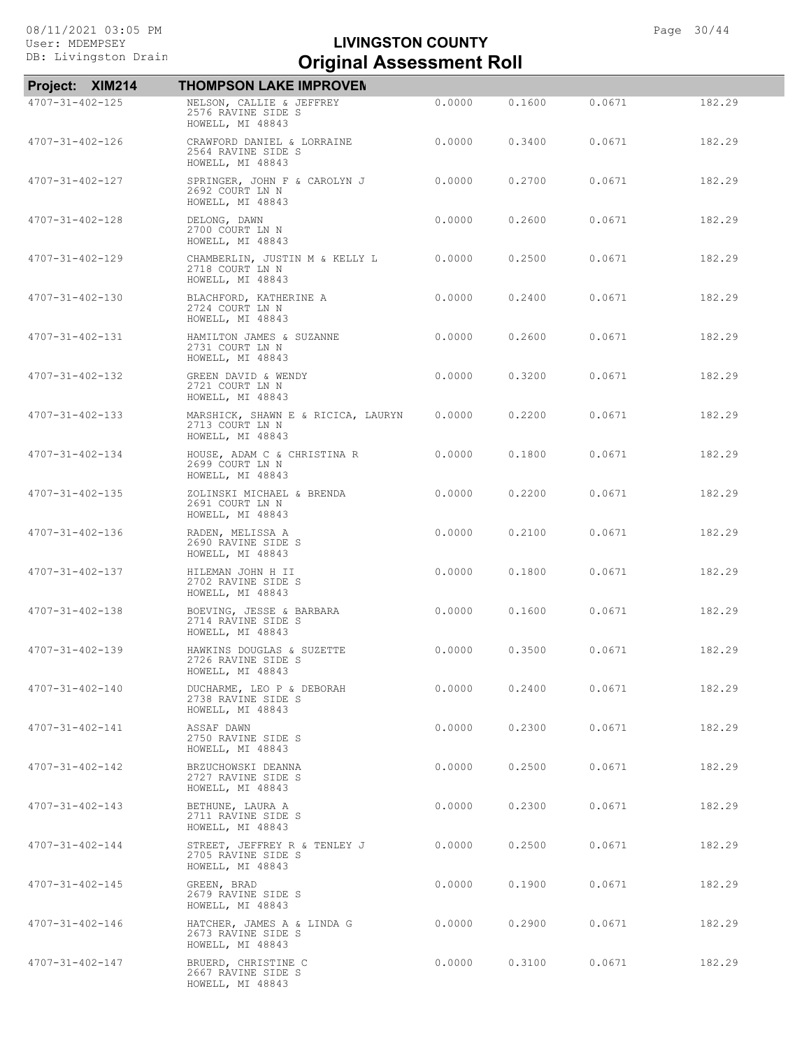# LIVINGSTON COUNTY

## Original Assessment Roll

08/11/2021 03:05 PM
User: MDEMPSEY
DB: Livingston Drain

**Project: XIM214 THOMPSON LAKE IMPROVEN**

| Parcel | Owner / Address | | | | Amount |
|---|---|---|---|---|---|
| 4707-31-402-125 | NELSON, CALLIE & JEFFREY<br>2576 RAVINE SIDE S<br>HOWELL, MI 48843 | 0.0000 | 0.1600 | 0.0671 | 182.29 |
| 4707-31-402-126 | CRAWFORD DANIEL & LORRAINE<br>2564 RAVINE SIDE S<br>HOWELL, MI 48843 | 0.0000 | 0.3400 | 0.0671 | 182.29 |
| 4707-31-402-127 | SPRINGER, JOHN F & CAROLYN J<br>2692 COURT LN N<br>HOWELL, MI 48843 | 0.0000 | 0.2700 | 0.0671 | 182.29 |
| 4707-31-402-128 | DELONG, DAWN<br>2700 COURT LN N<br>HOWELL, MI 48843 | 0.0000 | 0.2600 | 0.0671 | 182.29 |
| 4707-31-402-129 | CHAMBERLIN, JUSTIN M & KELLY L<br>2718 COURT LN N<br>HOWELL, MI 48843 | 0.0000 | 0.2500 | 0.0671 | 182.29 |
| 4707-31-402-130 | BLACHFORD, KATHERINE A<br>2724 COURT LN N<br>HOWELL, MI 48843 | 0.0000 | 0.2400 | 0.0671 | 182.29 |
| 4707-31-402-131 | HAMILTON JAMES & SUZANNE<br>2731 COURT LN N<br>HOWELL, MI 48843 | 0.0000 | 0.2600 | 0.0671 | 182.29 |
| 4707-31-402-132 | GREEN DAVID & WENDY<br>2721 COURT LN N<br>HOWELL, MI 48843 | 0.0000 | 0.3200 | 0.0671 | 182.29 |
| 4707-31-402-133 | MARSHICK, SHAWN E & RICICA, LAURYN<br>2713 COURT LN N<br>HOWELL, MI 48843 | 0.0000 | 0.2200 | 0.0671 | 182.29 |
| 4707-31-402-134 | HOUSE, ADAM C & CHRISTINA R<br>2699 COURT LN N<br>HOWELL, MI 48843 | 0.0000 | 0.1800 | 0.0671 | 182.29 |
| 4707-31-402-135 | ZOLINSKI MICHAEL & BRENDA<br>2691 COURT LN N<br>HOWELL, MI 48843 | 0.0000 | 0.2200 | 0.0671 | 182.29 |
| 4707-31-402-136 | RADEN, MELISSA A<br>2690 RAVINE SIDE S<br>HOWELL, MI 48843 | 0.0000 | 0.2100 | 0.0671 | 182.29 |
| 4707-31-402-137 | HILEMAN JOHN H II<br>2702 RAVINE SIDE S<br>HOWELL, MI 48843 | 0.0000 | 0.1800 | 0.0671 | 182.29 |
| 4707-31-402-138 | BOEVING, JESSE & BARBARA<br>2714 RAVINE SIDE S<br>HOWELL, MI 48843 | 0.0000 | 0.1600 | 0.0671 | 182.29 |
| 4707-31-402-139 | HAWKINS DOUGLAS & SUZETTE<br>2726 RAVINE SIDE S<br>HOWELL, MI 48843 | 0.0000 | 0.3500 | 0.0671 | 182.29 |
| 4707-31-402-140 | DUCHARME, LEO P & DEBORAH<br>2738 RAVINE SIDE S<br>HOWELL, MI 48843 | 0.0000 | 0.2400 | 0.0671 | 182.29 |
| 4707-31-402-141 | ASSAF DAWN<br>2750 RAVINE SIDE S<br>HOWELL, MI 48843 | 0.0000 | 0.2300 | 0.0671 | 182.29 |
| 4707-31-402-142 | BRZUCHOWSKI DEANNA<br>2727 RAVINE SIDE S<br>HOWELL, MI 48843 | 0.0000 | 0.2500 | 0.0671 | 182.29 |
| 4707-31-402-143 | BETHUNE, LAURA A<br>2711 RAVINE SIDE S<br>HOWELL, MI 48843 | 0.0000 | 0.2300 | 0.0671 | 182.29 |
| 4707-31-402-144 | STREET, JEFFREY R & TENLEY J<br>2705 RAVINE SIDE S<br>HOWELL, MI 48843 | 0.0000 | 0.2500 | 0.0671 | 182.29 |
| 4707-31-402-145 | GREEN, BRAD<br>2679 RAVINE SIDE S<br>HOWELL, MI 48843 | 0.0000 | 0.1900 | 0.0671 | 182.29 |
| 4707-31-402-146 | HATCHER, JAMES A & LINDA G<br>2673 RAVINE SIDE S<br>HOWELL, MI 48843 | 0.0000 | 0.2900 | 0.0671 | 182.29 |
| 4707-31-402-147 | BRUERD, CHRISTINE C<br>2667 RAVINE SIDE S<br>HOWELL, MI 48843 | 0.0000 | 0.3100 | 0.0671 | 182.29 |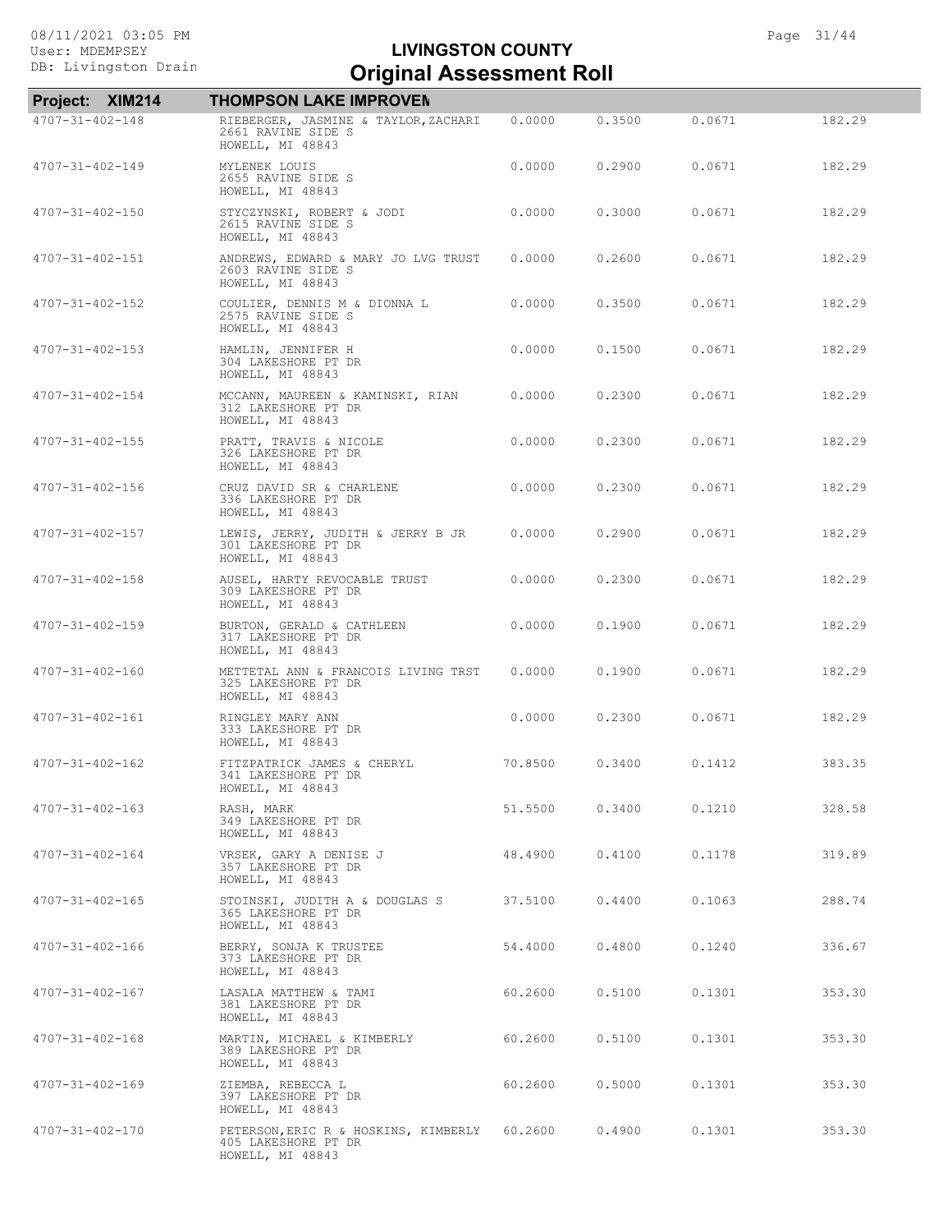# LIVINGSTON COUNTY

# Original Assessment Roll

08/11/2021 03:05 PM
User: MDEMPSEY
DB: Livingston Drain

**Project: XIM214 THOMPSON LAKE IMPROVEM**

| Parcel | Owner / Address | | | | |
|---|---|---|---|---|---|
| 4707-31-402-148 | RIEBERGER, JASMINE & TAYLOR,ZACHARI<br>2661 RAVINE SIDE S<br>HOWELL, MI 48843 | 0.0000 | 0.3500 | 0.0671 | 182.29 |
| 4707-31-402-149 | MYLENEK LOUIS<br>2655 RAVINE SIDE S<br>HOWELL, MI 48843 | 0.0000 | 0.2900 | 0.0671 | 182.29 |
| 4707-31-402-150 | STYCZYNSKI, ROBERT & JODI<br>2615 RAVINE SIDE S<br>HOWELL, MI 48843 | 0.0000 | 0.3000 | 0.0671 | 182.29 |
| 4707-31-402-151 | ANDREWS, EDWARD & MARY JO LVG TRUST<br>2603 RAVINE SIDE S<br>HOWELL, MI 48843 | 0.0000 | 0.2600 | 0.0671 | 182.29 |
| 4707-31-402-152 | COULIER, DENNIS M & DIONNA L<br>2575 RAVINE SIDE S<br>HOWELL, MI 48843 | 0.0000 | 0.3500 | 0.0671 | 182.29 |
| 4707-31-402-153 | HAMLIN, JENNIFER H<br>304 LAKESHORE PT DR<br>HOWELL, MI 48843 | 0.0000 | 0.1500 | 0.0671 | 182.29 |
| 4707-31-402-154 | MCCANN, MAUREEN & KAMINSKI, RIAN<br>312 LAKESHORE PT DR<br>HOWELL, MI 48843 | 0.0000 | 0.2300 | 0.0671 | 182.29 |
| 4707-31-402-155 | PRATT, TRAVIS & NICOLE<br>326 LAKESHORE PT DR<br>HOWELL, MI 48843 | 0.0000 | 0.2300 | 0.0671 | 182.29 |
| 4707-31-402-156 | CRUZ DAVID SR & CHARLENE<br>336 LAKESHORE PT DR<br>HOWELL, MI 48843 | 0.0000 | 0.2300 | 0.0671 | 182.29 |
| 4707-31-402-157 | LEWIS, JERRY, JUDITH & JERRY B JR<br>301 LAKESHORE PT DR<br>HOWELL, MI 48843 | 0.0000 | 0.2900 | 0.0671 | 182.29 |
| 4707-31-402-158 | AUSEL, HARTY REVOCABLE TRUST<br>309 LAKESHORE PT DR<br>HOWELL, MI 48843 | 0.0000 | 0.2300 | 0.0671 | 182.29 |
| 4707-31-402-159 | BURTON, GERALD & CATHLEEN<br>317 LAKESHORE PT DR<br>HOWELL, MI 48843 | 0.0000 | 0.1900 | 0.0671 | 182.29 |
| 4707-31-402-160 | METTETAL ANN & FRANCOIS LIVING TRST<br>325 LAKESHORE PT DR<br>HOWELL, MI 48843 | 0.0000 | 0.1900 | 0.0671 | 182.29 |
| 4707-31-402-161 | RINGLEY MARY ANN<br>333 LAKESHORE PT DR<br>HOWELL, MI 48843 | 0.0000 | 0.2300 | 0.0671 | 182.29 |
| 4707-31-402-162 | FITZPATRICK JAMES & CHERYL<br>341 LAKESHORE PT DR<br>HOWELL, MI 48843 | 70.8500 | 0.3400 | 0.1412 | 383.35 |
| 4707-31-402-163 | RASH, MARK<br>349 LAKESHORE PT DR<br>HOWELL, MI 48843 | 51.5500 | 0.3400 | 0.1210 | 328.58 |
| 4707-31-402-164 | VRSEK, GARY A DENISE J<br>357 LAKESHORE PT DR<br>HOWELL, MI 48843 | 48.4900 | 0.4100 | 0.1178 | 319.89 |
| 4707-31-402-165 | STOINSKI, JUDITH A & DOUGLAS S<br>365 LAKESHORE PT DR<br>HOWELL, MI 48843 | 37.5100 | 0.4400 | 0.1063 | 288.74 |
| 4707-31-402-166 | BERRY, SONJA K TRUSTEE<br>373 LAKESHORE PT DR<br>HOWELL, MI 48843 | 54.4000 | 0.4800 | 0.1240 | 336.67 |
| 4707-31-402-167 | LASALA MATTHEW & TAMI<br>381 LAKESHORE PT DR<br>HOWELL, MI 48843 | 60.2600 | 0.5100 | 0.1301 | 353.30 |
| 4707-31-402-168 | MARTIN, MICHAEL & KIMBERLY<br>389 LAKESHORE PT DR<br>HOWELL, MI 48843 | 60.2600 | 0.5100 | 0.1301 | 353.30 |
| 4707-31-402-169 | ZIEMBA, REBECCA L<br>397 LAKESHORE PT DR<br>HOWELL, MI 48843 | 60.2600 | 0.5000 | 0.1301 | 353.30 |
| 4707-31-402-170 | PETERSON,ERIC R & HOSKINS, KIMBERLY<br>405 LAKESHORE PT DR<br>HOWELL, MI 48843 | 60.2600 | 0.4900 | 0.1301 | 353.30 |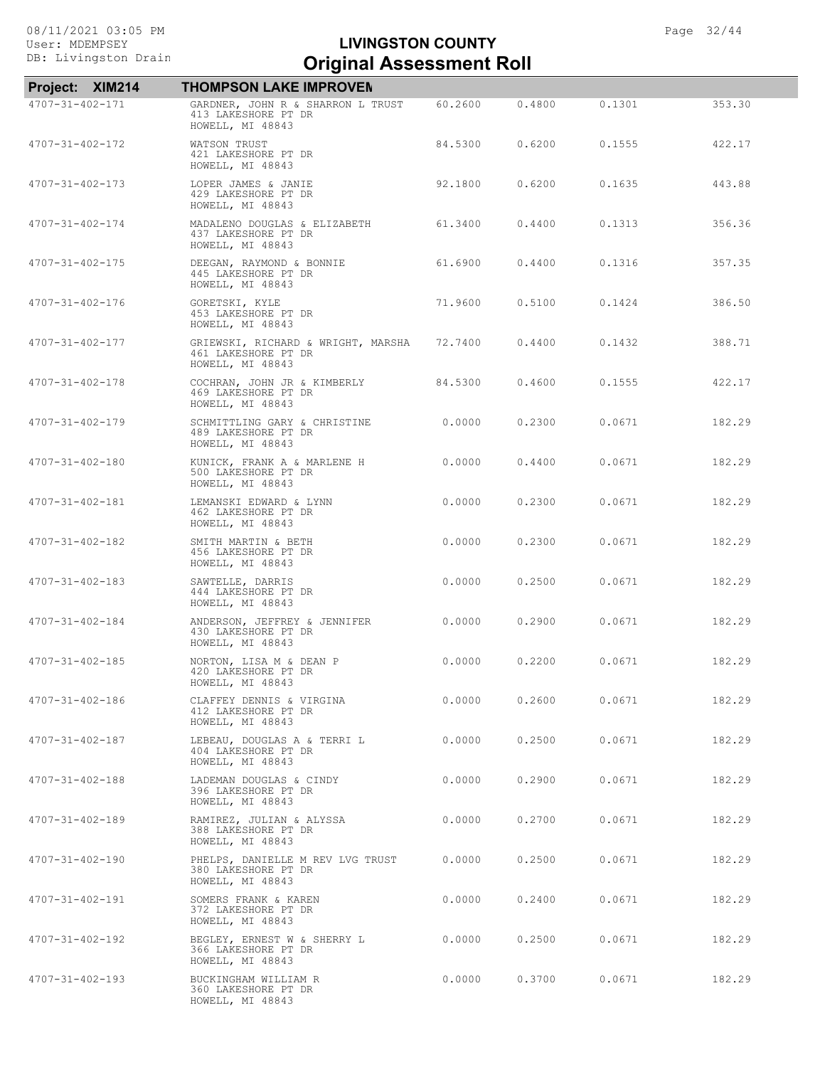# LIVINGSTON COUNTY
## Original Assessment Roll

**Project: XIM214** **THOMPSON LAKE IMPROVEM**

| Parcel | Owner / Address | | | | |
|---|---|---|---|---|---|
| 4707-31-402-171 | GARDNER, JOHN R & SHARRON L TRUST<br>413 LAKESHORE PT DR<br>HOWELL, MI 48843 | 60.2600 | 0.4800 | 0.1301 | 353.30 |
| 4707-31-402-172 | WATSON TRUST<br>421 LAKESHORE PT DR<br>HOWELL, MI 48843 | 84.5300 | 0.6200 | 0.1555 | 422.17 |
| 4707-31-402-173 | LOPER JAMES & JANIE<br>429 LAKESHORE PT DR<br>HOWELL, MI 48843 | 92.1800 | 0.6200 | 0.1635 | 443.88 |
| 4707-31-402-174 | MADALENO DOUGLAS & ELIZABETH<br>437 LAKESHORE PT DR<br>HOWELL, MI 48843 | 61.3400 | 0.4400 | 0.1313 | 356.36 |
| 4707-31-402-175 | DEEGAN, RAYMOND & BONNIE<br>445 LAKESHORE PT DR<br>HOWELL, MI 48843 | 61.6900 | 0.4400 | 0.1316 | 357.35 |
| 4707-31-402-176 | GORETSKI, KYLE<br>453 LAKESHORE PT DR<br>HOWELL, MI 48843 | 71.9600 | 0.5100 | 0.1424 | 386.50 |
| 4707-31-402-177 | GRIEWSKI, RICHARD & WRIGHT, MARSHA<br>461 LAKESHORE PT DR<br>HOWELL, MI 48843 | 72.7400 | 0.4400 | 0.1432 | 388.71 |
| 4707-31-402-178 | COCHRAN, JOHN JR & KIMBERLY<br>469 LAKESHORE PT DR<br>HOWELL, MI 48843 | 84.5300 | 0.4600 | 0.1555 | 422.17 |
| 4707-31-402-179 | SCHMITTLING GARY & CHRISTINE<br>489 LAKESHORE PT DR<br>HOWELL, MI 48843 | 0.0000 | 0.2300 | 0.0671 | 182.29 |
| 4707-31-402-180 | KUNICK, FRANK A & MARLENE H<br>500 LAKESHORE PT DR<br>HOWELL, MI 48843 | 0.0000 | 0.4400 | 0.0671 | 182.29 |
| 4707-31-402-181 | LEMANSKI EDWARD & LYNN<br>462 LAKESHORE PT DR<br>HOWELL, MI 48843 | 0.0000 | 0.2300 | 0.0671 | 182.29 |
| 4707-31-402-182 | SMITH MARTIN & BETH<br>456 LAKESHORE PT DR<br>HOWELL, MI 48843 | 0.0000 | 0.2300 | 0.0671 | 182.29 |
| 4707-31-402-183 | SAWTELLE, DARRIS<br>444 LAKESHORE PT DR<br>HOWELL, MI 48843 | 0.0000 | 0.2500 | 0.0671 | 182.29 |
| 4707-31-402-184 | ANDERSON, JEFFREY & JENNIFER<br>430 LAKESHORE PT DR<br>HOWELL, MI 48843 | 0.0000 | 0.2900 | 0.0671 | 182.29 |
| 4707-31-402-185 | NORTON, LISA M & DEAN P<br>420 LAKESHORE PT DR<br>HOWELL, MI 48843 | 0.0000 | 0.2200 | 0.0671 | 182.29 |
| 4707-31-402-186 | CLAFFEY DENNIS & VIRGINA<br>412 LAKESHORE PT DR<br>HOWELL, MI 48843 | 0.0000 | 0.2600 | 0.0671 | 182.29 |
| 4707-31-402-187 | LEBEAU, DOUGLAS A & TERRI L<br>404 LAKESHORE PT DR<br>HOWELL, MI 48843 | 0.0000 | 0.2500 | 0.0671 | 182.29 |
| 4707-31-402-188 | LADEMAN DOUGLAS & CINDY<br>396 LAKESHORE PT DR<br>HOWELL, MI 48843 | 0.0000 | 0.2900 | 0.0671 | 182.29 |
| 4707-31-402-189 | RAMIREZ, JULIAN & ALYSSA<br>388 LAKESHORE PT DR<br>HOWELL, MI 48843 | 0.0000 | 0.2700 | 0.0671 | 182.29 |
| 4707-31-402-190 | PHELPS, DANIELLE M REV LVG TRUST<br>380 LAKESHORE PT DR<br>HOWELL, MI 48843 | 0.0000 | 0.2500 | 0.0671 | 182.29 |
| 4707-31-402-191 | SOMERS FRANK & KAREN<br>372 LAKESHORE PT DR<br>HOWELL, MI 48843 | 0.0000 | 0.2400 | 0.0671 | 182.29 |
| 4707-31-402-192 | BEGLEY, ERNEST W & SHERRY L<br>366 LAKESHORE PT DR<br>HOWELL, MI 48843 | 0.0000 | 0.2500 | 0.0671 | 182.29 |
| 4707-31-402-193 | BUCKINGHAM WILLIAM R<br>360 LAKESHORE PT DR<br>HOWELL, MI 48843 | 0.0000 | 0.3700 | 0.0671 | 182.29 |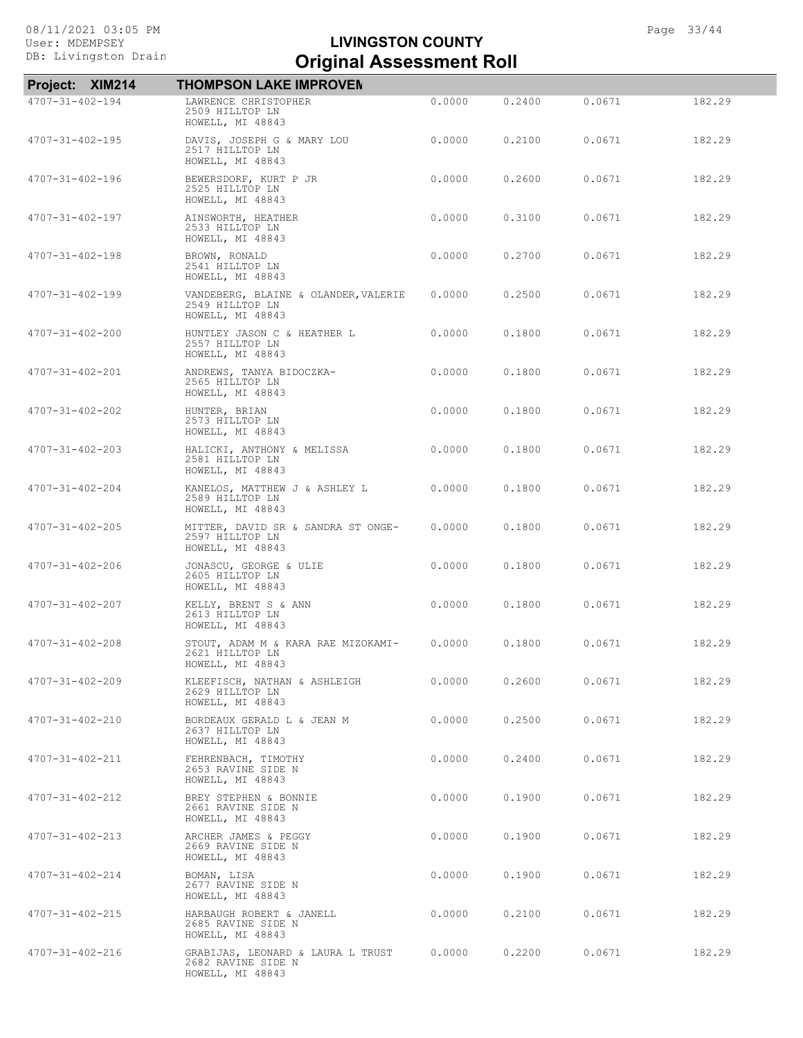# LIVINGSTON COUNTY
## Original Assessment Roll

08/11/2021 03:05 PM
User: MDEMPSEY
DB: Livingston Drain

**Project: XIM214 THOMPSON LAKE IMPROVEM**

| Parcel | Owner / Address | | | | |
|---|---|---|---|---|---|
| 4707-31-402-194 | LAWRENCE CHRISTOPHER<br>2509 HILLTOP LN<br>HOWELL, MI 48843 | 0.0000 | 0.2400 | 0.0671 | 182.29 |
| 4707-31-402-195 | DAVIS, JOSEPH G & MARY LOU<br>2517 HILLTOP LN<br>HOWELL, MI 48843 | 0.0000 | 0.2100 | 0.0671 | 182.29 |
| 4707-31-402-196 | BEWERSDORF, KURT P JR<br>2525 HILLTOP LN<br>HOWELL, MI 48843 | 0.0000 | 0.2600 | 0.0671 | 182.29 |
| 4707-31-402-197 | AINSWORTH, HEATHER<br>2533 HILLTOP LN<br>HOWELL, MI 48843 | 0.0000 | 0.3100 | 0.0671 | 182.29 |
| 4707-31-402-198 | BROWN, RONALD<br>2541 HILLTOP LN<br>HOWELL, MI 48843 | 0.0000 | 0.2700 | 0.0671 | 182.29 |
| 4707-31-402-199 | VANDEBERG, BLAINE & OLANDER,VALERIE<br>2549 HILLTOP LN<br>HOWELL, MI 48843 | 0.0000 | 0.2500 | 0.0671 | 182.29 |
| 4707-31-402-200 | HUNTLEY JASON C & HEATHER L<br>2557 HILLTOP LN<br>HOWELL, MI 48843 | 0.0000 | 0.1800 | 0.0671 | 182.29 |
| 4707-31-402-201 | ANDREWS, TANYA BIDOCZKA-<br>2565 HILLTOP LN<br>HOWELL, MI 48843 | 0.0000 | 0.1800 | 0.0671 | 182.29 |
| 4707-31-402-202 | HUNTER, BRIAN<br>2573 HILLTOP LN<br>HOWELL, MI 48843 | 0.0000 | 0.1800 | 0.0671 | 182.29 |
| 4707-31-402-203 | HALICKI, ANTHONY & MELISSA<br>2581 HILLTOP LN<br>HOWELL, MI 48843 | 0.0000 | 0.1800 | 0.0671 | 182.29 |
| 4707-31-402-204 | KANELOS, MATTHEW J & ASHLEY L<br>2589 HILLTOP LN<br>HOWELL, MI 48843 | 0.0000 | 0.1800 | 0.0671 | 182.29 |
| 4707-31-402-205 | MITTER, DAVID SR & SANDRA ST ONGE-<br>2597 HILLTOP LN<br>HOWELL, MI 48843 | 0.0000 | 0.1800 | 0.0671 | 182.29 |
| 4707-31-402-206 | JONASCU, GEORGE & ULIE<br>2605 HILLTOP LN<br>HOWELL, MI 48843 | 0.0000 | 0.1800 | 0.0671 | 182.29 |
| 4707-31-402-207 | KELLY, BRENT S & ANN<br>2613 HILLTOP LN<br>HOWELL, MI 48843 | 0.0000 | 0.1800 | 0.0671 | 182.29 |
| 4707-31-402-208 | STOUT, ADAM M & KARA RAE MIZOKAMI-<br>2621 HILLTOP LN<br>HOWELL, MI 48843 | 0.0000 | 0.1800 | 0.0671 | 182.29 |
| 4707-31-402-209 | KLEEFISCH, NATHAN & ASHLEIGH<br>2629 HILLTOP LN<br>HOWELL, MI 48843 | 0.0000 | 0.2600 | 0.0671 | 182.29 |
| 4707-31-402-210 | BORDEAUX GERALD L & JEAN M<br>2637 HILLTOP LN<br>HOWELL, MI 48843 | 0.0000 | 0.2500 | 0.0671 | 182.29 |
| 4707-31-402-211 | FEHRENBACH, TIMOTHY<br>2653 RAVINE SIDE N<br>HOWELL, MI 48843 | 0.0000 | 0.2400 | 0.0671 | 182.29 |
| 4707-31-402-212 | BREY STEPHEN & BONNIE<br>2661 RAVINE SIDE N<br>HOWELL, MI 48843 | 0.0000 | 0.1900 | 0.0671 | 182.29 |
| 4707-31-402-213 | ARCHER JAMES & PEGGY<br>2669 RAVINE SIDE N<br>HOWELL, MI 48843 | 0.0000 | 0.1900 | 0.0671 | 182.29 |
| 4707-31-402-214 | BOMAN, LISA<br>2677 RAVINE SIDE N<br>HOWELL, MI 48843 | 0.0000 | 0.1900 | 0.0671 | 182.29 |
| 4707-31-402-215 | HARBAUGH ROBERT & JANELL<br>2685 RAVINE SIDE N<br>HOWELL, MI 48843 | 0.0000 | 0.2100 | 0.0671 | 182.29 |
| 4707-31-402-216 | GRABIJAS, LEONARD & LAURA L TRUST<br>2682 RAVINE SIDE N<br>HOWELL, MI 48843 | 0.0000 | 0.2200 | 0.0671 | 182.29 |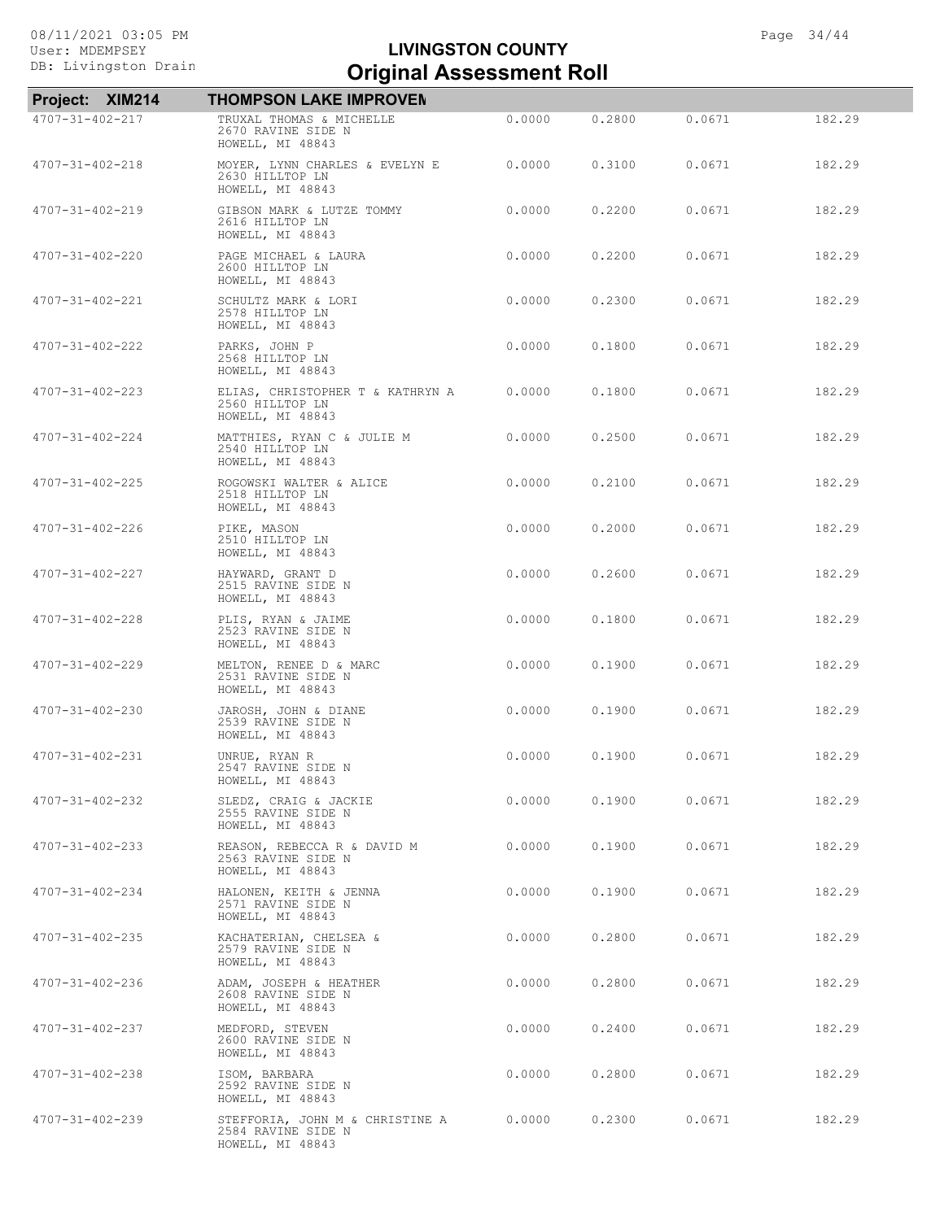# LIVINGSTON COUNTY
## Original Assessment Roll

**Project: XIM214** **THOMPSON LAKE IMPROVEM**

| Parcel | Owner / Address | | | | |
|---|---|---|---|---|---|
| 4707-31-402-217 | TRUXAL THOMAS & MICHELLE<br>2670 RAVINE SIDE N<br>HOWELL, MI 48843 | 0.0000 | 0.2800 | 0.0671 | 182.29 |
| 4707-31-402-218 | MOYER, LYNN CHARLES & EVELYN E<br>2630 HILLTOP LN<br>HOWELL, MI 48843 | 0.0000 | 0.3100 | 0.0671 | 182.29 |
| 4707-31-402-219 | GIBSON MARK & LUTZE TOMMY<br>2616 HILLTOP LN<br>HOWELL, MI 48843 | 0.0000 | 0.2200 | 0.0671 | 182.29 |
| 4707-31-402-220 | PAGE MICHAEL & LAURA<br>2600 HILLTOP LN<br>HOWELL, MI 48843 | 0.0000 | 0.2200 | 0.0671 | 182.29 |
| 4707-31-402-221 | SCHULTZ MARK & LORI<br>2578 HILLTOP LN<br>HOWELL, MI 48843 | 0.0000 | 0.2300 | 0.0671 | 182.29 |
| 4707-31-402-222 | PARKS, JOHN P<br>2568 HILLTOP LN<br>HOWELL, MI 48843 | 0.0000 | 0.1800 | 0.0671 | 182.29 |
| 4707-31-402-223 | ELIAS, CHRISTOPHER T & KATHRYN A<br>2560 HILLTOP LN<br>HOWELL, MI 48843 | 0.0000 | 0.1800 | 0.0671 | 182.29 |
| 4707-31-402-224 | MATTHIES, RYAN C & JULIE M<br>2540 HILLTOP LN<br>HOWELL, MI 48843 | 0.0000 | 0.2500 | 0.0671 | 182.29 |
| 4707-31-402-225 | ROGOWSKI WALTER & ALICE<br>2518 HILLTOP LN<br>HOWELL, MI 48843 | 0.0000 | 0.2100 | 0.0671 | 182.29 |
| 4707-31-402-226 | PIKE, MASON<br>2510 HILLTOP LN<br>HOWELL, MI 48843 | 0.0000 | 0.2000 | 0.0671 | 182.29 |
| 4707-31-402-227 | HAYWARD, GRANT D<br>2515 RAVINE SIDE N<br>HOWELL, MI 48843 | 0.0000 | 0.2600 | 0.0671 | 182.29 |
| 4707-31-402-228 | PLIS, RYAN & JAIME<br>2523 RAVINE SIDE N<br>HOWELL, MI 48843 | 0.0000 | 0.1800 | 0.0671 | 182.29 |
| 4707-31-402-229 | MELTON, RENEE D & MARC<br>2531 RAVINE SIDE N<br>HOWELL, MI 48843 | 0.0000 | 0.1900 | 0.0671 | 182.29 |
| 4707-31-402-230 | JAROSH, JOHN & DIANE<br>2539 RAVINE SIDE N<br>HOWELL, MI 48843 | 0.0000 | 0.1900 | 0.0671 | 182.29 |
| 4707-31-402-231 | UNRUE, RYAN R<br>2547 RAVINE SIDE N<br>HOWELL, MI 48843 | 0.0000 | 0.1900 | 0.0671 | 182.29 |
| 4707-31-402-232 | SLEDZ, CRAIG & JACKIE<br>2555 RAVINE SIDE N<br>HOWELL, MI 48843 | 0.0000 | 0.1900 | 0.0671 | 182.29 |
| 4707-31-402-233 | REASON, REBECCA R & DAVID M<br>2563 RAVINE SIDE N<br>HOWELL, MI 48843 | 0.0000 | 0.1900 | 0.0671 | 182.29 |
| 4707-31-402-234 | HALONEN, KEITH & JENNA<br>2571 RAVINE SIDE N<br>HOWELL, MI 48843 | 0.0000 | 0.1900 | 0.0671 | 182.29 |
| 4707-31-402-235 | KACHATERIAN, CHELSEA &<br>2579 RAVINE SIDE N<br>HOWELL, MI 48843 | 0.0000 | 0.2800 | 0.0671 | 182.29 |
| 4707-31-402-236 | ADAM, JOSEPH & HEATHER<br>2608 RAVINE SIDE N<br>HOWELL, MI 48843 | 0.0000 | 0.2800 | 0.0671 | 182.29 |
| 4707-31-402-237 | MEDFORD, STEVEN<br>2600 RAVINE SIDE N<br>HOWELL, MI 48843 | 0.0000 | 0.2400 | 0.0671 | 182.29 |
| 4707-31-402-238 | ISOM, BARBARA<br>2592 RAVINE SIDE N<br>HOWELL, MI 48843 | 0.0000 | 0.2800 | 0.0671 | 182.29 |
| 4707-31-402-239 | STEFFORIA, JOHN M & CHRISTINE A<br>2584 RAVINE SIDE N<br>HOWELL, MI 48843 | 0.0000 | 0.2300 | 0.0671 | 182.29 |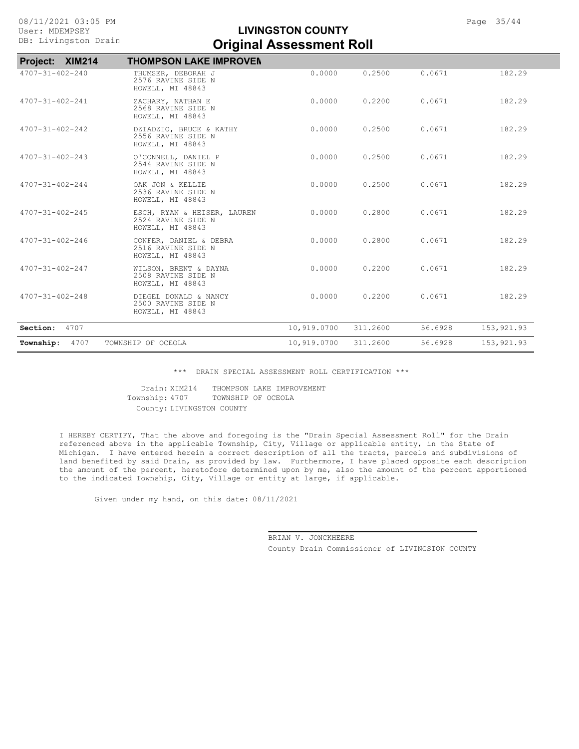# LIVINGSTON COUNTY
# Original Assessment Roll

| Project: XIM214 | THOMPSON LAKE IMPROVEN | | | | |
|---|---|---|---|---|---|
| 4707-31-402-240 | THUMSER, DEBORAH J<br>2576 RAVINE SIDE N<br>HOWELL, MI 48843 | 0.0000 | 0.2500 | 0.0671 | 182.29 |
| 4707-31-402-241 | ZACHARY, NATHAN E<br>2568 RAVINE SIDE N<br>HOWELL, MI 48843 | 0.0000 | 0.2200 | 0.0671 | 182.29 |
| 4707-31-402-242 | DZIADZIO, BRUCE & KATHY<br>2556 RAVINE SIDE N<br>HOWELL, MI 48843 | 0.0000 | 0.2500 | 0.0671 | 182.29 |
| 4707-31-402-243 | O'CONNELL, DANIEL P<br>2544 RAVINE SIDE N<br>HOWELL, MI 48843 | 0.0000 | 0.2500 | 0.0671 | 182.29 |
| 4707-31-402-244 | OAK JON & KELLIE<br>2536 RAVINE SIDE N<br>HOWELL, MI 48843 | 0.0000 | 0.2500 | 0.0671 | 182.29 |
| 4707-31-402-245 | ESCH, RYAN & HEISER, LAUREN<br>2524 RAVINE SIDE N<br>HOWELL, MI 48843 | 0.0000 | 0.2800 | 0.0671 | 182.29 |
| 4707-31-402-246 | CONFER, DANIEL & DEBRA<br>2516 RAVINE SIDE N<br>HOWELL, MI 48843 | 0.0000 | 0.2800 | 0.0671 | 182.29 |
| 4707-31-402-247 | WILSON, BRENT & DAYNA<br>2508 RAVINE SIDE N<br>HOWELL, MI 48843 | 0.0000 | 0.2200 | 0.0671 | 182.29 |
| 4707-31-402-248 | DIEGEL DONALD & NANCY<br>2500 RAVINE SIDE N<br>HOWELL, MI 48843 | 0.0000 | 0.2200 | 0.0671 | 182.29 |
| **Section:** 4707 | | 10,919.0700 | 311.2600 | 56.6928 | 153,921.93 |
| **Township:** 4707 | TOWNSHIP OF OCEOLA | 10,919.0700 | 311.2600 | 56.6928 | 153,921.93 |

\*\*\* DRAIN SPECIAL ASSESSMENT ROLL CERTIFICATION \*\*\*

Drain: XIM214 THOMPSON LAKE IMPROVEMENT
Township: 4707 TOWNSHIP OF OCEOLA
County: LIVINGSTON COUNTY

I HEREBY CERTIFY, That the above and foregoing is the "Drain Special Assessment Roll" for the Drain referenced above in the applicable Township, City, Village or applicable entity, in the State of Michigan. I have entered herein a correct description of all the tracts, parcels and subdivisions of land benefited by said Drain, as provided by law. Furthermore, I have placed opposite each description the amount of the percent, heretofore determined upon by me, also the amount of the percent apportioned to the indicated Township, City, Village or entity at large, if applicable.

Given under my hand, on this date: 08/11/2021

BRIAN V. JONCKHEERE
County Drain Commissioner of LIVINGSTON COUNTY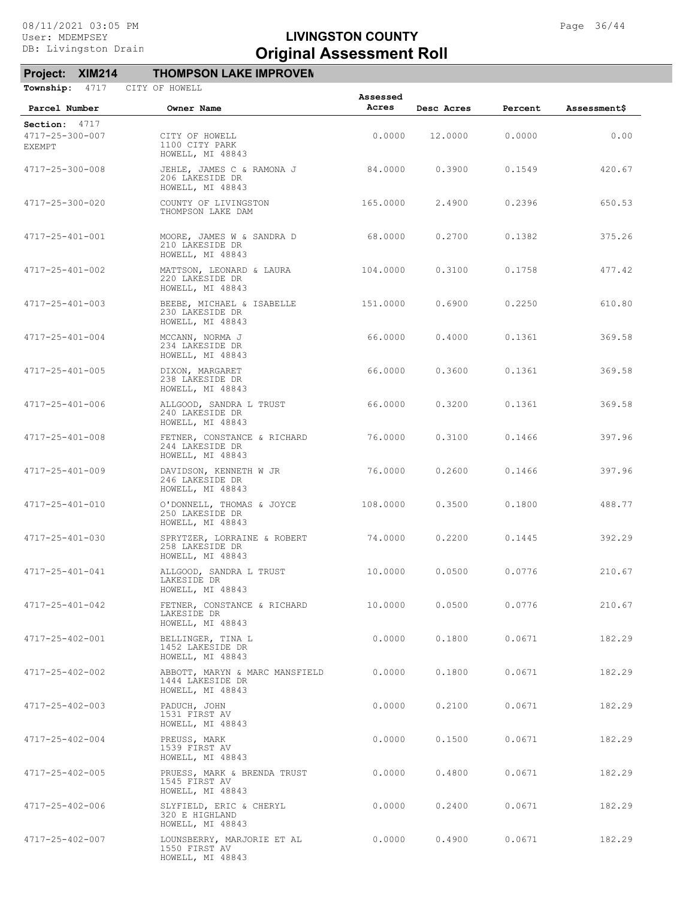08/11/2021 03:05 PM
User: MDEMPSEY
DB: Livingston Drain

# LIVINGSTON COUNTY
# Original Assessment Roll

**Project: XIM214 THOMPSON LAKE IMPROVEM**

**Township:** 4717 CITY OF HOWELL

| Parcel Number | Owner Name | Assessed Acres | Desc Acres | Percent | Assessment$ |
|---|---|---|---|---|---|
| **Section:** 4717 | | | | | |
| 4717-25-300-007 EXEMPT | CITY OF HOWELL 1100 CITY PARK HOWELL, MI 48843 | 0.0000 | 12.0000 | 0.0000 | 0.00 |
| 4717-25-300-008 | JEHLE, JAMES C & RAMONA J 206 LAKESIDE DR HOWELL, MI 48843 | 84.0000 | 0.3900 | 0.1549 | 420.67 |
| 4717-25-300-020 | COUNTY OF LIVINGSTON THOMPSON LAKE DAM | 165.0000 | 2.4900 | 0.2396 | 650.53 |
| 4717-25-401-001 | MOORE, JAMES W & SANDRA D 210 LAKESIDE DR HOWELL, MI 48843 | 68.0000 | 0.2700 | 0.1382 | 375.26 |
| 4717-25-401-002 | MATTSON, LEONARD & LAURA 220 LAKESIDE DR HOWELL, MI 48843 | 104.0000 | 0.3100 | 0.1758 | 477.42 |
| 4717-25-401-003 | BEEBE, MICHAEL & ISABELLE 230 LAKESIDE DR HOWELL, MI 48843 | 151.0000 | 0.6900 | 0.2250 | 610.80 |
| 4717-25-401-004 | MCCANN, NORMA J 234 LAKESIDE DR HOWELL, MI 48843 | 66.0000 | 0.4000 | 0.1361 | 369.58 |
| 4717-25-401-005 | DIXON, MARGARET 238 LAKESIDE DR HOWELL, MI 48843 | 66.0000 | 0.3600 | 0.1361 | 369.58 |
| 4717-25-401-006 | ALLGOOD, SANDRA L TRUST 240 LAKESIDE DR HOWELL, MI 48843 | 66.0000 | 0.3200 | 0.1361 | 369.58 |
| 4717-25-401-008 | FETNER, CONSTANCE & RICHARD 244 LAKESIDE DR HOWELL, MI 48843 | 76.0000 | 0.3100 | 0.1466 | 397.96 |
| 4717-25-401-009 | DAVIDSON, KENNETH W JR 246 LAKESIDE DR HOWELL, MI 48843 | 76.0000 | 0.2600 | 0.1466 | 397.96 |
| 4717-25-401-010 | O'DONNELL, THOMAS & JOYCE 250 LAKESIDE DR HOWELL, MI 48843 | 108.0000 | 0.3500 | 0.1800 | 488.77 |
| 4717-25-401-030 | SPRYTZER, LORRAINE & ROBERT 258 LAKESIDE DR HOWELL, MI 48843 | 74.0000 | 0.2200 | 0.1445 | 392.29 |
| 4717-25-401-041 | ALLGOOD, SANDRA L TRUST LAKESIDE DR HOWELL, MI 48843 | 10.0000 | 0.0500 | 0.0776 | 210.67 |
| 4717-25-401-042 | FETNER, CONSTANCE & RICHARD LAKESIDE DR HOWELL, MI 48843 | 10.0000 | 0.0500 | 0.0776 | 210.67 |
| 4717-25-402-001 | BELLINGER, TINA L 1452 LAKESIDE DR HOWELL, MI 48843 | 0.0000 | 0.1800 | 0.0671 | 182.29 |
| 4717-25-402-002 | ABBOTT, MARYN & MARC MANSFIELD 1444 LAKESIDE DR HOWELL, MI 48843 | 0.0000 | 0.1800 | 0.0671 | 182.29 |
| 4717-25-402-003 | PADUCH, JOHN 1531 FIRST AV HOWELL, MI 48843 | 0.0000 | 0.2100 | 0.0671 | 182.29 |
| 4717-25-402-004 | PREUSS, MARK 1539 FIRST AV HOWELL, MI 48843 | 0.0000 | 0.1500 | 0.0671 | 182.29 |
| 4717-25-402-005 | PRUESS, MARK & BRENDA TRUST 1545 FIRST AV HOWELL, MI 48843 | 0.0000 | 0.4800 | 0.0671 | 182.29 |
| 4717-25-402-006 | SLYFIELD, ERIC & CHERYL 320 E HIGHLAND HOWELL, MI 48843 | 0.0000 | 0.2400 | 0.0671 | 182.29 |
| 4717-25-402-007 | LOUNSBERRY, MARJORIE ET AL 1550 FIRST AV HOWELL, MI 48843 | 0.0000 | 0.4900 | 0.0671 | 182.29 |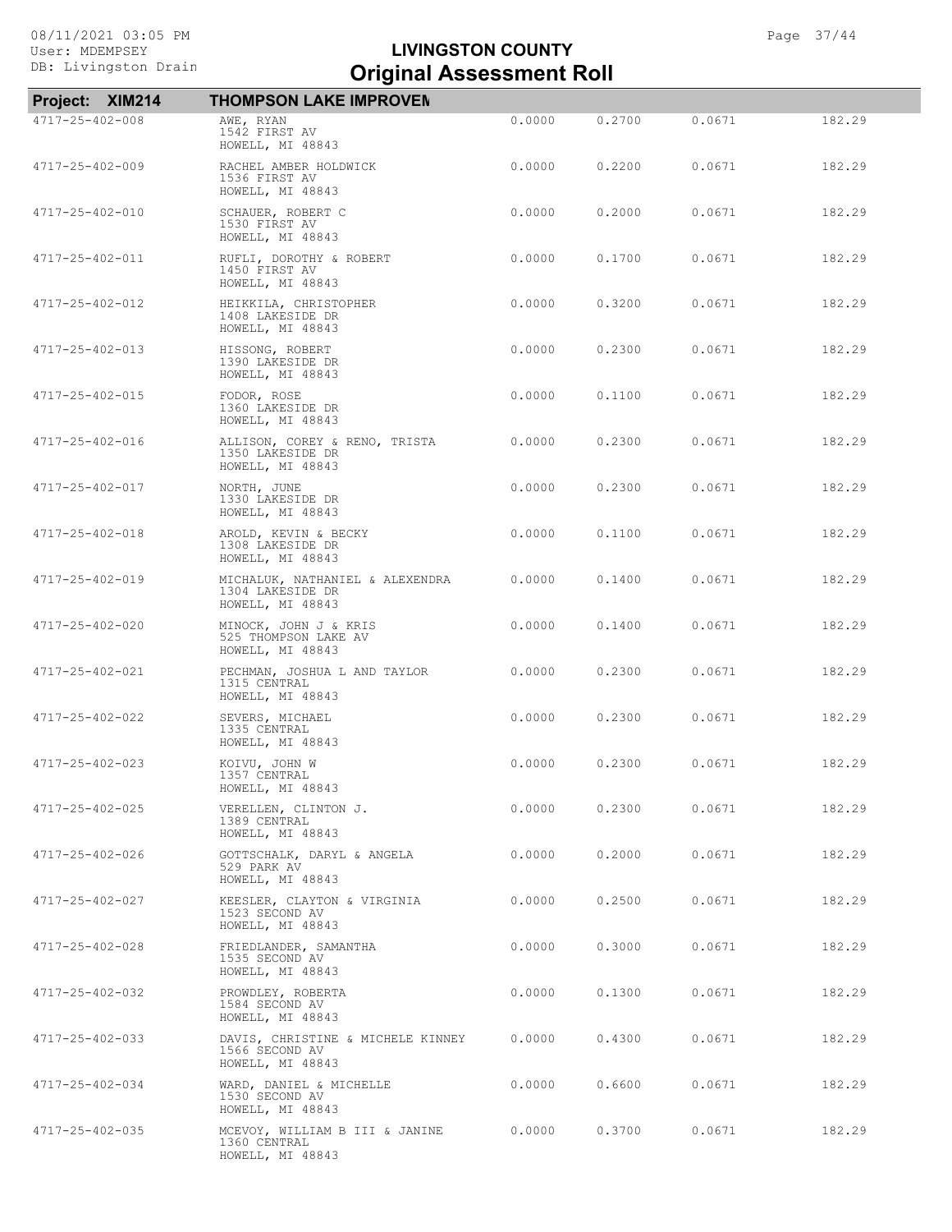## LIVINGSTON COUNTY
## Original Assessment Roll

**Project: XIM214** **THOMPSON LAKE IMPROVEN**

| Parcel | Owner / Address | | | | |
|---|---|---|---|---|---|
| 4717-25-402-008 | AWE, RYAN<br>1542 FIRST AV<br>HOWELL, MI 48843 | 0.0000 | 0.2700 | 0.0671 | 182.29 |
| 4717-25-402-009 | RACHEL AMBER HOLDWICK<br>1536 FIRST AV<br>HOWELL, MI 48843 | 0.0000 | 0.2200 | 0.0671 | 182.29 |
| 4717-25-402-010 | SCHAUER, ROBERT C<br>1530 FIRST AV<br>HOWELL, MI 48843 | 0.0000 | 0.2000 | 0.0671 | 182.29 |
| 4717-25-402-011 | RUFLI, DOROTHY & ROBERT<br>1450 FIRST AV<br>HOWELL, MI 48843 | 0.0000 | 0.1700 | 0.0671 | 182.29 |
| 4717-25-402-012 | HEIKKILA, CHRISTOPHER<br>1408 LAKESIDE DR<br>HOWELL, MI 48843 | 0.0000 | 0.3200 | 0.0671 | 182.29 |
| 4717-25-402-013 | HISSONG, ROBERT<br>1390 LAKESIDE DR<br>HOWELL, MI 48843 | 0.0000 | 0.2300 | 0.0671 | 182.29 |
| 4717-25-402-015 | FODOR, ROSE<br>1360 LAKESIDE DR<br>HOWELL, MI 48843 | 0.0000 | 0.1100 | 0.0671 | 182.29 |
| 4717-25-402-016 | ALLISON, COREY & RENO, TRISTA<br>1350 LAKESIDE DR<br>HOWELL, MI 48843 | 0.0000 | 0.2300 | 0.0671 | 182.29 |
| 4717-25-402-017 | NORTH, JUNE<br>1330 LAKESIDE DR<br>HOWELL, MI 48843 | 0.0000 | 0.2300 | 0.0671 | 182.29 |
| 4717-25-402-018 | AROLD, KEVIN & BECKY<br>1308 LAKESIDE DR<br>HOWELL, MI 48843 | 0.0000 | 0.1100 | 0.0671 | 182.29 |
| 4717-25-402-019 | MICHALUK, NATHANIEL & ALEXENDRA<br>1304 LAKESIDE DR<br>HOWELL, MI 48843 | 0.0000 | 0.1400 | 0.0671 | 182.29 |
| 4717-25-402-020 | MINOCK, JOHN J & KRIS<br>525 THOMPSON LAKE AV<br>HOWELL, MI 48843 | 0.0000 | 0.1400 | 0.0671 | 182.29 |
| 4717-25-402-021 | PECHMAN, JOSHUA L AND TAYLOR<br>1315 CENTRAL<br>HOWELL, MI 48843 | 0.0000 | 0.2300 | 0.0671 | 182.29 |
| 4717-25-402-022 | SEVERS, MICHAEL<br>1335 CENTRAL<br>HOWELL, MI 48843 | 0.0000 | 0.2300 | 0.0671 | 182.29 |
| 4717-25-402-023 | KOIVU, JOHN W<br>1357 CENTRAL<br>HOWELL, MI 48843 | 0.0000 | 0.2300 | 0.0671 | 182.29 |
| 4717-25-402-025 | VERELLEN, CLINTON J.<br>1389 CENTRAL<br>HOWELL, MI 48843 | 0.0000 | 0.2300 | 0.0671 | 182.29 |
| 4717-25-402-026 | GOTTSCHALK, DARYL & ANGELA<br>529 PARK AV<br>HOWELL, MI 48843 | 0.0000 | 0.2000 | 0.0671 | 182.29 |
| 4717-25-402-027 | KEESLER, CLAYTON & VIRGINIA<br>1523 SECOND AV<br>HOWELL, MI 48843 | 0.0000 | 0.2500 | 0.0671 | 182.29 |
| 4717-25-402-028 | FRIEDLANDER, SAMANTHA<br>1535 SECOND AV<br>HOWELL, MI 48843 | 0.0000 | 0.3000 | 0.0671 | 182.29 |
| 4717-25-402-032 | PROWDLEY, ROBERTA<br>1584 SECOND AV<br>HOWELL, MI 48843 | 0.0000 | 0.1300 | 0.0671 | 182.29 |
| 4717-25-402-033 | DAVIS, CHRISTINE & MICHELE KINNEY<br>1566 SECOND AV<br>HOWELL, MI 48843 | 0.0000 | 0.4300 | 0.0671 | 182.29 |
| 4717-25-402-034 | WARD, DANIEL & MICHELLE<br>1530 SECOND AV<br>HOWELL, MI 48843 | 0.0000 | 0.6600 | 0.0671 | 182.29 |
| 4717-25-402-035 | MCEVOY, WILLIAM B III & JANINE<br>1360 CENTRAL<br>HOWELL, MI 48843 | 0.0000 | 0.3700 | 0.0671 | 182.29 |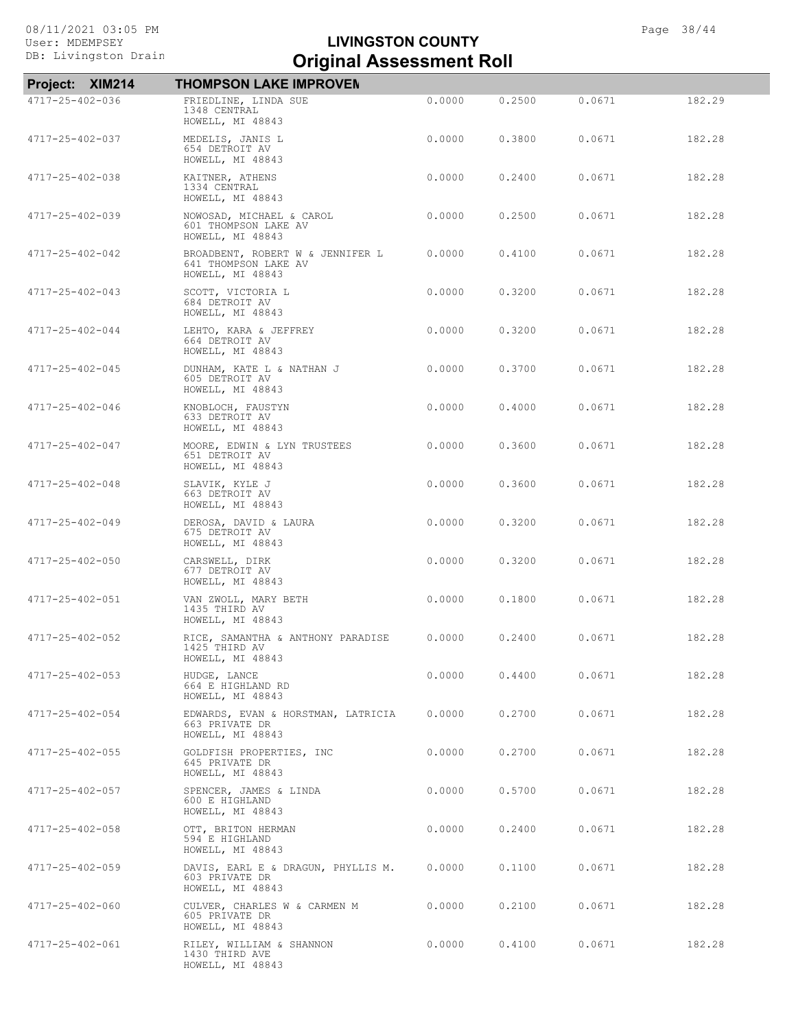# LIVINGSTON COUNTY
## Original Assessment Roll

08/11/2021 03:05 PM
User: MDEMPSEY
DB: Livingston Drain

**Project: XIM214** **THOMPSON LAKE IMPROVEN**

| Parcel | Owner / Address | | | | |
|---|---|---|---|---|---|
| 4717-25-402-036 | FRIEDLINE, LINDA SUE<br>1348 CENTRAL<br>HOWELL, MI 48843 | 0.0000 | 0.2500 | 0.0671 | 182.29 |
| 4717-25-402-037 | MEDELIS, JANIS L<br>654 DETROIT AV<br>HOWELL, MI 48843 | 0.0000 | 0.3800 | 0.0671 | 182.28 |
| 4717-25-402-038 | KAITNER, ATHENS<br>1334 CENTRAL<br>HOWELL, MI 48843 | 0.0000 | 0.2400 | 0.0671 | 182.28 |
| 4717-25-402-039 | NOWOSAD, MICHAEL & CAROL<br>601 THOMPSON LAKE AV<br>HOWELL, MI 48843 | 0.0000 | 0.2500 | 0.0671 | 182.28 |
| 4717-25-402-042 | BROADBENT, ROBERT W & JENNIFER L<br>641 THOMPSON LAKE AV<br>HOWELL, MI 48843 | 0.0000 | 0.4100 | 0.0671 | 182.28 |
| 4717-25-402-043 | SCOTT, VICTORIA L<br>684 DETROIT AV<br>HOWELL, MI 48843 | 0.0000 | 0.3200 | 0.0671 | 182.28 |
| 4717-25-402-044 | LEHTO, KARA & JEFFREY<br>664 DETROIT AV<br>HOWELL, MI 48843 | 0.0000 | 0.3200 | 0.0671 | 182.28 |
| 4717-25-402-045 | DUNHAM, KATE L & NATHAN J<br>605 DETROIT AV<br>HOWELL, MI 48843 | 0.0000 | 0.3700 | 0.0671 | 182.28 |
| 4717-25-402-046 | KNOBLOCH, FAUSTYN<br>633 DETROIT AV<br>HOWELL, MI 48843 | 0.0000 | 0.4000 | 0.0671 | 182.28 |
| 4717-25-402-047 | MOORE, EDWIN & LYN TRUSTEES<br>651 DETROIT AV<br>HOWELL, MI 48843 | 0.0000 | 0.3600 | 0.0671 | 182.28 |
| 4717-25-402-048 | SLAVIK, KYLE J<br>663 DETROIT AV<br>HOWELL, MI 48843 | 0.0000 | 0.3600 | 0.0671 | 182.28 |
| 4717-25-402-049 | DEROSA, DAVID & LAURA<br>675 DETROIT AV<br>HOWELL, MI 48843 | 0.0000 | 0.3200 | 0.0671 | 182.28 |
| 4717-25-402-050 | CARSWELL, DIRK<br>677 DETROIT AV<br>HOWELL, MI 48843 | 0.0000 | 0.3200 | 0.0671 | 182.28 |
| 4717-25-402-051 | VAN ZWOLL, MARY BETH<br>1435 THIRD AV<br>HOWELL, MI 48843 | 0.0000 | 0.1800 | 0.0671 | 182.28 |
| 4717-25-402-052 | RICE, SAMANTHA & ANTHONY PARADISE<br>1425 THIRD AV<br>HOWELL, MI 48843 | 0.0000 | 0.2400 | 0.0671 | 182.28 |
| 4717-25-402-053 | HUDGE, LANCE<br>664 E HIGHLAND RD<br>HOWELL, MI 48843 | 0.0000 | 0.4400 | 0.0671 | 182.28 |
| 4717-25-402-054 | EDWARDS, EVAN & HORSTMAN, LATRICIA<br>663 PRIVATE DR<br>HOWELL, MI 48843 | 0.0000 | 0.2700 | 0.0671 | 182.28 |
| 4717-25-402-055 | GOLDFISH PROPERTIES, INC<br>645 PRIVATE DR<br>HOWELL, MI 48843 | 0.0000 | 0.2700 | 0.0671 | 182.28 |
| 4717-25-402-057 | SPENCER, JAMES & LINDA<br>600 E HIGHLAND<br>HOWELL, MI 48843 | 0.0000 | 0.5700 | 0.0671 | 182.28 |
| 4717-25-402-058 | OTT, BRITON HERMAN<br>594 E HIGHLAND<br>HOWELL, MI 48843 | 0.0000 | 0.2400 | 0.0671 | 182.28 |
| 4717-25-402-059 | DAVIS, EARL E & DRAGUN, PHYLLIS M.<br>603 PRIVATE DR<br>HOWELL, MI 48843 | 0.0000 | 0.1100 | 0.0671 | 182.28 |
| 4717-25-402-060 | CULVER, CHARLES W & CARMEN M<br>605 PRIVATE DR<br>HOWELL, MI 48843 | 0.0000 | 0.2100 | 0.0671 | 182.28 |
| 4717-25-402-061 | RILEY, WILLIAM & SHANNON<br>1430 THIRD AVE<br>HOWELL, MI 48843 | 0.0000 | 0.4100 | 0.0671 | 182.28 |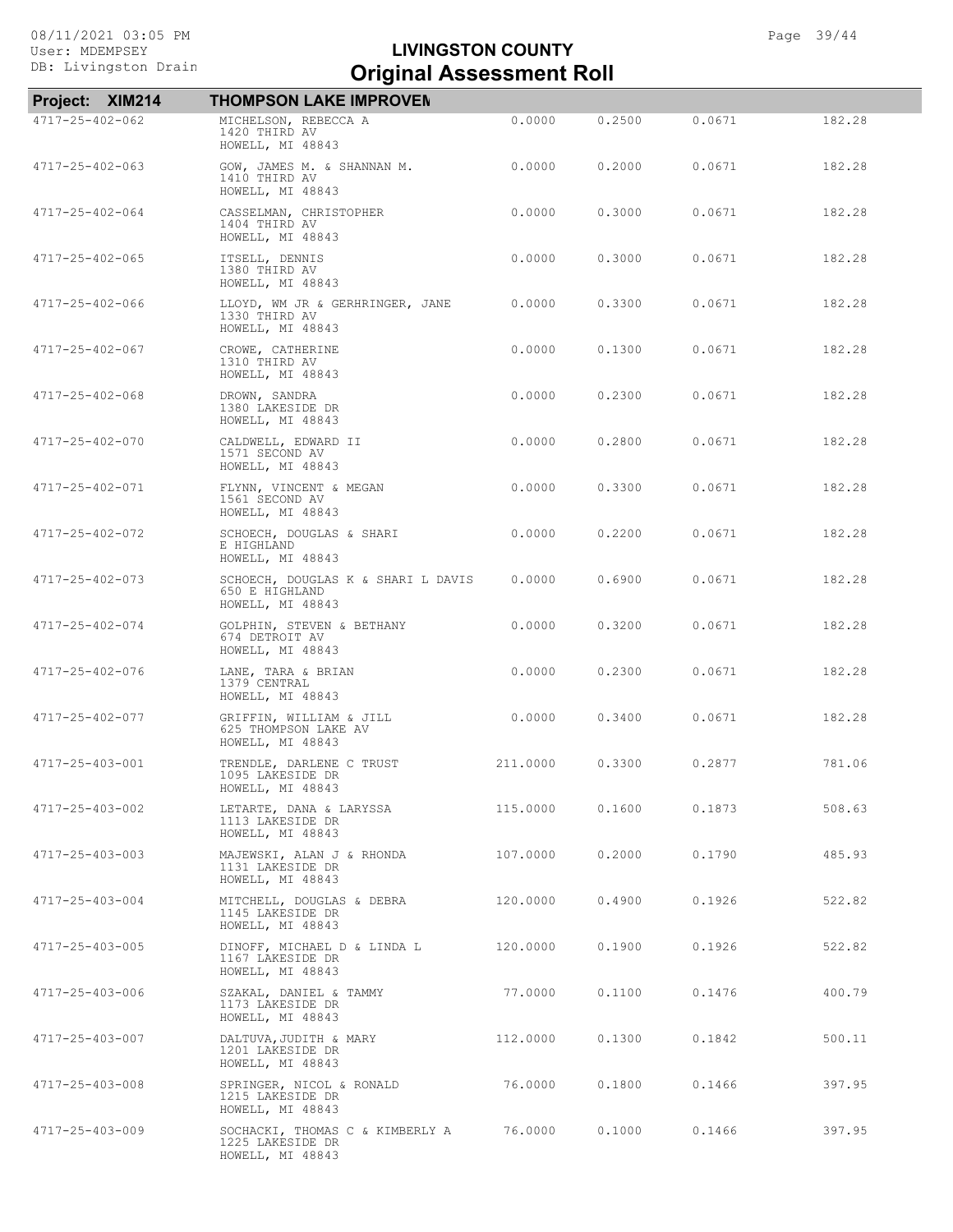# LIVINGSTON COUNTY
## Original Assessment Roll

**Project: XIM214 THOMPSON LAKE IMPROVEN**

| Parcel | Owner / Address | | | | |
|---|---|---|---|---|---|
| 4717-25-402-062 | MICHELSON, REBECCA A<br>1420 THIRD AV<br>HOWELL, MI 48843 | 0.0000 | 0.2500 | 0.0671 | 182.28 |
| 4717-25-402-063 | GOW, JAMES M. & SHANNAN M.<br>1410 THIRD AV<br>HOWELL, MI 48843 | 0.0000 | 0.2000 | 0.0671 | 182.28 |
| 4717-25-402-064 | CASSELMAN, CHRISTOPHER<br>1404 THIRD AV<br>HOWELL, MI 48843 | 0.0000 | 0.3000 | 0.0671 | 182.28 |
| 4717-25-402-065 | ITSELL, DENNIS<br>1380 THIRD AV<br>HOWELL, MI 48843 | 0.0000 | 0.3000 | 0.0671 | 182.28 |
| 4717-25-402-066 | LLOYD, WM JR & GERHRINGER, JANE<br>1330 THIRD AV<br>HOWELL, MI 48843 | 0.0000 | 0.3300 | 0.0671 | 182.28 |
| 4717-25-402-067 | CROWE, CATHERINE<br>1310 THIRD AV<br>HOWELL, MI 48843 | 0.0000 | 0.1300 | 0.0671 | 182.28 |
| 4717-25-402-068 | DROWN, SANDRA<br>1380 LAKESIDE DR<br>HOWELL, MI 48843 | 0.0000 | 0.2300 | 0.0671 | 182.28 |
| 4717-25-402-070 | CALDWELL, EDWARD II<br>1571 SECOND AV<br>HOWELL, MI 48843 | 0.0000 | 0.2800 | 0.0671 | 182.28 |
| 4717-25-402-071 | FLYNN, VINCENT & MEGAN<br>1561 SECOND AV<br>HOWELL, MI 48843 | 0.0000 | 0.3300 | 0.0671 | 182.28 |
| 4717-25-402-072 | SCHOECH, DOUGLAS & SHARI<br>E HIGHLAND<br>HOWELL, MI 48843 | 0.0000 | 0.2200 | 0.0671 | 182.28 |
| 4717-25-402-073 | SCHOECH, DOUGLAS K & SHARI L DAVIS<br>650 E HIGHLAND<br>HOWELL, MI 48843 | 0.0000 | 0.6900 | 0.0671 | 182.28 |
| 4717-25-402-074 | GOLPHIN, STEVEN & BETHANY<br>674 DETROIT AV<br>HOWELL, MI 48843 | 0.0000 | 0.3200 | 0.0671 | 182.28 |
| 4717-25-402-076 | LANE, TARA & BRIAN<br>1379 CENTRAL<br>HOWELL, MI 48843 | 0.0000 | 0.2300 | 0.0671 | 182.28 |
| 4717-25-402-077 | GRIFFIN, WILLIAM & JILL<br>625 THOMPSON LAKE AV<br>HOWELL, MI 48843 | 0.0000 | 0.3400 | 0.0671 | 182.28 |
| 4717-25-403-001 | TRENDLE, DARLENE C TRUST<br>1095 LAKESIDE DR<br>HOWELL, MI 48843 | 211.0000 | 0.3300 | 0.2877 | 781.06 |
| 4717-25-403-002 | LETARTE, DANA & LARYSSA<br>1113 LAKESIDE DR<br>HOWELL, MI 48843 | 115.0000 | 0.1600 | 0.1873 | 508.63 |
| 4717-25-403-003 | MAJEWSKI, ALAN J & RHONDA<br>1131 LAKESIDE DR<br>HOWELL, MI 48843 | 107.0000 | 0.2000 | 0.1790 | 485.93 |
| 4717-25-403-004 | MITCHELL, DOUGLAS & DEBRA<br>1145 LAKESIDE DR<br>HOWELL, MI 48843 | 120.0000 | 0.4900 | 0.1926 | 522.82 |
| 4717-25-403-005 | DINOFF, MICHAEL D & LINDA L<br>1167 LAKESIDE DR<br>HOWELL, MI 48843 | 120.0000 | 0.1900 | 0.1926 | 522.82 |
| 4717-25-403-006 | SZAKAL, DANIEL & TAMMY<br>1173 LAKESIDE DR<br>HOWELL, MI 48843 | 77.0000 | 0.1100 | 0.1476 | 400.79 |
| 4717-25-403-007 | DALTUVA,JUDITH & MARY<br>1201 LAKESIDE DR<br>HOWELL, MI 48843 | 112.0000 | 0.1300 | 0.1842 | 500.11 |
| 4717-25-403-008 | SPRINGER, NICOL & RONALD<br>1215 LAKESIDE DR<br>HOWELL, MI 48843 | 76.0000 | 0.1800 | 0.1466 | 397.95 |
| 4717-25-403-009 | SOCHACKI, THOMAS C & KIMBERLY A<br>1225 LAKESIDE DR<br>HOWELL, MI 48843 | 76.0000 | 0.1000 | 0.1466 | 397.95 |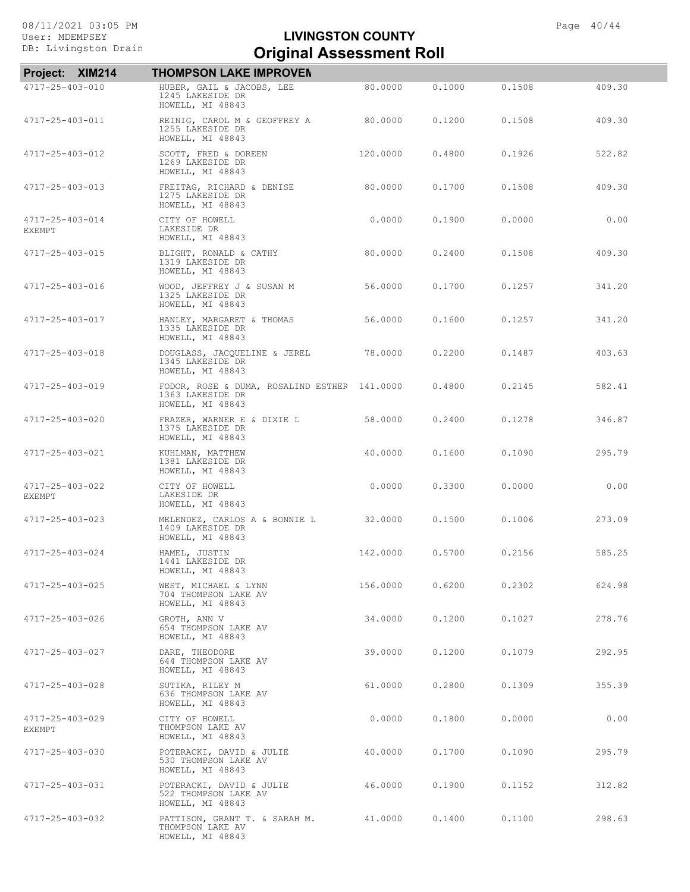# LIVINGSTON COUNTY
## Original Assessment Roll

08/11/2021 03:05 PM
User: MDEMPSEY
DB: Livingston Drain

**Project: XIM214 THOMPSON LAKE IMPROVEM**

| Parcel | Owner / Address | | | | |
|---|---|---|---|---|---|
| 4717-25-403-010 | HUBER, GAIL & JACOBS, LEE<br>1245 LAKESIDE DR<br>HOWELL, MI 48843 | 80.0000 | 0.1000 | 0.1508 | 409.30 |
| 4717-25-403-011 | REINIG, CAROL M & GEOFFREY A<br>1255 LAKESIDE DR<br>HOWELL, MI 48843 | 80.0000 | 0.1200 | 0.1508 | 409.30 |
| 4717-25-403-012 | SCOTT, FRED & DOREEN<br>1269 LAKESIDE DR<br>HOWELL, MI 48843 | 120.0000 | 0.4800 | 0.1926 | 522.82 |
| 4717-25-403-013 | FREITAG, RICHARD & DENISE<br>1275 LAKESIDE DR<br>HOWELL, MI 48843 | 80.0000 | 0.1700 | 0.1508 | 409.30 |
| 4717-25-403-014<br>EXEMPT | CITY OF HOWELL<br>LAKESIDE DR<br>HOWELL, MI 48843 | 0.0000 | 0.1900 | 0.0000 | 0.00 |
| 4717-25-403-015 | BLIGHT, RONALD & CATHY<br>1319 LAKESIDE DR<br>HOWELL, MI 48843 | 80.0000 | 0.2400 | 0.1508 | 409.30 |
| 4717-25-403-016 | WOOD, JEFFREY J & SUSAN M<br>1325 LAKESIDE DR<br>HOWELL, MI 48843 | 56.0000 | 0.1700 | 0.1257 | 341.20 |
| 4717-25-403-017 | HANLEY, MARGARET & THOMAS<br>1335 LAKESIDE DR<br>HOWELL, MI 48843 | 56.0000 | 0.1600 | 0.1257 | 341.20 |
| 4717-25-403-018 | DOUGLASS, JACQUELINE & JEREL<br>1345 LAKESIDE DR<br>HOWELL, MI 48843 | 78.0000 | 0.2200 | 0.1487 | 403.63 |
| 4717-25-403-019 | FODOR, ROSE & DUMA, ROSALIND ESTHER<br>1363 LAKESIDE DR<br>HOWELL, MI 48843 | 141.0000 | 0.4800 | 0.2145 | 582.41 |
| 4717-25-403-020 | FRAZER, WARNER E & DIXIE L<br>1375 LAKESIDE DR<br>HOWELL, MI 48843 | 58.0000 | 0.2400 | 0.1278 | 346.87 |
| 4717-25-403-021 | KUHLMAN, MATTHEW<br>1381 LAKESIDE DR<br>HOWELL, MI 48843 | 40.0000 | 0.1600 | 0.1090 | 295.79 |
| 4717-25-403-022<br>EXEMPT | CITY OF HOWELL<br>LAKESIDE DR<br>HOWELL, MI 48843 | 0.0000 | 0.3300 | 0.0000 | 0.00 |
| 4717-25-403-023 | MELENDEZ, CARLOS A & BONNIE L<br>1409 LAKESIDE DR<br>HOWELL, MI 48843 | 32.0000 | 0.1500 | 0.1006 | 273.09 |
| 4717-25-403-024 | HAMEL, JUSTIN<br>1441 LAKESIDE DR<br>HOWELL, MI 48843 | 142.0000 | 0.5700 | 0.2156 | 585.25 |
| 4717-25-403-025 | WEST, MICHAEL & LYNN<br>704 THOMPSON LAKE AV<br>HOWELL, MI 48843 | 156.0000 | 0.6200 | 0.2302 | 624.98 |
| 4717-25-403-026 | GROTH, ANN V<br>654 THOMPSON LAKE AV<br>HOWELL, MI 48843 | 34.0000 | 0.1200 | 0.1027 | 278.76 |
| 4717-25-403-027 | DARE, THEODORE<br>644 THOMPSON LAKE AV<br>HOWELL, MI 48843 | 39.0000 | 0.1200 | 0.1079 | 292.95 |
| 4717-25-403-028 | SUTIKA, RILEY M<br>636 THOMPSON LAKE AV<br>HOWELL, MI 48843 | 61.0000 | 0.2800 | 0.1309 | 355.39 |
| 4717-25-403-029<br>EXEMPT | CITY OF HOWELL<br>THOMPSON LAKE AV<br>HOWELL, MI 48843 | 0.0000 | 0.1800 | 0.0000 | 0.00 |
| 4717-25-403-030 | POTERACKI, DAVID & JULIE<br>530 THOMPSON LAKE AV<br>HOWELL, MI 48843 | 40.0000 | 0.1700 | 0.1090 | 295.79 |
| 4717-25-403-031 | POTERACKI, DAVID & JULIE<br>522 THOMPSON LAKE AV<br>HOWELL, MI 48843 | 46.0000 | 0.1900 | 0.1152 | 312.82 |
| 4717-25-403-032 | PATTISON, GRANT T. & SARAH M.<br>THOMPSON LAKE AV<br>HOWELL, MI 48843 | 41.0000 | 0.1400 | 0.1100 | 298.63 |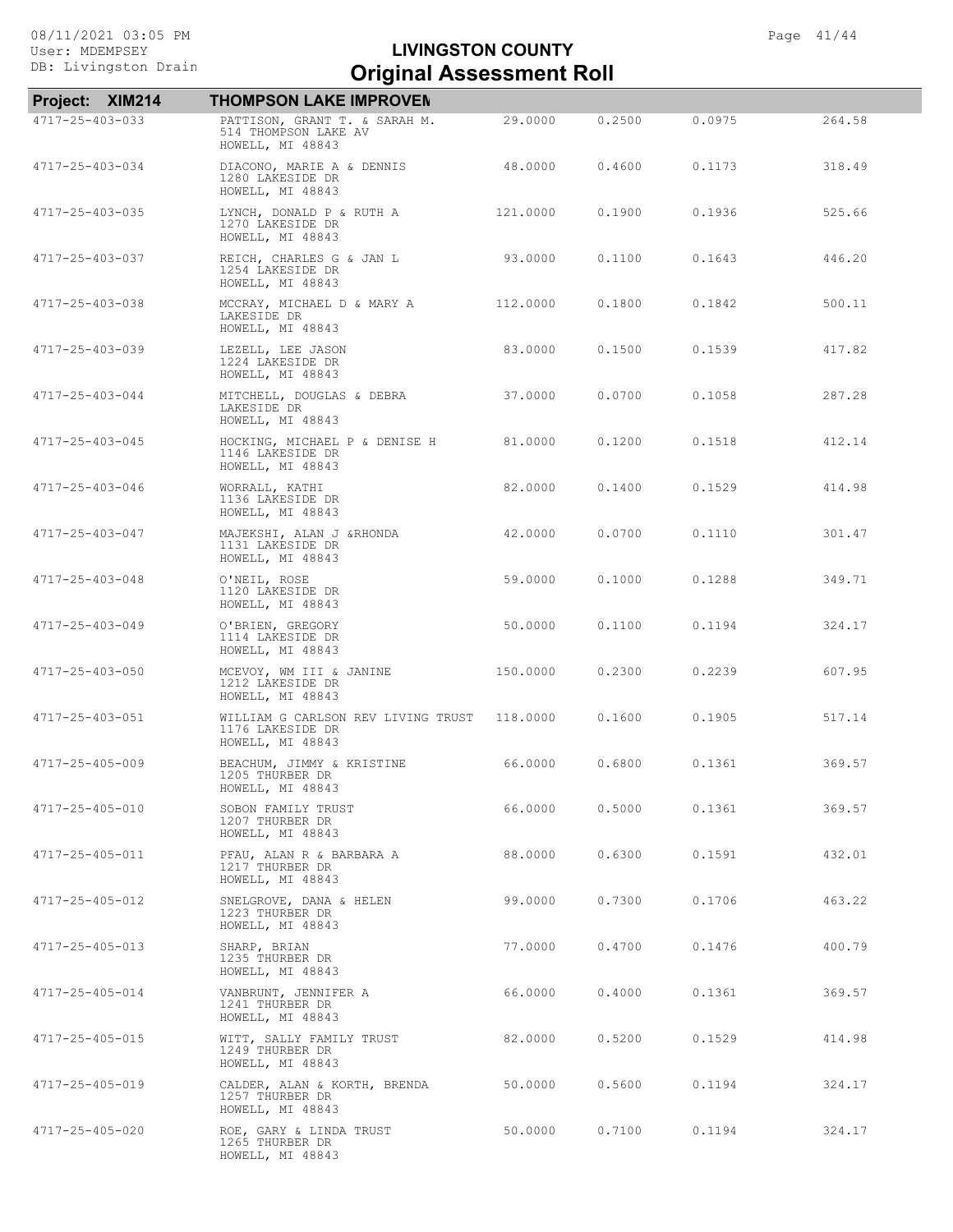**Project: XIM214 THOMPSON LAKE IMPROVEM**

| Parcel | Owner / Address | | | | |
|---|---|---|---|---|---|
| 4717-25-403-033 | PATTISON, GRANT T. & SARAH M.<br>514 THOMPSON LAKE AV<br>HOWELL, MI 48843 | 29.0000 | 0.2500 | 0.0975 | 264.58 |
| 4717-25-403-034 | DIACONO, MARIE A & DENNIS<br>1280 LAKESIDE DR<br>HOWELL, MI 48843 | 48.0000 | 0.4600 | 0.1173 | 318.49 |
| 4717-25-403-035 | LYNCH, DONALD P & RUTH A<br>1270 LAKESIDE DR<br>HOWELL, MI 48843 | 121.0000 | 0.1900 | 0.1936 | 525.66 |
| 4717-25-403-037 | REICH, CHARLES G & JAN L<br>1254 LAKESIDE DR<br>HOWELL, MI 48843 | 93.0000 | 0.1100 | 0.1643 | 446.20 |
| 4717-25-403-038 | MCCRAY, MICHAEL D & MARY A<br>LAKESIDE DR<br>HOWELL, MI 48843 | 112.0000 | 0.1800 | 0.1842 | 500.11 |
| 4717-25-403-039 | LEZELL, LEE JASON<br>1224 LAKESIDE DR<br>HOWELL, MI 48843 | 83.0000 | 0.1500 | 0.1539 | 417.82 |
| 4717-25-403-044 | MITCHELL, DOUGLAS & DEBRA<br>LAKESIDE DR<br>HOWELL, MI 48843 | 37.0000 | 0.0700 | 0.1058 | 287.28 |
| 4717-25-403-045 | HOCKING, MICHAEL P & DENISE H<br>1146 LAKESIDE DR<br>HOWELL, MI 48843 | 81.0000 | 0.1200 | 0.1518 | 412.14 |
| 4717-25-403-046 | WORRALL, KATHI<br>1136 LAKESIDE DR<br>HOWELL, MI 48843 | 82.0000 | 0.1400 | 0.1529 | 414.98 |
| 4717-25-403-047 | MAJEKSHI, ALAN J &RHONDA<br>1131 LAKESIDE DR<br>HOWELL, MI 48843 | 42.0000 | 0.0700 | 0.1110 | 301.47 |
| 4717-25-403-048 | O'NEIL, ROSE<br>1120 LAKESIDE DR<br>HOWELL, MI 48843 | 59.0000 | 0.1000 | 0.1288 | 349.71 |
| 4717-25-403-049 | O'BRIEN, GREGORY<br>1114 LAKESIDE DR<br>HOWELL, MI 48843 | 50.0000 | 0.1100 | 0.1194 | 324.17 |
| 4717-25-403-050 | MCEVOY, WM III & JANINE<br>1212 LAKESIDE DR<br>HOWELL, MI 48843 | 150.0000 | 0.2300 | 0.2239 | 607.95 |
| 4717-25-403-051 | WILLIAM G CARLSON REV LIVING TRUST<br>1176 LAKESIDE DR<br>HOWELL, MI 48843 | 118.0000 | 0.1600 | 0.1905 | 517.14 |
| 4717-25-405-009 | BEACHUM, JIMMY & KRISTINE<br>1205 THURBER DR<br>HOWELL, MI 48843 | 66.0000 | 0.6800 | 0.1361 | 369.57 |
| 4717-25-405-010 | SOBON FAMILY TRUST<br>1207 THURBER DR<br>HOWELL, MI 48843 | 66.0000 | 0.5000 | 0.1361 | 369.57 |
| 4717-25-405-011 | PFAU, ALAN R & BARBARA A<br>1217 THURBER DR<br>HOWELL, MI 48843 | 88.0000 | 0.6300 | 0.1591 | 432.01 |
| 4717-25-405-012 | SNELGROVE, DANA & HELEN<br>1223 THURBER DR<br>HOWELL, MI 48843 | 99.0000 | 0.7300 | 0.1706 | 463.22 |
| 4717-25-405-013 | SHARP, BRIAN<br>1235 THURBER DR<br>HOWELL, MI 48843 | 77.0000 | 0.4700 | 0.1476 | 400.79 |
| 4717-25-405-014 | VANBRUNT, JENNIFER A<br>1241 THURBER DR<br>HOWELL, MI 48843 | 66.0000 | 0.4000 | 0.1361 | 369.57 |
| 4717-25-405-015 | WITT, SALLY FAMILY TRUST<br>1249 THURBER DR<br>HOWELL, MI 48843 | 82.0000 | 0.5200 | 0.1529 | 414.98 |
| 4717-25-405-019 | CALDER, ALAN & KORTH, BRENDA<br>1257 THURBER DR<br>HOWELL, MI 48843 | 50.0000 | 0.5600 | 0.1194 | 324.17 |
| 4717-25-405-020 | ROE, GARY & LINDA TRUST<br>1265 THURBER DR<br>HOWELL, MI 48843 | 50.0000 | 0.7100 | 0.1194 | 324.17 |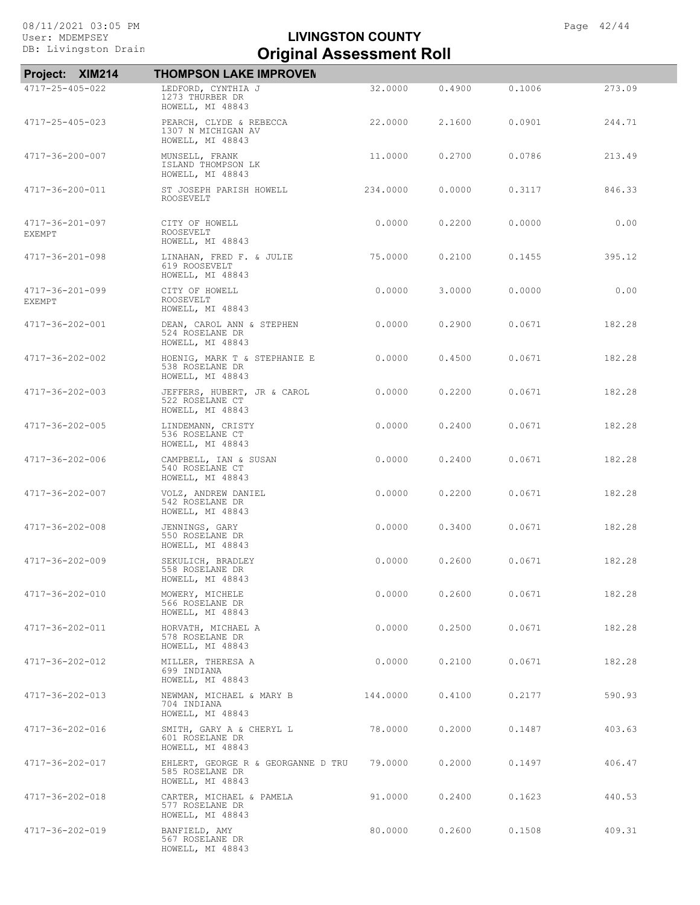# LIVINGSTON COUNTY
## Original Assessment Roll

**Project: XIM214 — THOMPSON LAKE IMPROVEN**

| Parcel | Owner / Address | | | | |
|---|---|---|---|---|---|
| 4717-25-405-022 | LEDFORD, CYNTHIA J<br>1273 THURBER DR<br>HOWELL, MI 48843 | 32.0000 | 0.4900 | 0.1006 | 273.09 |
| 4717-25-405-023 | PEARCH, CLYDE & REBECCA<br>1307 N MICHIGAN AV<br>HOWELL, MI 48843 | 22.0000 | 2.1600 | 0.0901 | 244.71 |
| 4717-36-200-007 | MUNSELL, FRANK<br>ISLAND THOMPSON LK<br>HOWELL, MI 48843 | 11.0000 | 0.2700 | 0.0786 | 213.49 |
| 4717-36-200-011 | ST JOSEPH PARISH HOWELL<br>ROOSEVELT | 234.0000 | 0.0000 | 0.3117 | 846.33 |
| 4717-36-201-097<br>EXEMPT | CITY OF HOWELL<br>ROOSEVELT<br>HOWELL, MI 48843 | 0.0000 | 0.2200 | 0.0000 | 0.00 |
| 4717-36-201-098 | LINAHAN, FRED F. & JULIE<br>619 ROOSEVELT<br>HOWELL, MI 48843 | 75.0000 | 0.2100 | 0.1455 | 395.12 |
| 4717-36-201-099<br>EXEMPT | CITY OF HOWELL<br>ROOSEVELT<br>HOWELL, MI 48843 | 0.0000 | 3.0000 | 0.0000 | 0.00 |
| 4717-36-202-001 | DEAN, CAROL ANN & STEPHEN<br>524 ROSELANE DR<br>HOWELL, MI 48843 | 0.0000 | 0.2900 | 0.0671 | 182.28 |
| 4717-36-202-002 | HOENIG, MARK T & STEPHANIE E<br>538 ROSELANE DR<br>HOWELL, MI 48843 | 0.0000 | 0.4500 | 0.0671 | 182.28 |
| 4717-36-202-003 | JEFFERS, HUBERT, JR & CAROL<br>522 ROSELANE CT<br>HOWELL, MI 48843 | 0.0000 | 0.2200 | 0.0671 | 182.28 |
| 4717-36-202-005 | LINDEMANN, CRISTY<br>536 ROSELANE CT<br>HOWELL, MI 48843 | 0.0000 | 0.2400 | 0.0671 | 182.28 |
| 4717-36-202-006 | CAMPBELL, IAN & SUSAN<br>540 ROSELANE CT<br>HOWELL, MI 48843 | 0.0000 | 0.2400 | 0.0671 | 182.28 |
| 4717-36-202-007 | VOLZ, ANDREW DANIEL<br>542 ROSELANE DR<br>HOWELL, MI 48843 | 0.0000 | 0.2200 | 0.0671 | 182.28 |
| 4717-36-202-008 | JENNINGS, GARY<br>550 ROSELANE DR<br>HOWELL, MI 48843 | 0.0000 | 0.3400 | 0.0671 | 182.28 |
| 4717-36-202-009 | SEKULICH, BRADLEY<br>558 ROSELANE DR<br>HOWELL, MI 48843 | 0.0000 | 0.2600 | 0.0671 | 182.28 |
| 4717-36-202-010 | MOWERY, MICHELE<br>566 ROSELANE DR<br>HOWELL, MI 48843 | 0.0000 | 0.2600 | 0.0671 | 182.28 |
| 4717-36-202-011 | HORVATH, MICHAEL A<br>578 ROSELANE DR<br>HOWELL, MI 48843 | 0.0000 | 0.2500 | 0.0671 | 182.28 |
| 4717-36-202-012 | MILLER, THERESA A<br>699 INDIANA<br>HOWELL, MI 48843 | 0.0000 | 0.2100 | 0.0671 | 182.28 |
| 4717-36-202-013 | NEWMAN, MICHAEL & MARY B<br>704 INDIANA<br>HOWELL, MI 48843 | 144.0000 | 0.4100 | 0.2177 | 590.93 |
| 4717-36-202-016 | SMITH, GARY A & CHERYL L<br>601 ROSELANE DR<br>HOWELL, MI 48843 | 78.0000 | 0.2000 | 0.1487 | 403.63 |
| 4717-36-202-017 | EHLERT, GEORGE R & GEORGANNE D TRU<br>585 ROSELANE DR<br>HOWELL, MI 48843 | 79.0000 | 0.2000 | 0.1497 | 406.47 |
| 4717-36-202-018 | CARTER, MICHAEL & PAMELA<br>577 ROSELANE DR<br>HOWELL, MI 48843 | 91.0000 | 0.2400 | 0.1623 | 440.53 |
| 4717-36-202-019 | BANFIELD, AMY<br>567 ROSELANE DR<br>HOWELL, MI 48843 | 80.0000 | 0.2600 | 0.1508 | 409.31 |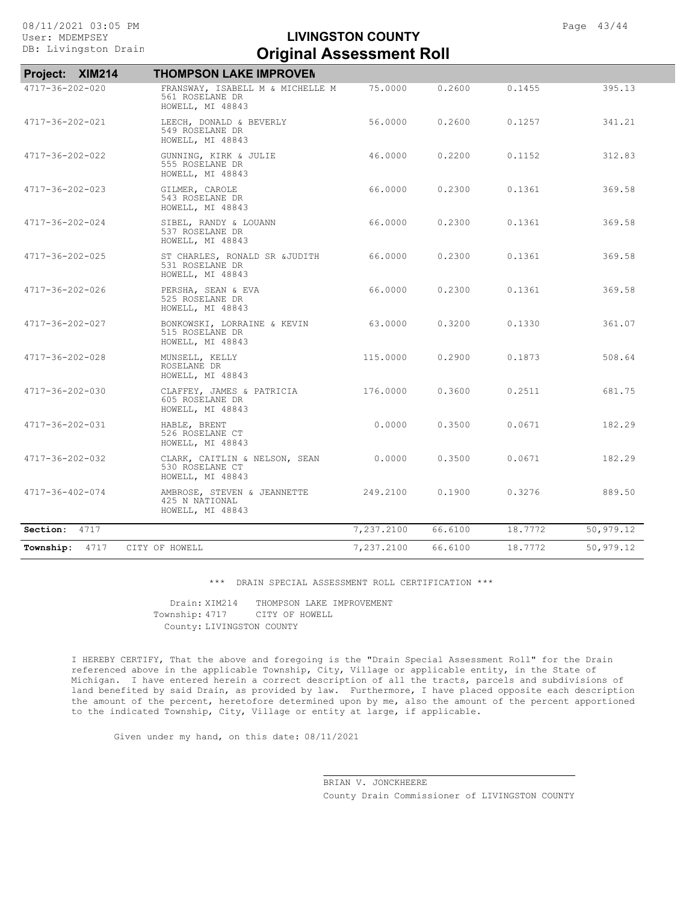# LIVINGSTON COUNTY
## Original Assessment Roll

**Project: XIM214** **THOMPSON LAKE IMPROVEM**

| Parcel | Owner / Address | | | | |
|---|---|---|---|---|---|
| 4717-36-202-020 | FRANSWAY, ISABELL M & MICHELLE M<br>561 ROSELANE DR<br>HOWELL, MI 48843 | 75.0000 | 0.2600 | 0.1455 | 395.13 |
| 4717-36-202-021 | LEECH, DONALD & BEVERLY<br>549 ROSELANE DR<br>HOWELL, MI 48843 | 56.0000 | 0.2600 | 0.1257 | 341.21 |
| 4717-36-202-022 | GUNNING, KIRK & JULIE<br>555 ROSELANE DR<br>HOWELL, MI 48843 | 46.0000 | 0.2200 | 0.1152 | 312.83 |
| 4717-36-202-023 | GILMER, CAROLE<br>543 ROSELANE DR<br>HOWELL, MI 48843 | 66.0000 | 0.2300 | 0.1361 | 369.58 |
| 4717-36-202-024 | SIBEL, RANDY & LOUANN<br>537 ROSELANE DR<br>HOWELL, MI 48843 | 66.0000 | 0.2300 | 0.1361 | 369.58 |
| 4717-36-202-025 | ST CHARLES, RONALD SR &JUDITH<br>531 ROSELANE DR<br>HOWELL, MI 48843 | 66.0000 | 0.2300 | 0.1361 | 369.58 |
| 4717-36-202-026 | PERSHA, SEAN & EVA<br>525 ROSELANE DR<br>HOWELL, MI 48843 | 66.0000 | 0.2300 | 0.1361 | 369.58 |
| 4717-36-202-027 | BONKOWSKI, LORRAINE & KEVIN<br>515 ROSELANE DR<br>HOWELL, MI 48843 | 63.0000 | 0.3200 | 0.1330 | 361.07 |
| 4717-36-202-028 | MUNSELL, KELLY<br>ROSELANE DR<br>HOWELL, MI 48843 | 115.0000 | 0.2900 | 0.1873 | 508.64 |
| 4717-36-202-030 | CLAFFEY, JAMES & PATRICIA<br>605 ROSELANE DR<br>HOWELL, MI 48843 | 176.0000 | 0.3600 | 0.2511 | 681.75 |
| 4717-36-202-031 | HABLE, BRENT<br>526 ROSELANE CT<br>HOWELL, MI 48843 | 0.0000 | 0.3500 | 0.0671 | 182.29 |
| 4717-36-202-032 | CLARK, CAITLIN & NELSON, SEAN<br>530 ROSELANE CT<br>HOWELL, MI 48843 | 0.0000 | 0.3500 | 0.0671 | 182.29 |
| 4717-36-402-074 | AMBROSE, STEVEN & JEANNETTE<br>425 N NATIONAL<br>HOWELL, MI 48843 | 249.2100 | 0.1900 | 0.3276 | 889.50 |
| **Section:** 4717 | | 7,237.2100 | 66.6100 | 18.7772 | 50,979.12 |
| **Township:** 4717 | CITY OF HOWELL | 7,237.2100 | 66.6100 | 18.7772 | 50,979.12 |

\*\*\* DRAIN SPECIAL ASSESSMENT ROLL CERTIFICATION \*\*\*

Drain: XIM214 THOMPSON LAKE IMPROVEMENT
Township: 4717 CITY OF HOWELL
County: LIVINGSTON COUNTY

I HEREBY CERTIFY, That the above and foregoing is the "Drain Special Assessment Roll" for the Drain referenced above in the applicable Township, City, Village or applicable entity, in the State of Michigan. I have entered herein a correct description of all the tracts, parcels and subdivisions of land benefited by said Drain, as provided by law. Furthermore, I have placed opposite each description the amount of the percent, heretofore determined upon by me, also the amount of the percent apportioned to the indicated Township, City, Village or entity at large, if applicable.

Given under my hand, on this date: 08/11/2021

BRIAN V. JONCKHEERE
County Drain Commissioner of LIVINGSTON COUNTY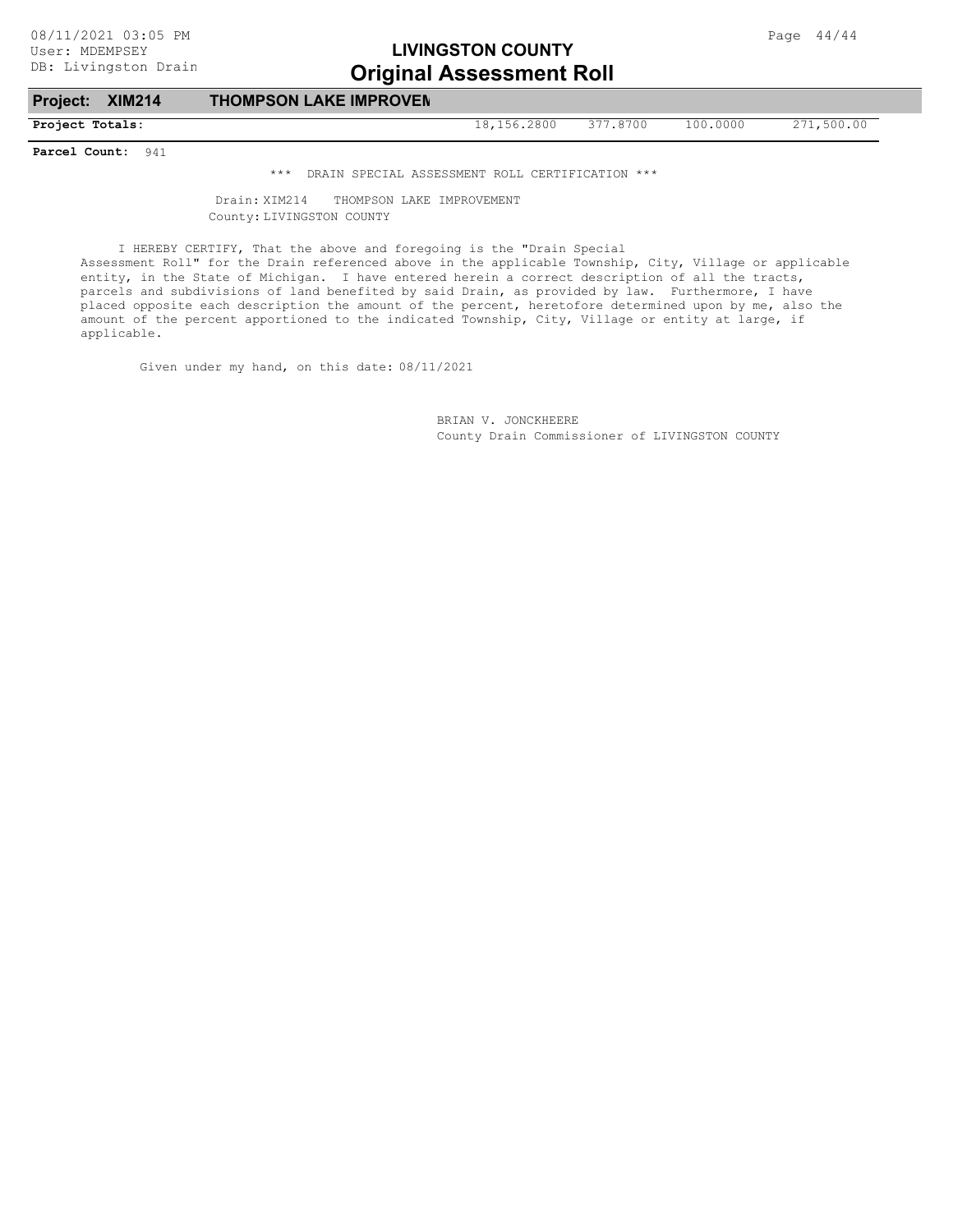## Project: XIM214 THOMPSON LAKE IMPROVEM

| | | | | |
|---|---|---|---|---|
| **Project Totals:** | 18,156.2800 | 377.8700 | 100.0000 | 271,500.00 |

**Parcel Count:** 941

*** DRAIN SPECIAL ASSESSMENT ROLL CERTIFICATION ***

Drain: XIM214 THOMPSON LAKE IMPROVEMENT
County: LIVINGSTON COUNTY

I HEREBY CERTIFY, That the above and foregoing is the "Drain Special Assessment Roll" for the Drain referenced above in the applicable Township, City, Village or applicable entity, in the State of Michigan. I have entered herein a correct description of all the tracts, parcels and subdivisions of land benefited by said Drain, as provided by law. Furthermore, I have placed opposite each description the amount of the percent, heretofore determined upon by me, also the amount of the percent apportioned to the indicated Township, City, Village or entity at large, if applicable.

Given under my hand, on this date: 08/11/2021

BRIAN V. JONCKHEERE
County Drain Commissioner of LIVINGSTON COUNTY